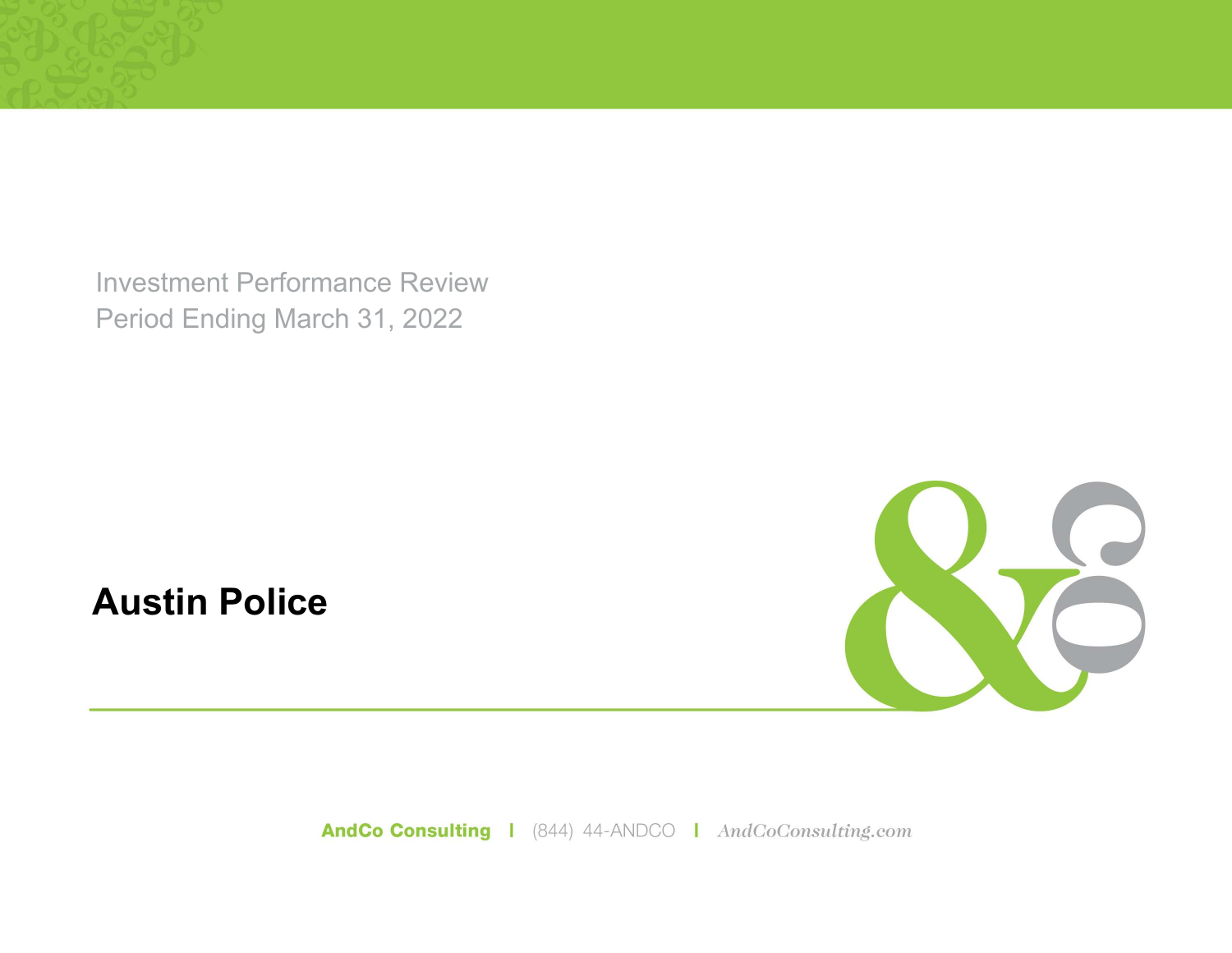Investment Performance Review
Period Ending March 31, 2022

# Austin Police

AndCo Consulting | (844) 44-ANDCO | AndCoConsulting.com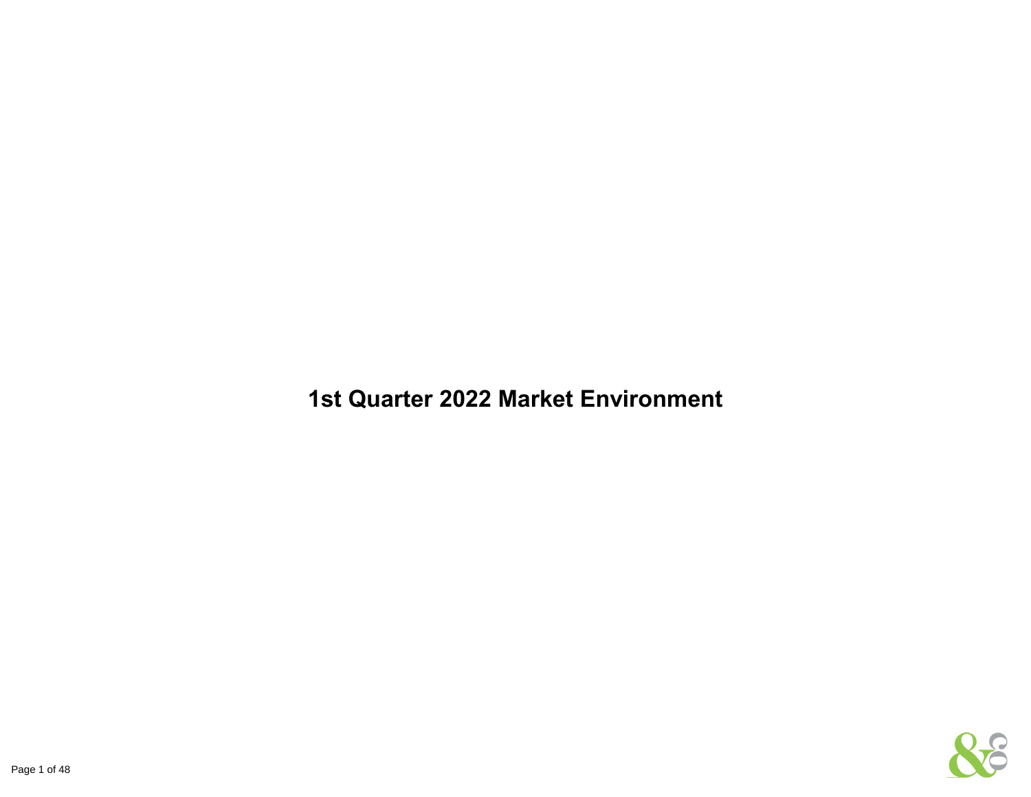# 1st Quarter 2022 Market Environment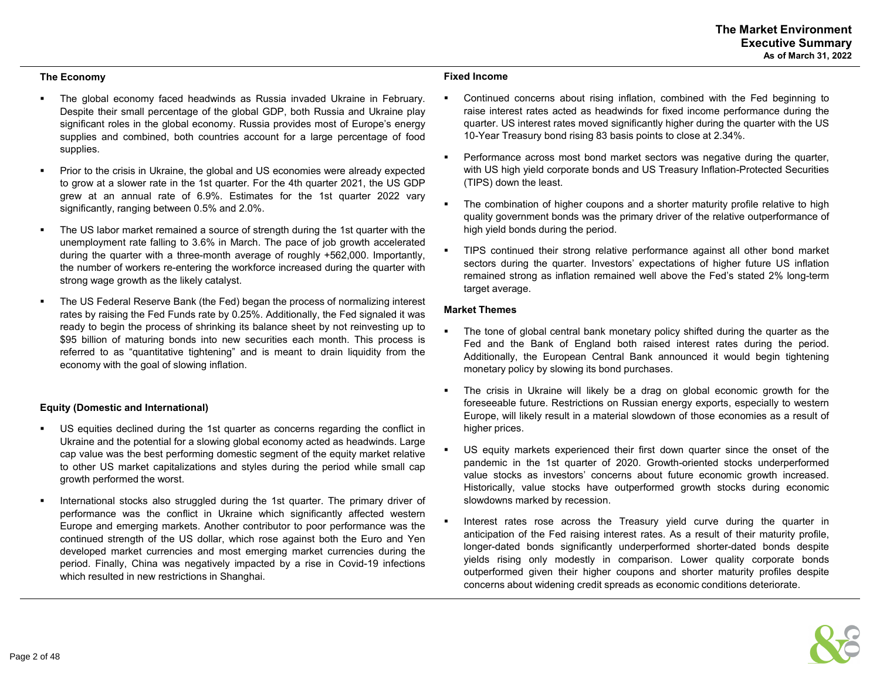# The Market Environment
## Executive Summary
### As of March 31, 2022

### The Economy

- The global economy faced headwinds as Russia invaded Ukraine in February. Despite their small percentage of the global GDP, both Russia and Ukraine play significant roles in the global economy. Russia provides most of Europe's energy supplies and combined, both countries account for a large percentage of food supplies.
- Prior to the crisis in Ukraine, the global and US economies were already expected to grow at a slower rate in the 1st quarter. For the 4th quarter 2021, the US GDP grew at an annual rate of 6.9%. Estimates for the 1st quarter 2022 vary significantly, ranging between 0.5% and 2.0%.
- The US labor market remained a source of strength during the 1st quarter with the unemployment rate falling to 3.6% in March. The pace of job growth accelerated during the quarter with a three-month average of roughly +562,000. Importantly, the number of workers re-entering the workforce increased during the quarter with strong wage growth as the likely catalyst.
- The US Federal Reserve Bank (the Fed) began the process of normalizing interest rates by raising the Fed Funds rate by 0.25%. Additionally, the Fed signaled it was ready to begin the process of shrinking its balance sheet by not reinvesting up to $95 billion of maturing bonds into new securities each month. This process is referred to as "quantitative tightening" and is meant to drain liquidity from the economy with the goal of slowing inflation.

### Equity (Domestic and International)

- US equities declined during the 1st quarter as concerns regarding the conflict in Ukraine and the potential for a slowing global economy acted as headwinds. Large cap value was the best performing domestic segment of the equity market relative to other US market capitalizations and styles during the period while small cap growth performed the worst.
- International stocks also struggled during the 1st quarter. The primary driver of performance was the conflict in Ukraine which significantly affected western Europe and emerging markets. Another contributor to poor performance was the continued strength of the US dollar, which rose against both the Euro and Yen developed market currencies and most emerging market currencies during the period. Finally, China was negatively impacted by a rise in Covid-19 infections which resulted in new restrictions in Shanghai.

### Fixed Income

- Continued concerns about rising inflation, combined with the Fed beginning to raise interest rates acted as headwinds for fixed income performance during the quarter. US interest rates moved significantly higher during the quarter with the US 10-Year Treasury bond rising 83 basis points to close at 2.34%.
- Performance across most bond market sectors was negative during the quarter, with US high yield corporate bonds and US Treasury Inflation-Protected Securities (TIPS) down the least.
- The combination of higher coupons and a shorter maturity profile relative to high quality government bonds was the primary driver of the relative outperformance of high yield bonds during the period.
- TIPS continued their strong relative performance against all other bond market sectors during the quarter. Investors' expectations of higher future US inflation remained strong as inflation remained well above the Fed's stated 2% long-term target average.

### Market Themes

- The tone of global central bank monetary policy shifted during the quarter as the Fed and the Bank of England both raised interest rates during the period. Additionally, the European Central Bank announced it would begin tightening monetary policy by slowing its bond purchases.
- The crisis in Ukraine will likely be a drag on global economic growth for the foreseeable future. Restrictions on Russian energy exports, especially to western Europe, will likely result in a material slowdown of those economies as a result of higher prices.
- US equity markets experienced their first down quarter since the onset of the pandemic in the 1st quarter of 2020. Growth-oriented stocks underperformed value stocks as investors' concerns about future economic growth increased. Historically, value stocks have outperformed growth stocks during economic slowdowns marked by recession.
- Interest rates rose across the Treasury yield curve during the quarter in anticipation of the Fed raising interest rates. As a result of their maturity profile, longer-dated bonds significantly underperformed shorter-dated bonds despite yields rising only modestly in comparison. Lower quality corporate bonds outperformed given their higher coupons and shorter maturity profiles despite concerns about widening credit spreads as economic conditions deteriorate.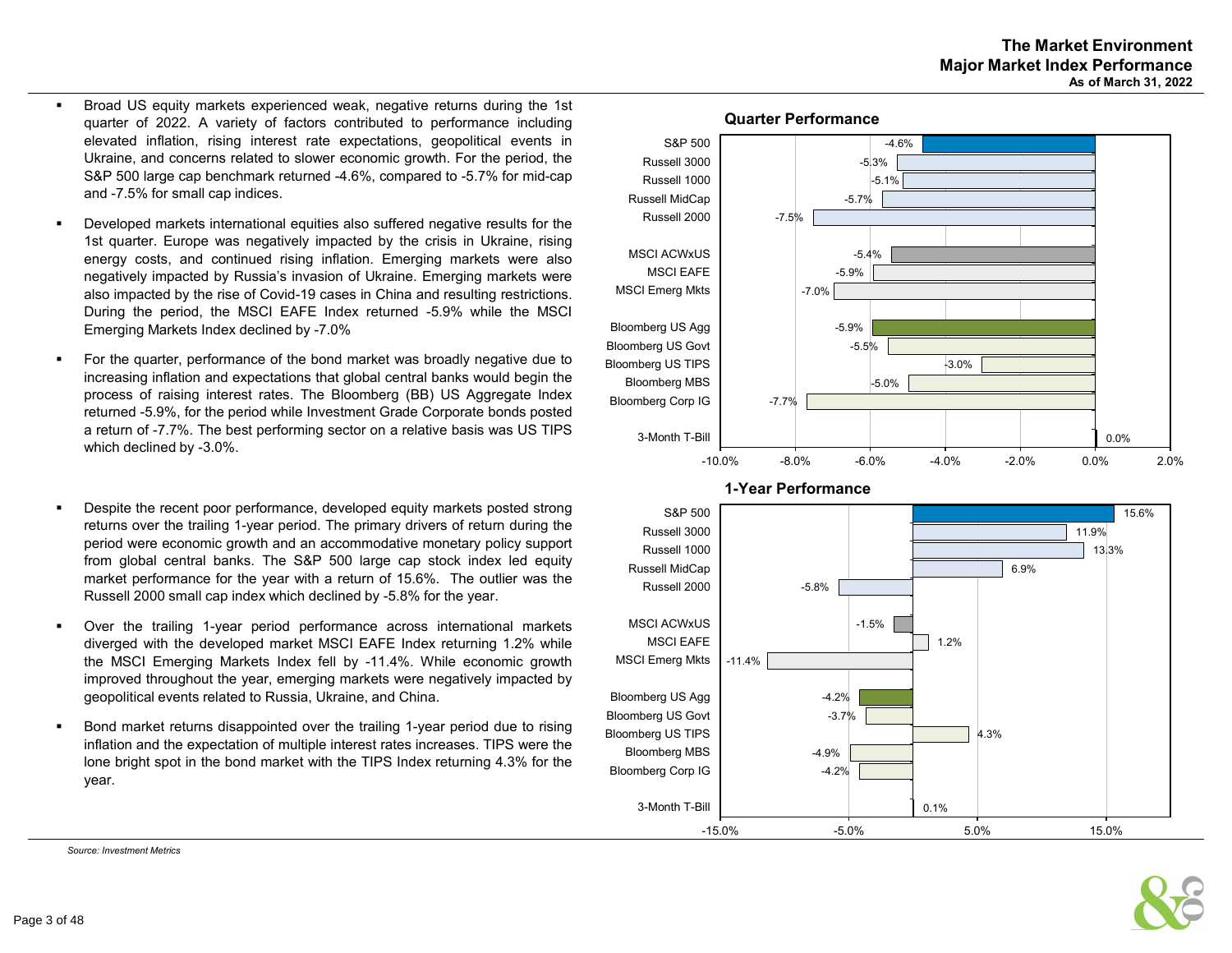# The Market Environment
## Major Market Index Performance
**As of March 31, 2022**

- Broad US equity markets experienced weak, negative returns during the 1st quarter of 2022. A variety of factors contributed to performance including elevated inflation, rising interest rate expectations, geopolitical events in Ukraine, and concerns related to slower economic growth. For the period, the S&P 500 large cap benchmark returned -4.6%, compared to -5.7% for mid-cap and -7.5% for small cap indices.

- Developed markets international equities also suffered negative results for the 1st quarter. Europe was negatively impacted by the crisis in Ukraine, rising energy costs, and continued rising inflation. Emerging markets were also negatively impacted by Russia's invasion of Ukraine. Emerging markets were also impacted by the rise of Covid-19 cases in China and resulting restrictions. During the period, the MSCI EAFE Index returned -5.9% while the MSCI Emerging Markets Index declined by -7.0%

- For the quarter, performance of the bond market was broadly negative due to increasing inflation and expectations that global central banks would begin the process of raising interest rates. The Bloomberg (BB) US Aggregate Index returned -5.9%, for the period while Investment Grade Corporate bonds posted a return of -7.7%. The best performing sector on a relative basis was US TIPS which declined by -3.0%.

- Despite the recent poor performance, developed equity markets posted strong returns over the trailing 1-year period. The primary drivers of return during the period were economic growth and an accommodative monetary policy support from global central banks. The S&P 500 large cap stock index led equity market performance for the year with a return of 15.6%. The outlier was the Russell 2000 small cap index which declined by -5.8% for the year.

- Over the trailing 1-year period performance across international markets diverged with the developed market MSCI EAFE Index returning 1.2% while the MSCI Emerging Markets Index fell by -11.4%. While economic growth improved throughout the year, emerging markets were negatively impacted by geopolitical events related to Russia, Ukraine, and China.

- Bond market returns disappointed over the trailing 1-year period due to rising inflation and the expectation of multiple interest rates increases. TIPS were the lone bright spot in the bond market with the TIPS Index returning 4.3% for the year.

### Quarter Performance

| Index | Return |
|---|---|
| S&P 500 | -4.6% |
| Russell 3000 | -5.3% |
| Russell 1000 | -5.1% |
| Russell MidCap | -5.7% |
| Russell 2000 | -7.5% |
| MSCI ACWxUS | -5.4% |
| MSCI EAFE | -5.9% |
| MSCI Emerg Mkts | -7.0% |
| Bloomberg US Agg | -5.9% |
| Bloomberg US Govt | -5.5% |
| Bloomberg US TIPS | -3.0% |
| Bloomberg MBS | -5.0% |
| Bloomberg Corp IG | -7.7% |
| 3-Month T-Bill | 0.0% |

### 1-Year Performance

| Index | Return |
|---|---|
| S&P 500 | 15.6% |
| Russell 3000 | 11.9% |
| Russell 1000 | 13.3% |
| Russell MidCap | 6.9% |
| Russell 2000 | -5.8% |
| MSCI ACWxUS | -1.5% |
| MSCI EAFE | 1.2% |
| MSCI Emerg Mkts | -11.4% |
| Bloomberg US Agg | -4.2% |
| Bloomberg US Govt | -3.7% |
| Bloomberg US TIPS | 4.3% |
| Bloomberg MBS | -4.9% |
| Bloomberg Corp IG | -4.2% |
| 3-Month T-Bill | 0.1% |

*Source: Investment Metrics*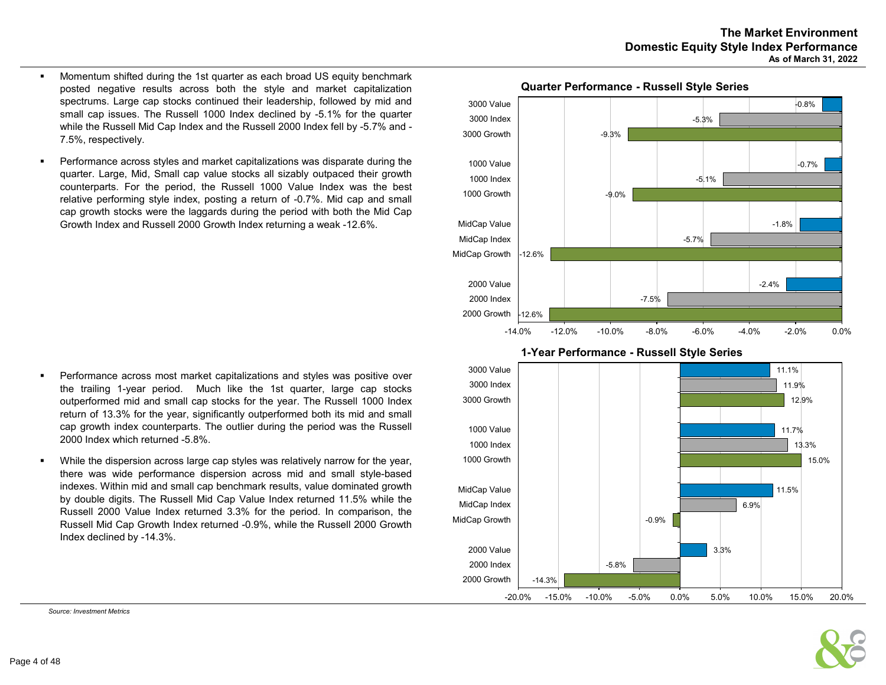# The Market Environment
## Domestic Equity Style Index Performance
### As of March 31, 2022

- Momentum shifted during the 1st quarter as each broad US equity benchmark posted negative results across both the style and market capitalization spectrums. Large cap stocks continued their leadership, followed by mid and small cap issues. The Russell 1000 Index declined by -5.1% for the quarter while the Russell Mid Cap Index and the Russell 2000 Index fell by -5.7% and -7.5%, respectively.

- Performance across styles and market capitalizations was disparate during the quarter. Large, Mid, Small cap value stocks all sizably outpaced their growth counterparts. For the period, the Russell 1000 Value Index was the best relative performing style index, posting a return of -0.7%. Mid cap and small cap growth stocks were the laggards during the period with both the Mid Cap Growth Index and Russell 2000 Growth Index returning a weak -12.6%.

**Quarter Performance - Russell Style Series**

| Index | Return |
|---|---|
| 3000 Value | -0.8% |
| 3000 Index | -5.3% |
| 3000 Growth | -9.3% |
| 1000 Value | -0.7% |
| 1000 Index | -5.1% |
| 1000 Growth | -9.0% |
| MidCap Value | -1.8% |
| MidCap Index | -5.7% |
| MidCap Growth | -12.6% |
| 2000 Value | -2.4% |
| 2000 Index | -7.5% |
| 2000 Growth | -12.6% |

- Performance across most market capitalizations and styles was positive over the trailing 1-year period. Much like the 1st quarter, large cap stocks outperformed mid and small cap stocks for the year. The Russell 1000 Index return of 13.3% for the year, significantly outperformed both its mid and small cap growth index counterparts. The outlier during the period was the Russell 2000 Index which returned -5.8%.

- While the dispersion across large cap styles was relatively narrow for the year, there was wide performance dispersion across mid and small style-based indexes. Within mid and small cap benchmark results, value dominated growth by double digits. The Russell Mid Cap Value Index returned 11.5% while the Russell 2000 Value Index returned 3.3% for the period. In comparison, the Russell Mid Cap Growth Index returned -0.9%, while the Russell 2000 Growth Index declined by -14.3%.

**1-Year Performance - Russell Style Series**

| Index | Return |
|---|---|
| 3000 Value | 11.1% |
| 3000 Index | 11.9% |
| 3000 Growth | 12.9% |
| 1000 Value | 11.7% |
| 1000 Index | 13.3% |
| 1000 Growth | 15.0% |
| MidCap Value | 11.5% |
| MidCap Index | 6.9% |
| MidCap Growth | -0.9% |
| 2000 Value | 3.3% |
| 2000 Index | -5.8% |
| 2000 Growth | -14.3% |

*Source: Investment Metrics*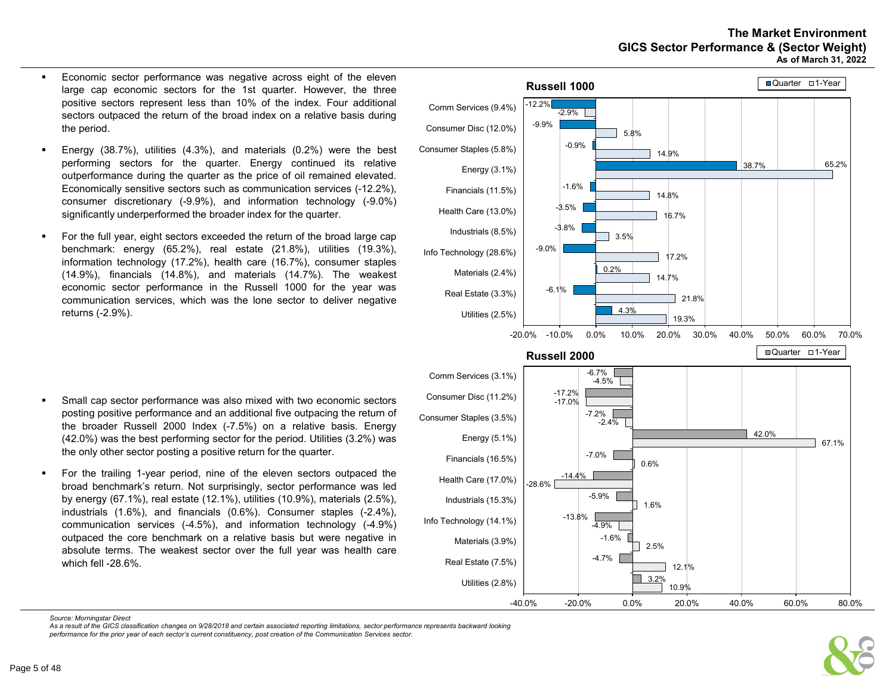# The Market Environment
## GICS Sector Performance & (Sector Weight)
### As of March 31, 2022

- Economic sector performance was negative across eight of the eleven large cap economic sectors for the 1st quarter. However, the three positive sectors represent less than 10% of the index. Four additional sectors outpaced the return of the broad index on a relative basis during the period.
- Energy (38.7%), utilities (4.3%), and materials (0.2%) were the best performing sectors for the quarter. Energy continued its relative outperformance during the quarter as the price of oil remained elevated. Economically sensitive sectors such as communication services (-12.2%), consumer discretionary (-9.9%), and information technology (-9.0%) significantly underperformed the broader index for the quarter.
- For the full year, eight sectors exceeded the return of the broad large cap benchmark: energy (65.2%), real estate (21.8%), utilities (19.3%), information technology (17.2%), health care (16.7%), consumer staples (14.9%), financials (14.8%), and materials (14.7%). The weakest economic sector performance in the Russell 1000 for the year was communication services, which was the lone sector to deliver negative returns (-2.9%).

**Russell 1000**

| Sector (Weight) | Quarter | 1-Year |
|---|---|---|
| Comm Services (9.4%) | -12.2% | -2.9% |
| Consumer Disc (12.0%) | -9.9% | 5.8% |
| Consumer Staples (5.8%) | -0.9% | 14.9% |
| Energy (3.1%) | 38.7% | 65.2% |
| Financials (11.5%) | -1.6% | 14.8% |
| Health Care (13.0%) | -3.5% | 16.7% |
| Industrials (8.5%) | -3.8% | 3.5% |
| Info Technology (28.6%) | -9.0% | 17.2% |
| Materials (2.4%) | 0.2% | 14.7% |
| Real Estate (3.3%) | -6.1% | 21.8% |
| Utilities (2.5%) | 4.3% | 19.3% |

- Small cap sector performance was also mixed with two economic sectors posting positive performance and an additional five outpacing the return of the broader Russell 2000 Index (-7.5%) on a relative basis. Energy (42.0%) was the best performing sector for the period. Utilities (3.2%) was the only other sector posting a positive return for the quarter.
- For the trailing 1-year period, nine of the eleven sectors outpaced the broad benchmark's return. Not surprisingly, sector performance was led by energy (67.1%), real estate (12.1%), utilities (10.9%), materials (2.5%), industrials (1.6%), and financials (0.6%). Consumer staples (-2.4%), communication services (-4.5%), and information technology (-4.9%) outpaced the core benchmark on a relative basis but were negative in absolute terms. The weakest sector over the full year was health care which fell -28.6%.

**Russell 2000**

| Sector (Weight) | Quarter | 1-Year |
|---|---|---|
| Comm Services (3.1%) | -6.7% | -4.5% |
| Consumer Disc (11.2%) | -17.2% | -17.0% |
| Consumer Staples (3.5%) | -7.2% | -2.4% |
| Energy (5.1%) | 42.0% | 67.1% |
| Financials (16.5%) | -7.0% | 0.6% |
| Health Care (17.0%) | -14.4% | -28.6% |
| Industrials (15.3%) | -5.9% | 1.6% |
| Info Technology (14.1%) | -13.8% | -4.9% |
| Materials (3.9%) | -1.6% | 2.5% |
| Real Estate (7.5%) | -4.7% | 12.1% |
| Utilities (2.8%) | 3.2% | 10.9% |

*Source: Morningstar Direct*
*As a result of the GICS classification changes on 9/28/2018 and certain associated reporting limitations, sector performance represents backward looking performance for the prior year of each sector's current constituency, post creation of the Communication Services sector.*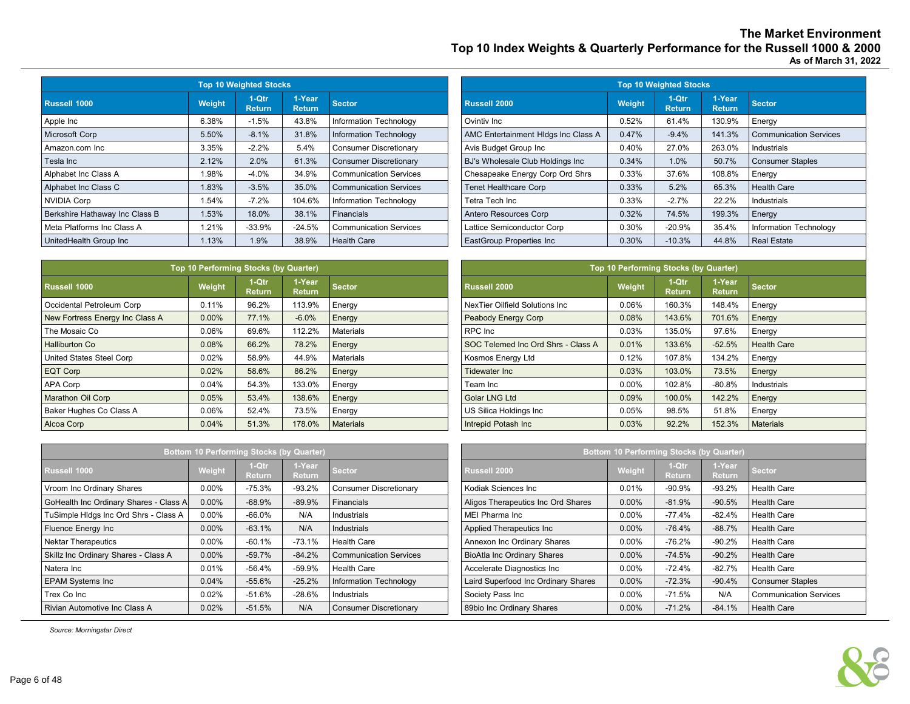## The Market Environment
## Top 10 Index Weights & Quarterly Performance for the Russell 1000 & 2000
**As of March 31, 2022**

### Top 10 Weighted Stocks

| Russell 1000 | Weight | 1-Qtr Return | 1-Year Return | Sector |
|---|---|---|---|---|
| Apple Inc | 6.38% | -1.5% | 43.8% | Information Technology |
| Microsoft Corp | 5.50% | -8.1% | 31.8% | Information Technology |
| Amazon.com Inc | 3.35% | -2.2% | 5.4% | Consumer Discretionary |
| Tesla Inc | 2.12% | 2.0% | 61.3% | Consumer Discretionary |
| Alphabet Inc Class A | 1.98% | -4.0% | 34.9% | Communication Services |
| Alphabet Inc Class C | 1.83% | -3.5% | 35.0% | Communication Services |
| NVIDIA Corp | 1.54% | -7.2% | 104.6% | Information Technology |
| Berkshire Hathaway Inc Class B | 1.53% | 18.0% | 38.1% | Financials |
| Meta Platforms Inc Class A | 1.21% | -33.9% | -24.5% | Communication Services |
| UnitedHealth Group Inc | 1.13% | 1.9% | 38.9% | Health Care |

### Top 10 Weighted Stocks

| Russell 2000 | Weight | 1-Qtr Return | 1-Year Return | Sector |
|---|---|---|---|---|
| Ovintiv Inc | 0.52% | 61.4% | 130.9% | Energy |
| AMC Entertainment Hldgs Inc Class A | 0.47% | -9.4% | 141.3% | Communication Services |
| Avis Budget Group Inc | 0.40% | 27.0% | 263.0% | Industrials |
| BJ's Wholesale Club Holdings Inc | 0.34% | 1.0% | 50.7% | Consumer Staples |
| Chesapeake Energy Corp Ord Shrs | 0.33% | 37.6% | 108.8% | Energy |
| Tenet Healthcare Corp | 0.33% | 5.2% | 65.3% | Health Care |
| Tetra Tech Inc | 0.33% | -2.7% | 22.2% | Industrials |
| Antero Resources Corp | 0.32% | 74.5% | 199.3% | Energy |
| Lattice Semiconductor Corp | 0.30% | -20.9% | 35.4% | Information Technology |
| EastGroup Properties Inc | 0.30% | -10.3% | 44.8% | Real Estate |

### Top 10 Performing Stocks (by Quarter)

| Russell 1000 | Weight | 1-Qtr Return | 1-Year Return | Sector |
|---|---|---|---|---|
| Occidental Petroleum Corp | 0.11% | 96.2% | 113.9% | Energy |
| New Fortress Energy Inc Class A | 0.00% | 77.1% | -6.0% | Energy |
| The Mosaic Co | 0.06% | 69.6% | 112.2% | Materials |
| Halliburton Co | 0.08% | 66.2% | 78.2% | Energy |
| United States Steel Corp | 0.02% | 58.9% | 44.9% | Materials |
| EQT Corp | 0.02% | 58.6% | 86.2% | Energy |
| APA Corp | 0.04% | 54.3% | 133.0% | Energy |
| Marathon Oil Corp | 0.05% | 53.4% | 138.6% | Energy |
| Baker Hughes Co Class A | 0.06% | 52.4% | 73.5% | Energy |
| Alcoa Corp | 0.04% | 51.3% | 178.0% | Materials |

### Top 10 Performing Stocks (by Quarter)

| Russell 2000 | Weight | 1-Qtr Return | 1-Year Return | Sector |
|---|---|---|---|---|
| NexTier Oilfield Solutions Inc | 0.06% | 160.3% | 148.4% | Energy |
| Peabody Energy Corp | 0.08% | 143.6% | 701.6% | Energy |
| RPC Inc | 0.03% | 135.0% | 97.6% | Energy |
| SOC Telemed Inc Ord Shrs - Class A | 0.01% | 133.6% | -52.5% | Health Care |
| Kosmos Energy Ltd | 0.12% | 107.8% | 134.2% | Energy |
| Tidewater Inc | 0.03% | 103.0% | 73.5% | Energy |
| Team Inc | 0.00% | 102.8% | -80.8% | Industrials |
| Golar LNG Ltd | 0.09% | 100.0% | 142.2% | Energy |
| US Silica Holdings Inc | 0.05% | 98.5% | 51.8% | Energy |
| Intrepid Potash Inc | 0.03% | 92.2% | 152.3% | Materials |

### Bottom 10 Performing Stocks (by Quarter)

| Russell 1000 | Weight | 1-Qtr Return | 1-Year Return | Sector |
|---|---|---|---|---|
| Vroom Inc Ordinary Shares | 0.00% | -75.3% | -93.2% | Consumer Discretionary |
| GoHealth Inc Ordinary Shares - Class A | 0.00% | -68.9% | -89.9% | Financials |
| TuSimple Hldgs Inc Ord Shrs - Class A | 0.00% | -66.0% | N/A | Industrials |
| Fluence Energy Inc | 0.00% | -63.1% | N/A | Industrials |
| Nektar Therapeutics | 0.00% | -60.1% | -73.1% | Health Care |
| Skillz Inc Ordinary Shares - Class A | 0.00% | -59.7% | -84.2% | Communication Services |
| Natera Inc | 0.01% | -56.4% | -59.9% | Health Care |
| EPAM Systems Inc | 0.04% | -55.6% | -25.2% | Information Technology |
| Trex Co Inc | 0.02% | -51.6% | -28.6% | Industrials |
| Rivian Automotive Inc Class A | 0.02% | -51.5% | N/A | Consumer Discretionary |

### Bottom 10 Performing Stocks (by Quarter)

| Russell 2000 | Weight | 1-Qtr Return | 1-Year Return | Sector |
|---|---|---|---|---|
| Kodiak Sciences Inc | 0.01% | -90.9% | -93.2% | Health Care |
| Aligos Therapeutics Inc Ord Shares | 0.00% | -81.9% | -90.5% | Health Care |
| MEI Pharma Inc | 0.00% | -77.4% | -82.4% | Health Care |
| Applied Therapeutics Inc | 0.00% | -76.4% | -88.7% | Health Care |
| Annexon Inc Ordinary Shares | 0.00% | -76.2% | -90.2% | Health Care |
| BioAtla Inc Ordinary Shares | 0.00% | -74.5% | -90.2% | Health Care |
| Accelerate Diagnostics Inc | 0.00% | -72.4% | -82.7% | Health Care |
| Laird Superfood Inc Ordinary Shares | 0.00% | -72.3% | -90.4% | Consumer Staples |
| Society Pass Inc | 0.00% | -71.5% | N/A | Communication Services |
| 89bio Inc Ordinary Shares | 0.00% | -71.2% | -84.1% | Health Care |

*Source: Morningstar Direct*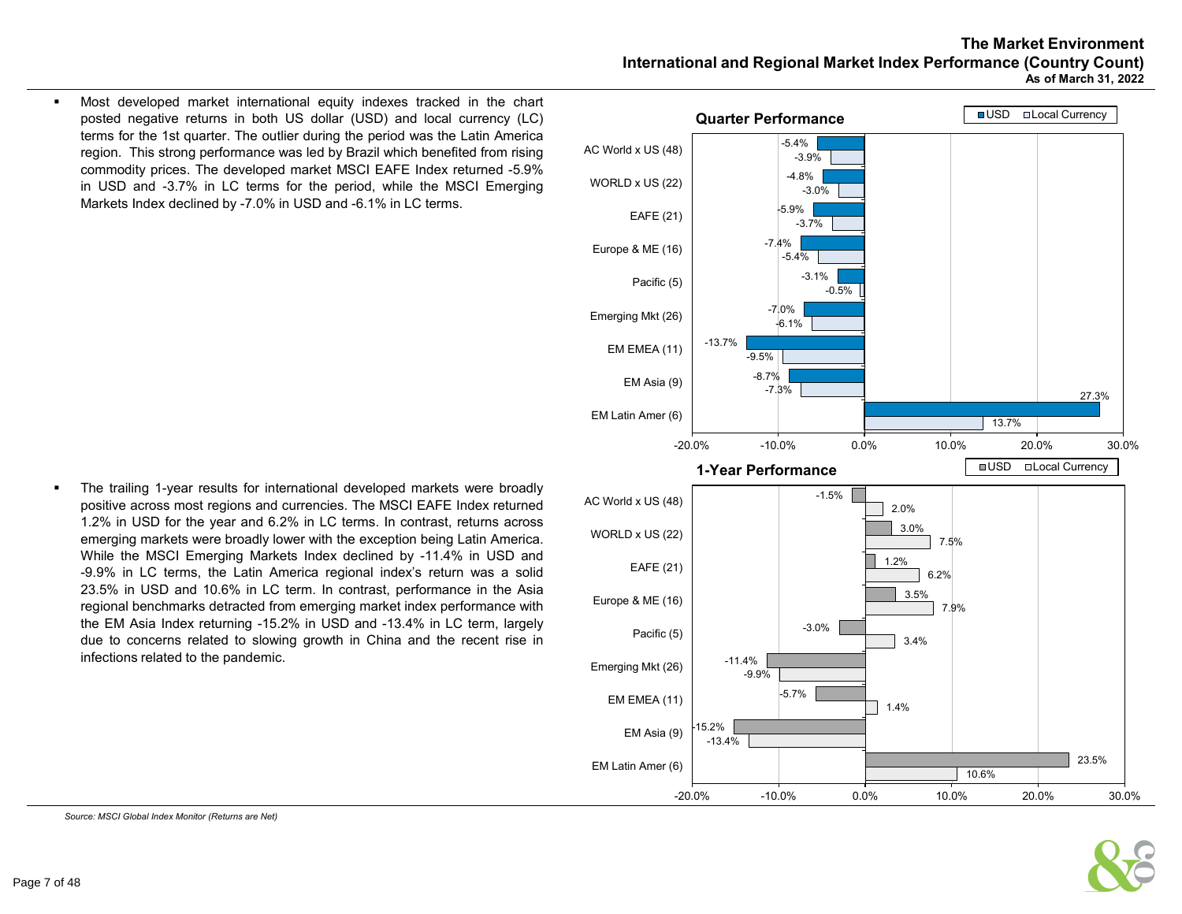# The Market Environment

## International and Regional Market Index Performance (Country Count)

**As of March 31, 2022**

- Most developed market international equity indexes tracked in the chart posted negative returns in both US dollar (USD) and local currency (LC) terms for the 1st quarter. The outlier during the period was the Latin America region. This strong performance was led by Brazil which benefited from rising commodity prices. The developed market MSCI EAFE Index returned -5.9% in USD and -3.7% in LC terms for the period, while the MSCI Emerging Markets Index declined by -7.0% in USD and -6.1% in LC terms.

- The trailing 1-year results for international developed markets were broadly positive across most regions and currencies. The MSCI EAFE Index returned 1.2% in USD for the year and 6.2% in LC terms. In contrast, returns across emerging markets were broadly lower with the exception being Latin America. While the MSCI Emerging Markets Index declined by -11.4% in USD and -9.9% in LC terms, the Latin America regional index's return was a solid 23.5% in USD and 10.6% in LC term. In contrast, performance in the Asia regional benchmarks detracted from emerging market index performance with the EM Asia Index returning -15.2% in USD and -13.4% in LC term, largely due to concerns related to slowing growth in China and the recent rise in infections related to the pandemic.

**Quarter Performance**

| Index | USD | Local Currency |
|---|---|---|
| AC World x US (48) | -5.4% | -3.9% |
| WORLD x US (22) | -4.8% | -3.0% |
| EAFE (21) | -5.9% | -3.7% |
| Europe & ME (16) | -7.4% | -5.4% |
| Pacific (5) | -3.1% | -0.5% |
| Emerging Mkt (26) | -7.0% | -6.1% |
| EM EMEA (11) | -13.7% | -9.5% |
| EM Asia (9) | -8.7% | -7.3% |
| EM Latin Amer (6) | 27.3% | 13.7% |

**1-Year Performance**

| Index | USD | Local Currency |
|---|---|---|
| AC World x US (48) | -1.5% | 2.0% |
| WORLD x US (22) | 3.0% | 7.5% |
| EAFE (21) | 1.2% | 6.2% |
| Europe & ME (16) | 3.5% | 7.9% |
| Pacific (5) | -3.0% | 3.4% |
| Emerging Mkt (26) | -11.4% | -9.9% |
| EM EMEA (11) | -5.7% | 1.4% |
| EM Asia (9) | -15.2% | -13.4% |
| EM Latin Amer (6) | 23.5% | 10.6% |

*Source: MSCI Global Index Monitor (Returns are Net)*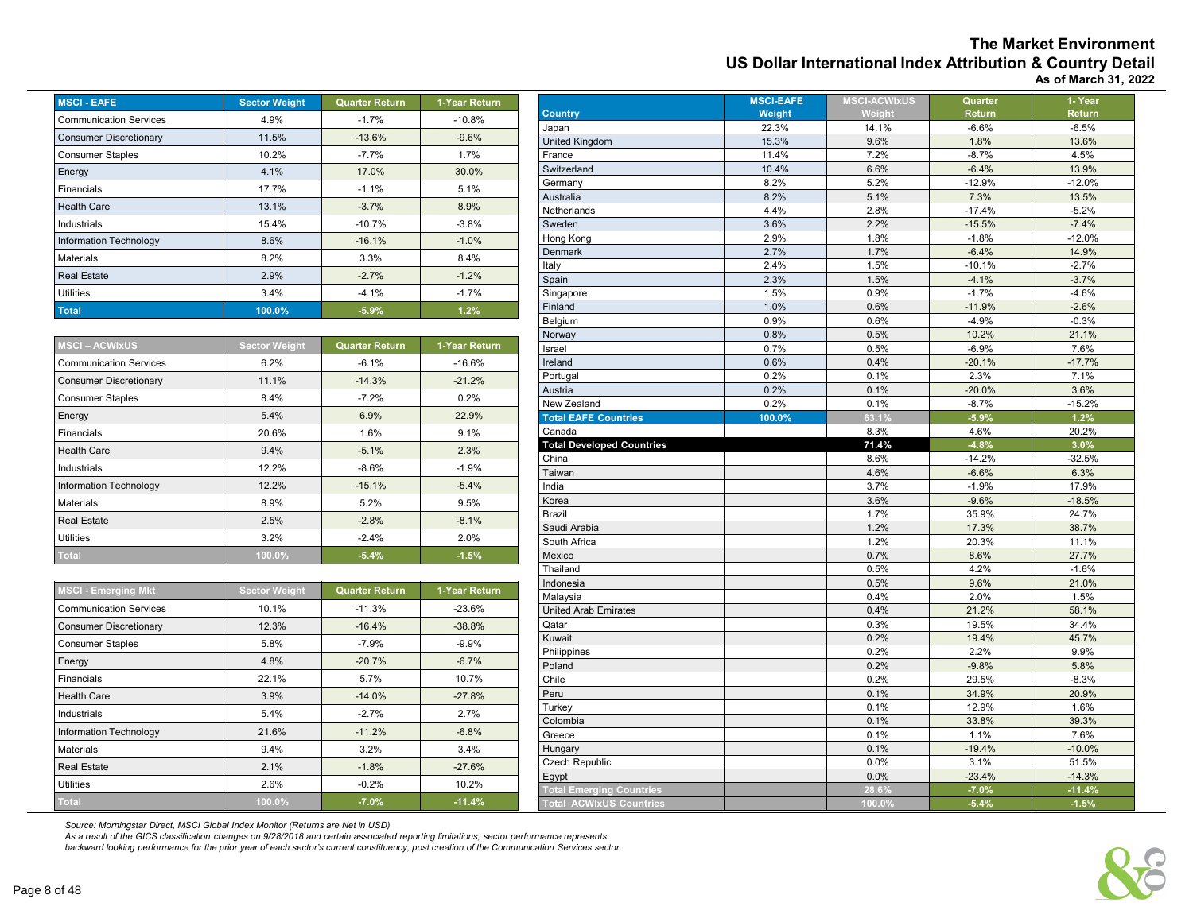# The Market Environment
## US Dollar International Index Attribution & Country Detail
### As of March 31, 2022

| MSCI - EAFE | Sector Weight | Quarter Return | 1-Year Return |
|---|---|---|---|
| Communication Services | 4.9% | -1.7% | -10.8% |
| Consumer Discretionary | 11.5% | -13.6% | -9.6% |
| Consumer Staples | 10.2% | -7.7% | 1.7% |
| Energy | 4.1% | 17.0% | 30.0% |
| Financials | 17.7% | -1.1% | 5.1% |
| Health Care | 13.1% | -3.7% | 8.9% |
| Industrials | 15.4% | -10.7% | -3.8% |
| Information Technology | 8.6% | -16.1% | -1.0% |
| Materials | 8.2% | 3.3% | 8.4% |
| Real Estate | 2.9% | -2.7% | -1.2% |
| Utilities | 3.4% | -4.1% | -1.7% |
| **Total** | **100.0%** | **-5.9%** | **1.2%** |

| MSCI – ACWIxUS | Sector Weight | Quarter Return | 1-Year Return |
|---|---|---|---|
| Communication Services | 6.2% | -6.1% | -16.6% |
| Consumer Discretionary | 11.1% | -14.3% | -21.2% |
| Consumer Staples | 8.4% | -7.2% | 0.2% |
| Energy | 5.4% | 6.9% | 22.9% |
| Financials | 20.6% | 1.6% | 9.1% |
| Health Care | 9.4% | -5.1% | 2.3% |
| Industrials | 12.2% | -8.6% | -1.9% |
| Information Technology | 12.2% | -15.1% | -5.4% |
| Materials | 8.9% | 5.2% | 9.5% |
| Real Estate | 2.5% | -2.8% | -8.1% |
| Utilities | 3.2% | -2.4% | 2.0% |
| **Total** | **100.0%** | **-5.4%** | **-1.5%** |

| MSCI - Emerging Mkt | Sector Weight | Quarter Return | 1-Year Return |
|---|---|---|---|
| Communication Services | 10.1% | -11.3% | -23.6% |
| Consumer Discretionary | 12.3% | -16.4% | -38.8% |
| Consumer Staples | 5.8% | -7.9% | -9.9% |
| Energy | 4.8% | -20.7% | -6.7% |
| Financials | 22.1% | 5.7% | 10.7% |
| Health Care | 3.9% | -14.0% | -27.8% |
| Industrials | 5.4% | -2.7% | 2.7% |
| Information Technology | 21.6% | -11.2% | -6.8% |
| Materials | 9.4% | 3.2% | 3.4% |
| Real Estate | 2.1% | -1.8% | -27.6% |
| Utilities | 2.6% | -0.2% | 10.2% |
| **Total** | **100.0%** | **-7.0%** | **-11.4%** |

| Country | MSCI-EAFE Weight | MSCI-ACWIxUS Weight | Quarter Return | 1- Year Return |
|---|---|---|---|---|
| Japan | 22.3% | 14.1% | -6.6% | -6.5% |
| United Kingdom | 15.3% | 9.6% | 1.8% | 13.6% |
| France | 11.4% | 7.2% | -8.7% | 4.5% |
| Switzerland | 10.4% | 6.6% | -6.4% | 13.9% |
| Germany | 8.2% | 5.2% | -12.9% | -12.0% |
| Australia | 8.2% | 5.1% | 7.3% | 13.5% |
| Netherlands | 4.4% | 2.8% | -17.4% | -5.2% |
| Sweden | 3.6% | 2.2% | -15.5% | -7.4% |
| Hong Kong | 2.9% | 1.8% | -1.8% | -12.0% |
| Denmark | 2.7% | 1.7% | -6.4% | 14.9% |
| Italy | 2.4% | 1.5% | -10.1% | -2.7% |
| Spain | 2.3% | 1.5% | -4.1% | -3.7% |
| Singapore | 1.5% | 0.9% | -1.7% | -4.6% |
| Finland | 1.0% | 0.6% | -11.9% | -2.6% |
| Belgium | 0.9% | 0.6% | -4.9% | -0.3% |
| Norway | 0.8% | 0.5% | 10.2% | 21.1% |
| Israel | 0.7% | 0.5% | -6.9% | 7.6% |
| Ireland | 0.6% | 0.4% | -20.1% | -17.7% |
| Portugal | 0.2% | 0.1% | 2.3% | 7.1% |
| Austria | 0.2% | 0.1% | -20.0% | 3.6% |
| New Zealand | 0.2% | 0.1% | -8.7% | -15.2% |
| **Total EAFE Countries** | **100.0%** | **63.1%** | **-5.9%** | **1.2%** |
| Canada | | 8.3% | 4.6% | 20.2% |
| **Total Developed Countries** | | **71.4%** | **-4.8%** | **3.0%** |
| China | | 8.6% | -14.2% | -32.5% |
| Taiwan | | 4.6% | -6.6% | 6.3% |
| India | | 3.7% | -1.9% | 17.9% |
| Korea | | 3.6% | -9.6% | -18.5% |
| Brazil | | 1.7% | 35.9% | 24.7% |
| Saudi Arabia | | 1.2% | 17.3% | 38.7% |
| South Africa | | 1.2% | 20.3% | 11.1% |
| Mexico | | 0.7% | 8.6% | 27.7% |
| Thailand | | 0.5% | 4.2% | -1.6% |
| Indonesia | | 0.5% | 9.6% | 21.0% |
| Malaysia | | 0.4% | 2.0% | 1.5% |
| United Arab Emirates | | 0.4% | 21.2% | 58.1% |
| Qatar | | 0.3% | 19.5% | 34.4% |
| Kuwait | | 0.2% | 19.4% | 45.7% |
| Philippines | | 0.2% | 2.2% | 9.9% |
| Poland | | 0.2% | -9.8% | 5.8% |
| Chile | | 0.2% | 29.5% | -8.3% |
| Peru | | 0.1% | 34.9% | 20.9% |
| Turkey | | 0.1% | 12.9% | 1.6% |
| Colombia | | 0.1% | 33.8% | 39.3% |
| Greece | | 0.1% | 1.1% | 7.6% |
| Hungary | | 0.1% | -19.4% | -10.0% |
| Czech Republic | | 0.0% | 3.1% | 51.5% |
| Egypt | | 0.0% | -23.4% | -14.3% |
| **Total Emerging Countries** | | **28.6%** | **-7.0%** | **-11.4%** |
| **Total ACWIxUS Countries** | | **100.0%** | **-5.4%** | **-1.5%** |

*Source: Morningstar Direct, MSCI Global Index Monitor (Returns are Net in USD)*
*As a result of the GICS classification changes on 9/28/2018 and certain associated reporting limitations, sector performance represents backward looking performance for the prior year of each sector's current constituency, post creation of the Communication Services sector.*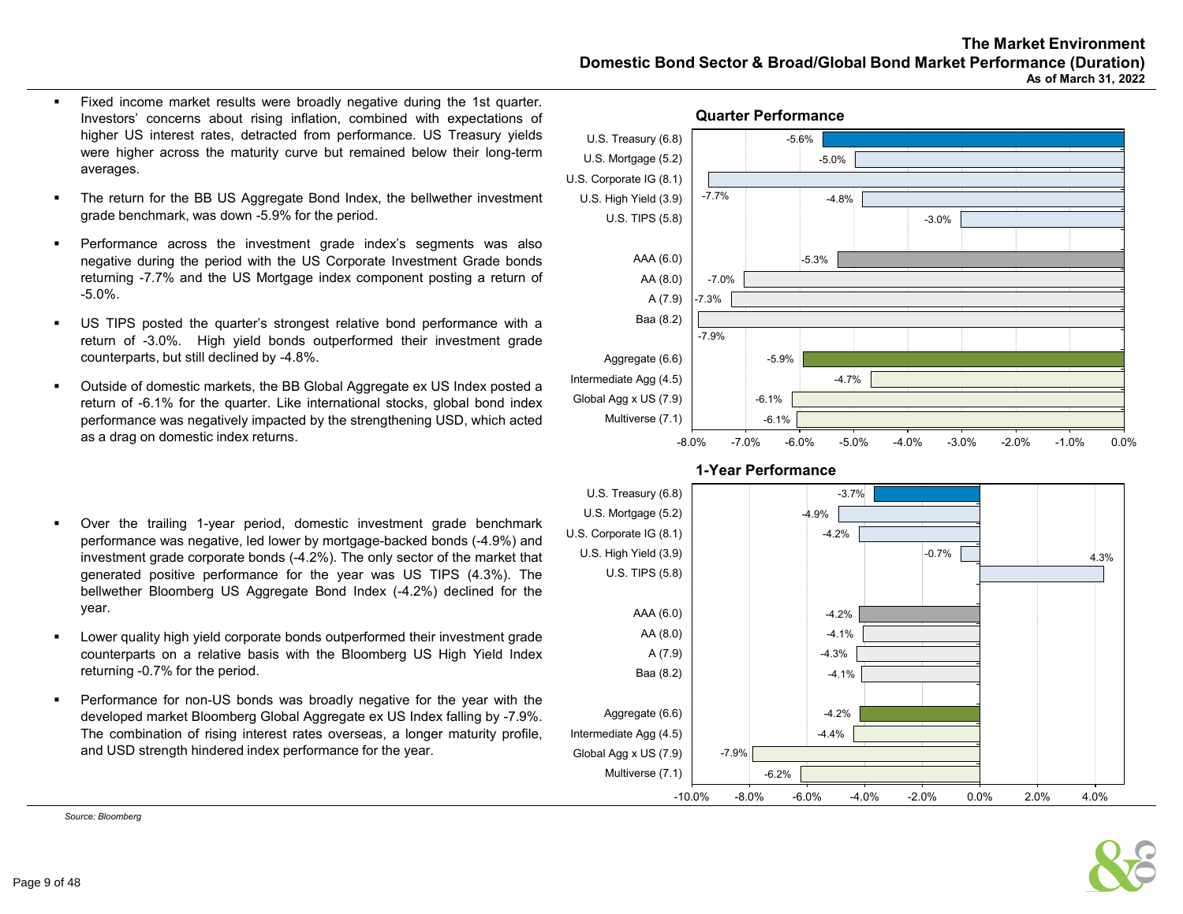# The Market Environment
## Domestic Bond Sector & Broad/Global Bond Market Performance (Duration)
### As of March 31, 2022

- Fixed income market results were broadly negative during the 1st quarter. Investors' concerns about rising inflation, combined with expectations of higher US interest rates, detracted from performance. US Treasury yields were higher across the maturity curve but remained below their long-term averages.
- The return for the BB US Aggregate Bond Index, the bellwether investment grade benchmark, was down -5.9% for the period.
- Performance across the investment grade index's segments was also negative during the period with the US Corporate Investment Grade bonds returning -7.7% and the US Mortgage index component posting a return of -5.0%.
- US TIPS posted the quarter's strongest relative bond performance with a return of -3.0%. High yield bonds outperformed their investment grade counterparts, but still declined by -4.8%.
- Outside of domestic markets, the BB Global Aggregate ex US Index posted a return of -6.1% for the quarter. Like international stocks, global bond index performance was negatively impacted by the strengthening USD, which acted as a drag on domestic index returns.

**Quarter Performance**

| Sector (Duration) | Return |
|---|---|
| U.S. Treasury (6.8) | -5.6% |
| U.S. Mortgage (5.2) | -5.0% |
| U.S. Corporate IG (8.1) | -7.7% |
| U.S. High Yield (3.9) | -4.8% |
| U.S. TIPS (5.8) | -3.0% |
| AAA (6.0) | -5.3% |
| AA (8.0) | -7.0% |
| A (7.9) | -7.3% |
| Baa (8.2) | -7.9% |
| Aggregate (6.6) | -5.9% |
| Intermediate Agg (4.5) | -4.7% |
| Global Agg x US (7.9) | -6.1% |
| Multiverse (7.1) | -6.1% |

- Over the trailing 1-year period, domestic investment grade benchmark performance was negative, led lower by mortgage-backed bonds (-4.9%) and investment grade corporate bonds (-4.2%). The only sector of the market that generated positive performance for the year was US TIPS (4.3%). The bellwether Bloomberg US Aggregate Bond Index (-4.2%) declined for the year.
- Lower quality high yield corporate bonds outperformed their investment grade counterparts on a relative basis with the Bloomberg US High Yield Index returning -0.7% for the period.
- Performance for non-US bonds was broadly negative for the year with the developed market Bloomberg Global Aggregate ex US Index falling by -7.9%. The combination of rising interest rates overseas, a longer maturity profile, and USD strength hindered index performance for the year.

**1-Year Performance**

| Sector (Duration) | Return |
|---|---|
| U.S. Treasury (6.8) | -3.7% |
| U.S. Mortgage (5.2) | -4.9% |
| U.S. Corporate IG (8.1) | -4.2% |
| U.S. High Yield (3.9) | -0.7% |
| U.S. TIPS (5.8) | 4.3% |
| AAA (6.0) | -4.2% |
| AA (8.0) | -4.1% |
| A (7.9) | -4.3% |
| Baa (8.2) | -4.1% |
| Aggregate (6.6) | -4.2% |
| Intermediate Agg (4.5) | -4.4% |
| Global Agg x US (7.9) | -7.9% |
| Multiverse (7.1) | -6.2% |

*Source: Bloomberg*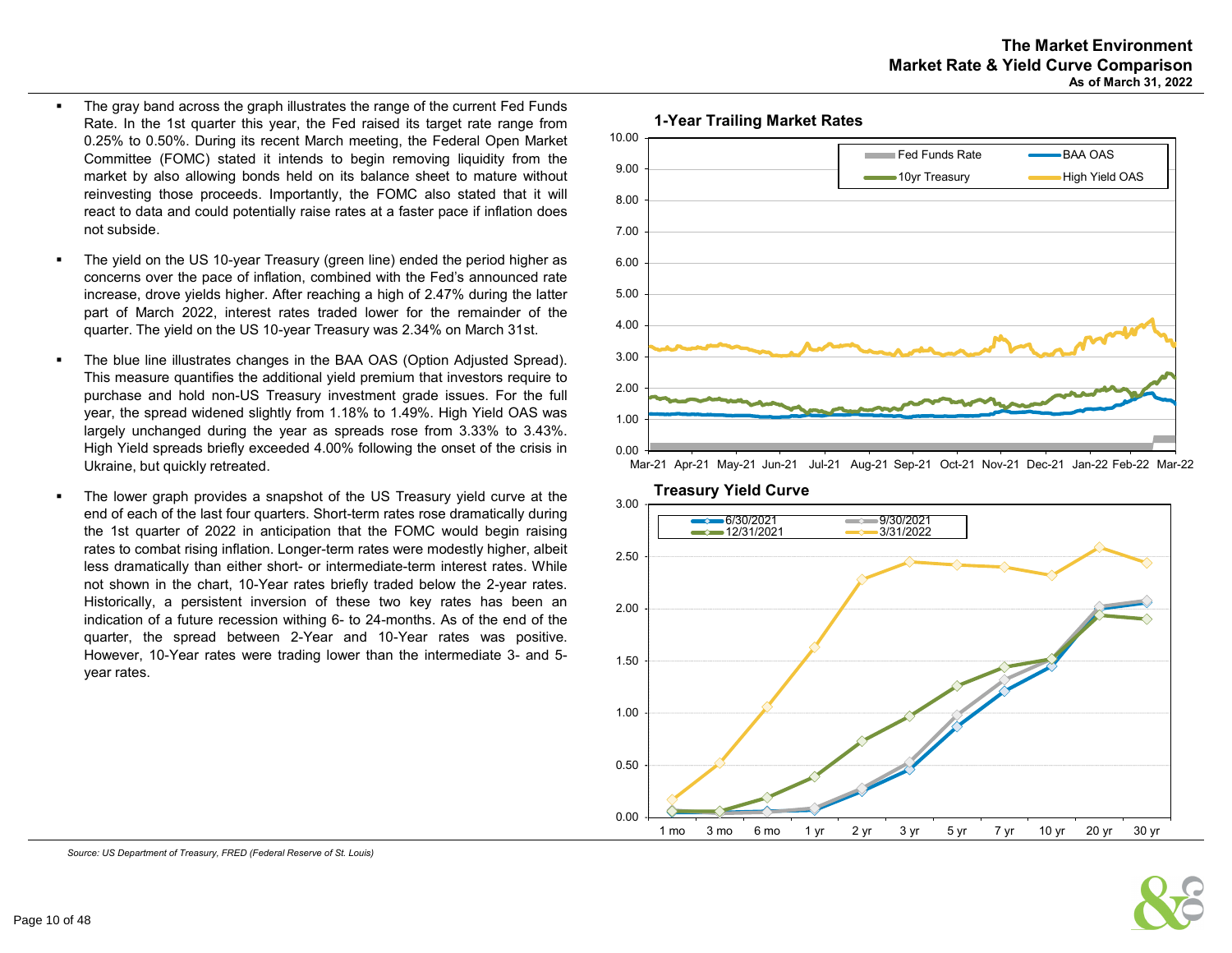# The Market Environment
## Market Rate & Yield Curve Comparison
### As of March 31, 2022

- The gray band across the graph illustrates the range of the current Fed Funds Rate. In the 1st quarter this year, the Fed raised its target rate range from 0.25% to 0.50%. During its recent March meeting, the Federal Open Market Committee (FOMC) stated it intends to begin removing liquidity from the market by also allowing bonds held on its balance sheet to mature without reinvesting those proceeds. Importantly, the FOMC also stated that it will react to data and could potentially raise rates at a faster pace if inflation does not subside.

- The yield on the US 10-year Treasury (green line) ended the period higher as concerns over the pace of inflation, combined with the Fed's announced rate increase, drove yields higher. After reaching a high of 2.47% during the latter part of March 2022, interest rates traded lower for the remainder of the quarter. The yield on the US 10-year Treasury was 2.34% on March 31st.

- The blue line illustrates changes in the BAA OAS (Option Adjusted Spread). This measure quantifies the additional yield premium that investors require to purchase and hold non-US Treasury investment grade issues. For the full year, the spread widened slightly from 1.18% to 1.49%. High Yield OAS was largely unchanged during the year as spreads rose from 3.33% to 3.43%. High Yield spreads briefly exceeded 4.00% following the onset of the crisis in Ukraine, but quickly retreated.

- The lower graph provides a snapshot of the US Treasury yield curve at the end of each of the last four quarters. Short-term rates rose dramatically during the 1st quarter of 2022 in anticipation that the FOMC would begin raising rates to combat rising inflation. Longer-term rates were modestly higher, albeit less dramatically than either short- or intermediate-term interest rates. While not shown in the chart, 10-Year rates briefly traded below the 2-year rates. Historically, a persistent inversion of these two key rates has been an indication of a future recession withing 6- to 24-months. As of the end of the quarter, the spread between 2-Year and 10-Year rates was positive. However, 10-Year rates were trading lower than the intermediate 3- and 5-year rates.

**1-Year Trailing Market Rates**

Legend: Fed Funds Rate, BAA OAS, 10yr Treasury, High Yield OAS

**Treasury Yield Curve**

Legend: 6/30/2021, 9/30/2021, 12/31/2021, 3/31/2022

*Source: US Department of Treasury, FRED (Federal Reserve of St. Louis)*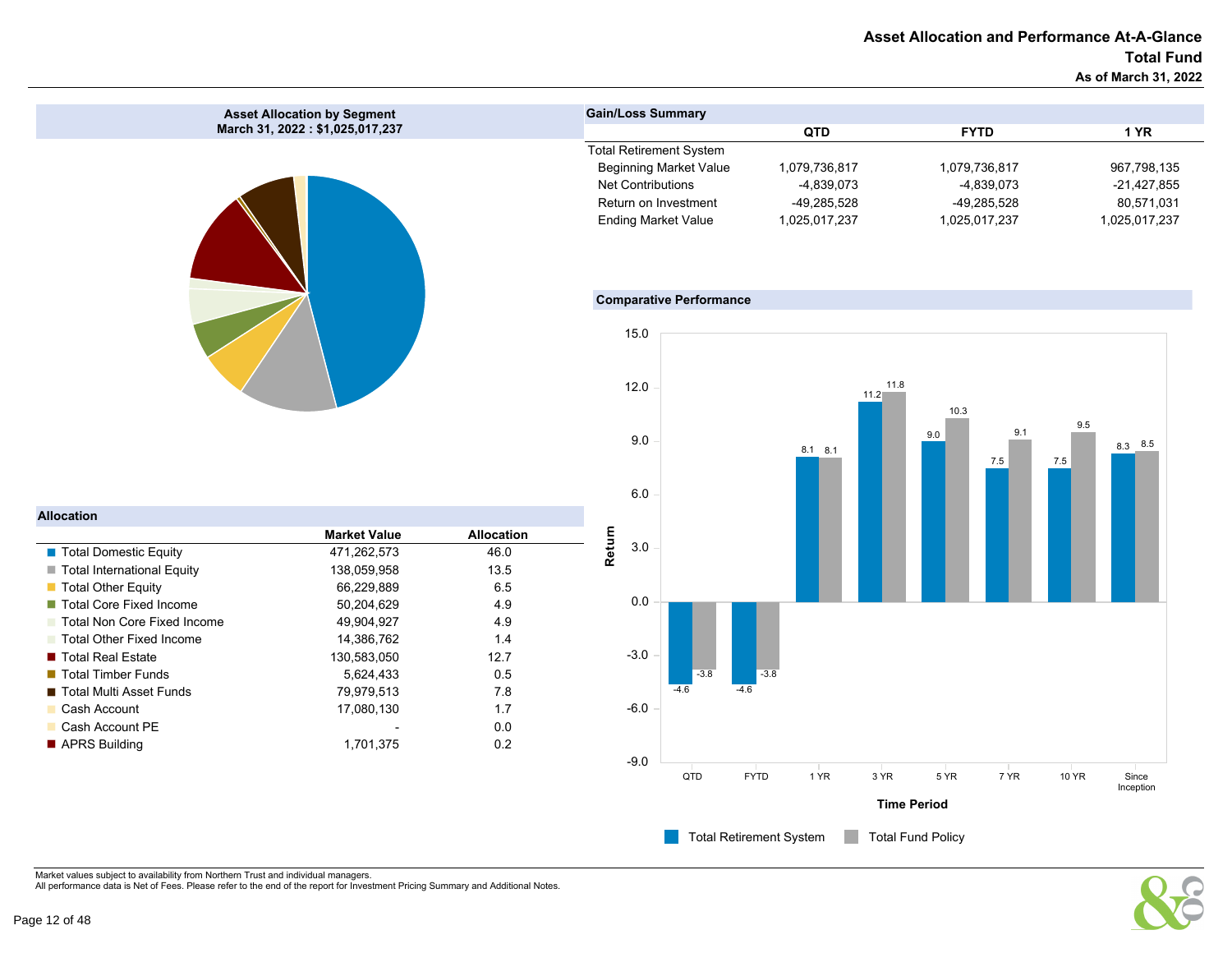# Asset Allocation and Performance At-A-Glance
## Total Fund
### As of March 31, 2022

**Asset Allocation by Segment**
**March 31, 2022 : $1,025,017,237**

**Gain/Loss Summary**

| | QTD | FYTD | 1 YR |
|---|---|---|---|
| Total Retirement System | | | |
| Beginning Market Value | 1,079,736,817 | 1,079,736,817 | 967,798,135 |
| Net Contributions | -4,839,073 | -4,839,073 | -21,427,855 |
| Return on Investment | -49,285,528 | -49,285,528 | 80,571,031 |
| Ending Market Value | 1,025,017,237 | 1,025,017,237 | 1,025,017,237 |

**Allocation**

| | Market Value | Allocation |
|---|---|---|
| Total Domestic Equity | 471,262,573 | 46.0 |
| Total International Equity | 138,059,958 | 13.5 |
| Total Other Equity | 66,229,889 | 6.5 |
| Total Core Fixed Income | 50,204,629 | 4.9 |
| Total Non Core Fixed Income | 49,904,927 | 4.9 |
| Total Other Fixed Income | 14,386,762 | 1.4 |
| Total Real Estate | 130,583,050 | 12.7 |
| Total Timber Funds | 5,624,433 | 0.5 |
| Total Multi Asset Funds | 79,979,513 | 7.8 |
| Cash Account | 17,080,130 | 1.7 |
| Cash Account PE | - | 0.0 |
| APRS Building | 1,701,375 | 0.2 |

**Comparative Performance**

| Time Period | Total Retirement System | Total Fund Policy |
|---|---|---|
| QTD | -4.6 | -3.8 |
| FYTD | -4.6 | -3.8 |
| 1 YR | 8.1 | 8.1 |
| 3 YR | 11.2 | 11.8 |
| 5 YR | 9.0 | 10.3 |
| 7 YR | 7.5 | 9.1 |
| 10 YR | 7.5 | 9.5 |
| Since Inception | 8.3 | 8.5 |

Market values subject to availability from Northern Trust and individual managers.
All performance data is Net of Fees. Please refer to the end of the report for Investment Pricing Summary and Additional Notes.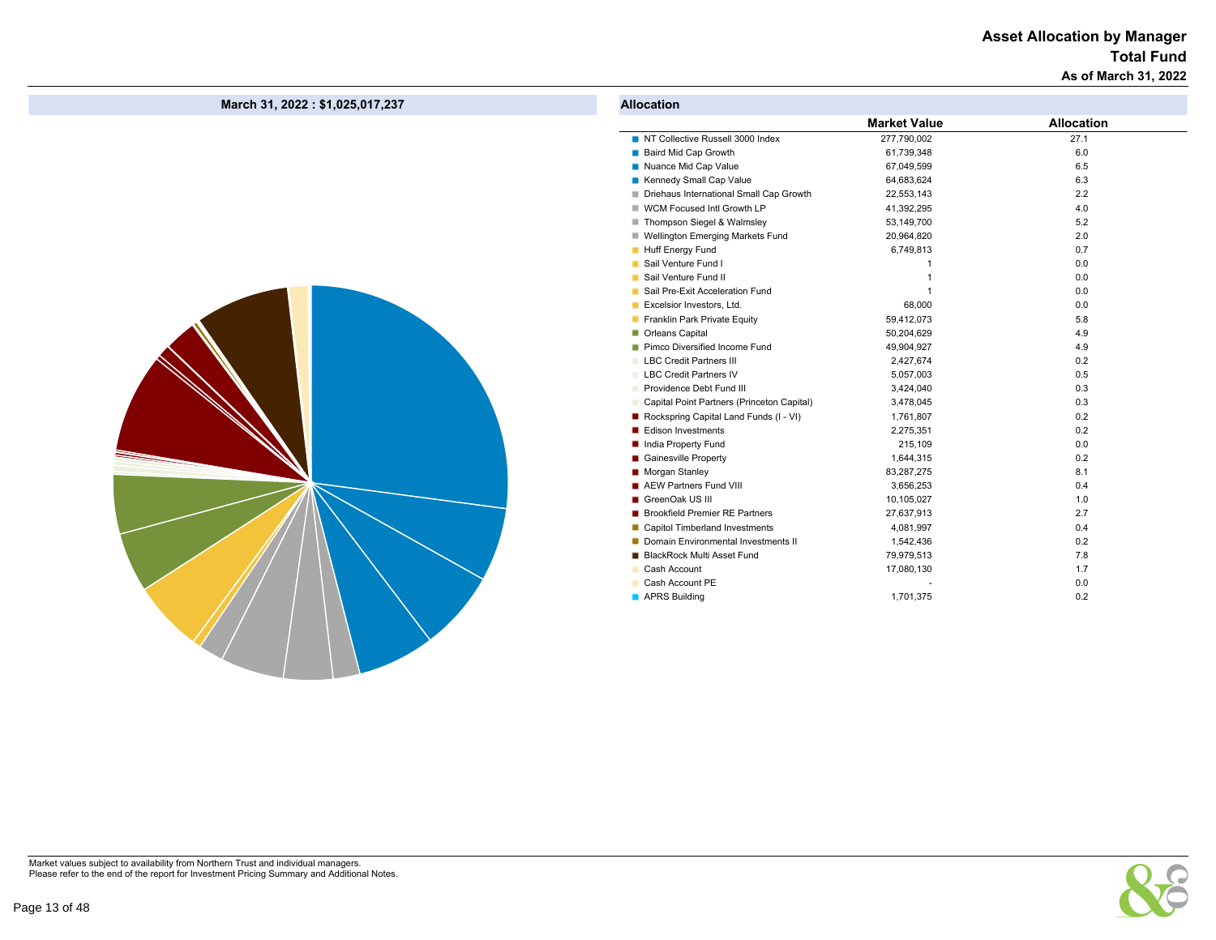# Asset Allocation by Manager
## Total Fund
### As of March 31, 2022

**March 31, 2022 : $1,025,017,237**

**Allocation**

| | Market Value | Allocation |
|---|---|---|
| NT Collective Russell 3000 Index | 277,790,002 | 27.1 |
| Baird Mid Cap Growth | 61,739,348 | 6.0 |
| Nuance Mid Cap Value | 67,049,599 | 6.5 |
| Kennedy Small Cap Value | 64,683,624 | 6.3 |
| Driehaus International Small Cap Growth | 22,553,143 | 2.2 |
| WCM Focused Intl Growth LP | 41,392,295 | 4.0 |
| Thompson Siegel & Walmsley | 53,149,700 | 5.2 |
| Wellington Emerging Markets Fund | 20,964,820 | 2.0 |
| Huff Energy Fund | 6,749,813 | 0.7 |
| Sail Venture Fund I | 1 | 0.0 |
| Sail Venture Fund II | 1 | 0.0 |
| Sail Pre-Exit Acceleration Fund | 1 | 0.0 |
| Excelsior Investors, Ltd. | 68,000 | 0.0 |
| Franklin Park Private Equity | 59,412,073 | 5.8 |
| Orleans Capital | 50,204,629 | 4.9 |
| Pimco Diversified Income Fund | 49,904,927 | 4.9 |
| LBC Credit Partners III | 2,427,674 | 0.2 |
| LBC Credit Partners IV | 5,057,003 | 0.5 |
| Providence Debt Fund III | 3,424,040 | 0.3 |
| Capital Point Partners (Princeton Capital) | 3,478,045 | 0.3 |
| Rockspring Capital Land Funds (I - VI) | 1,761,807 | 0.2 |
| Edison Investments | 2,275,351 | 0.2 |
| India Property Fund | 215,109 | 0.0 |
| Gainesville Property | 1,644,315 | 0.2 |
| Morgan Stanley | 83,287,275 | 8.1 |
| AEW Partners Fund VIII | 3,656,253 | 0.4 |
| GreenOak US III | 10,105,027 | 1.0 |
| Brookfield Premier RE Partners | 27,637,913 | 2.7 |
| Capitol Timberland Investments | 4,081,997 | 0.4 |
| Domain Environmental Investments II | 1,542,436 | 0.2 |
| BlackRock Multi Asset Fund | 79,979,513 | 7.8 |
| Cash Account | 17,080,130 | 1.7 |
| Cash Account PE | - | 0.0 |
| APRS Building | 1,701,375 | 0.2 |

Market values subject to availability from Northern Trust and individual managers.
Please refer to the end of the report for Investment Pricing Summary and Additional Notes.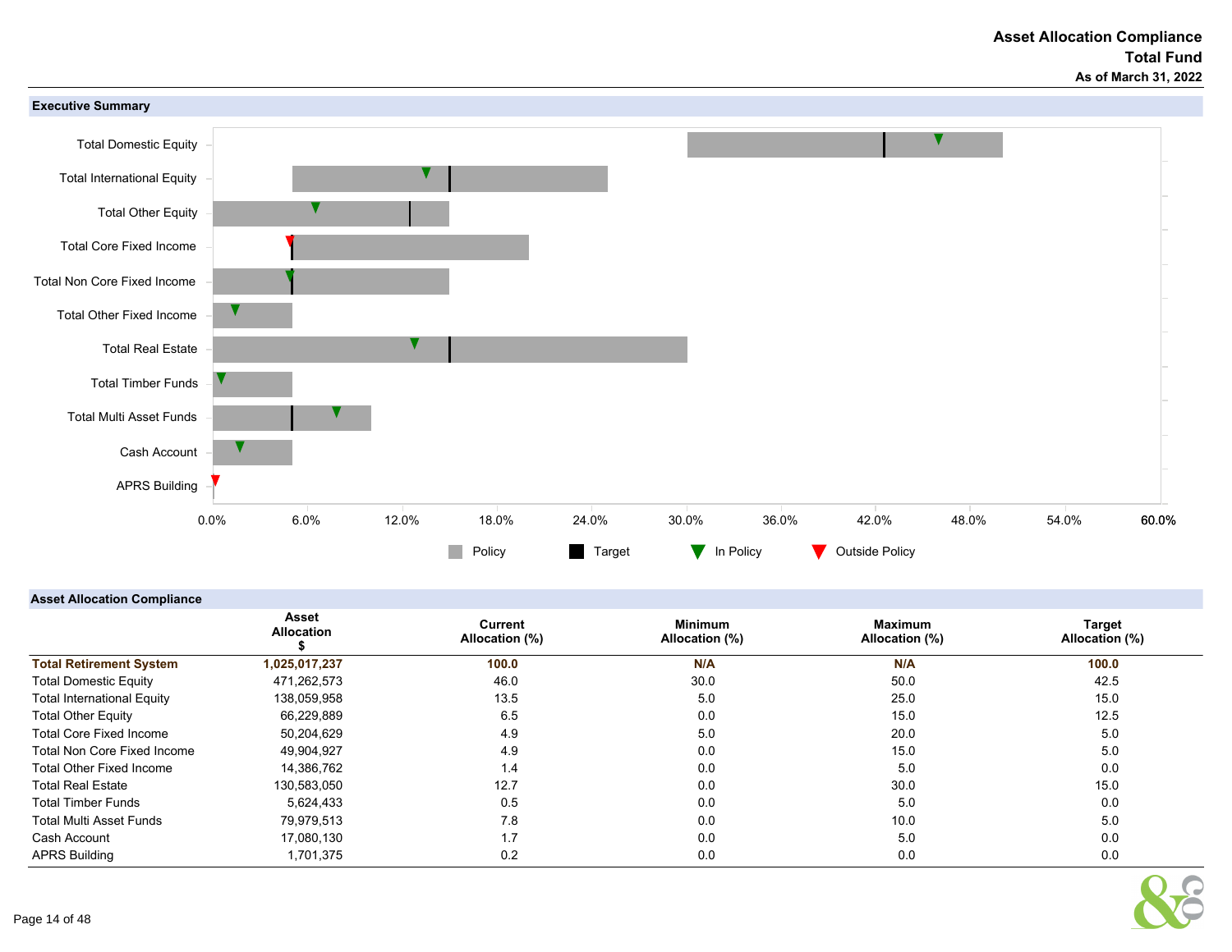# Asset Allocation Compliance
## Total Fund
### As of March 31, 2022

## Executive Summary

Total Domestic Equity
Total International Equity
Total Other Equity
Total Core Fixed Income
Total Non Core Fixed Income
Total Other Fixed Income
Total Real Estate
Total Timber Funds
Total Multi Asset Funds
Cash Account
APRS Building

0.0% 6.0% 12.0% 18.0% 24.0% 30.0% 36.0% 42.0% 48.0% 54.0% 60.0%

Policy | Target | In Policy | Outside Policy

## Asset Allocation Compliance

| | Asset Allocation $ | Current Allocation (%) | Minimum Allocation (%) | Maximum Allocation (%) | Target Allocation (%) |
|---|---|---|---|---|---|
| **Total Retirement System** | **1,025,017,237** | **100.0** | **N/A** | **N/A** | **100.0** |
| Total Domestic Equity | 471,262,573 | 46.0 | 30.0 | 50.0 | 42.5 |
| Total International Equity | 138,059,958 | 13.5 | 5.0 | 25.0 | 15.0 |
| Total Other Equity | 66,229,889 | 6.5 | 0.0 | 15.0 | 12.5 |
| Total Core Fixed Income | 50,204,629 | 4.9 | 5.0 | 20.0 | 5.0 |
| Total Non Core Fixed Income | 49,904,927 | 4.9 | 0.0 | 15.0 | 5.0 |
| Total Other Fixed Income | 14,386,762 | 1.4 | 0.0 | 5.0 | 0.0 |
| Total Real Estate | 130,583,050 | 12.7 | 0.0 | 30.0 | 15.0 |
| Total Timber Funds | 5,624,433 | 0.5 | 0.0 | 5.0 | 0.0 |
| Total Multi Asset Funds | 79,979,513 | 7.8 | 0.0 | 10.0 | 5.0 |
| Cash Account | 17,080,130 | 1.7 | 0.0 | 5.0 | 0.0 |
| APRS Building | 1,701,375 | 0.2 | 0.0 | 0.0 | 0.0 |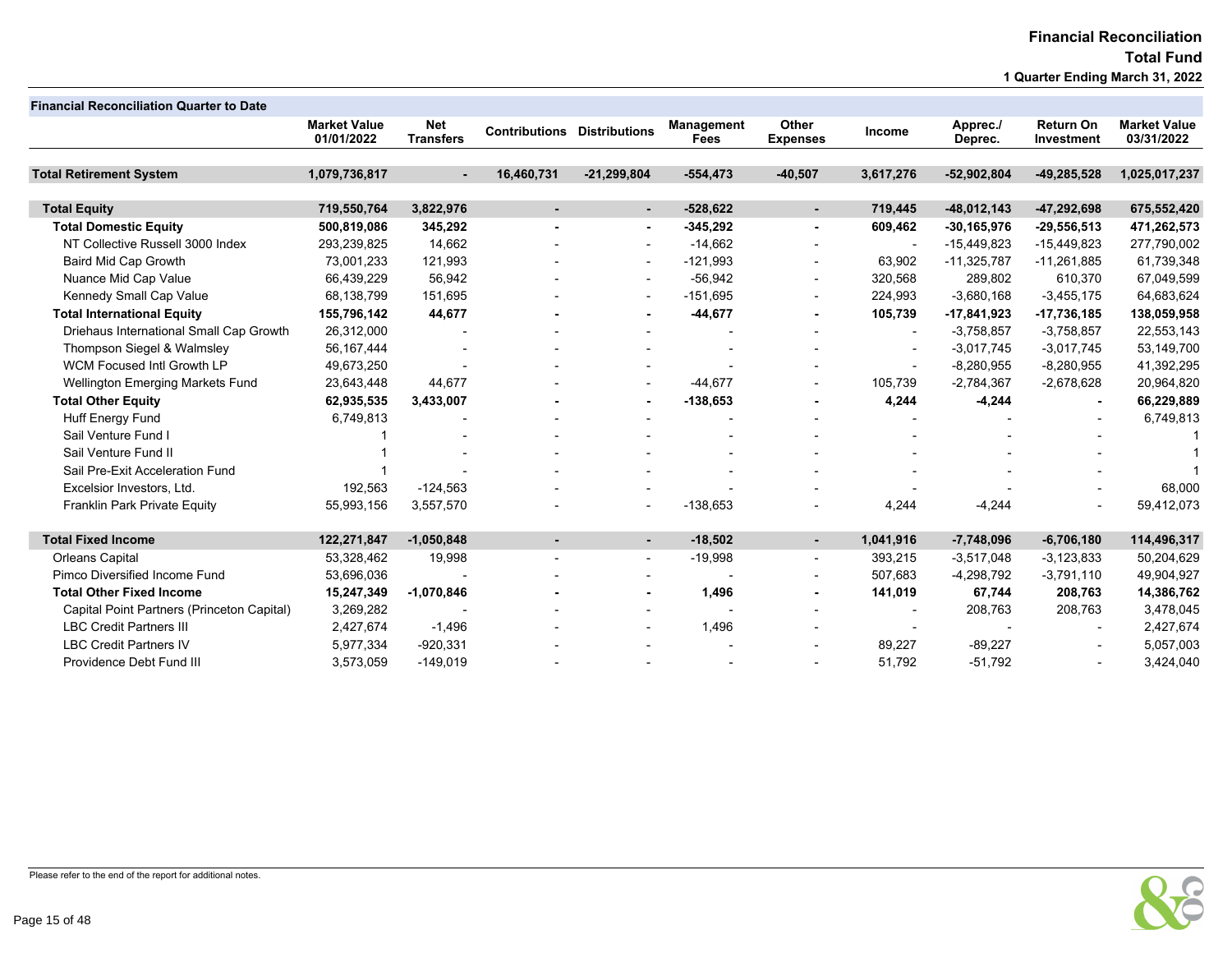# Financial Reconciliation

## Total Fund

### 1 Quarter Ending March 31, 2022

**Financial Reconciliation Quarter to Date**

| | Market Value 01/01/2022 | Net Transfers | Contributions | Distributions | Management Fees | Other Expenses | Income | Apprec./ Deprec. | Return On Investment | Market Value 03/31/2022 |
|---|---|---|---|---|---|---|---|---|---|---|
| **Total Retirement System** | **1,079,736,817** | **-** | **16,460,731** | **-21,299,804** | **-554,473** | **-40,507** | **3,617,276** | **-52,902,804** | **-49,285,528** | **1,025,017,237** |
| **Total Equity** | **719,550,764** | **3,822,976** | **-** | **-** | **-528,622** | **-** | **719,445** | **-48,012,143** | **-47,292,698** | **675,552,420** |
| **Total Domestic Equity** | **500,819,086** | **345,292** | **-** | **-** | **-345,292** | **-** | **609,462** | **-30,165,976** | **-29,556,513** | **471,262,573** |
| NT Collective Russell 3000 Index | 293,239,825 | 14,662 | - | - | -14,662 | - | - | -15,449,823 | -15,449,823 | 277,790,002 |
| Baird Mid Cap Growth | 73,001,233 | 121,993 | - | - | -121,993 | - | 63,902 | -11,325,787 | -11,261,885 | 61,739,348 |
| Nuance Mid Cap Value | 66,439,229 | 56,942 | - | - | -56,942 | - | 320,568 | 289,802 | 610,370 | 67,049,599 |
| Kennedy Small Cap Value | 68,138,799 | 151,695 | - | - | -151,695 | - | 224,993 | -3,680,168 | -3,455,175 | 64,683,624 |
| **Total International Equity** | **155,796,142** | **44,677** | **-** | **-** | **-44,677** | **-** | **105,739** | **-17,841,923** | **-17,736,185** | **138,059,958** |
| Driehaus International Small Cap Growth | 26,312,000 | - | - | - | - | - | - | -3,758,857 | -3,758,857 | 22,553,143 |
| Thompson Siegel & Walmsley | 56,167,444 | - | - | - | - | - | - | -3,017,745 | -3,017,745 | 53,149,700 |
| WCM Focused Intl Growth LP | 49,673,250 | - | - | - | - | - | - | -8,280,955 | -8,280,955 | 41,392,295 |
| Wellington Emerging Markets Fund | 23,643,448 | 44,677 | - | - | -44,677 | - | 105,739 | -2,784,367 | -2,678,628 | 20,964,820 |
| **Total Other Equity** | **62,935,535** | **3,433,007** | **-** | **-** | **-138,653** | **-** | **4,244** | **-4,244** | **-** | **66,229,889** |
| Huff Energy Fund | 6,749,813 | - | - | - | - | - | - | - | - | 6,749,813 |
| Sail Venture Fund I | 1 | - | - | - | - | - | - | - | - | 1 |
| Sail Venture Fund II | 1 | - | - | - | - | - | - | - | - | 1 |
| Sail Pre-Exit Acceleration Fund | 1 | - | - | - | - | - | - | - | - | 1 |
| Excelsior Investors, Ltd. | 192,563 | -124,563 | - | - | - | - | - | - | - | 68,000 |
| Franklin Park Private Equity | 55,993,156 | 3,557,570 | - | - | -138,653 | - | 4,244 | -4,244 | - | 59,412,073 |
| **Total Fixed Income** | **122,271,847** | **-1,050,848** | **-** | **-** | **-18,502** | **-** | **1,041,916** | **-7,748,096** | **-6,706,180** | **114,496,317** |
| Orleans Capital | 53,328,462 | 19,998 | - | - | -19,998 | - | 393,215 | -3,517,048 | -3,123,833 | 50,204,629 |
| Pimco Diversified Income Fund | 53,696,036 | - | - | - | - | - | 507,683 | -4,298,792 | -3,791,110 | 49,904,927 |
| **Total Other Fixed Income** | **15,247,349** | **-1,070,846** | **-** | **-** | **1,496** | **-** | **141,019** | **67,744** | **208,763** | **14,386,762** |
| Capital Point Partners (Princeton Capital) | 3,269,282 | - | - | - | - | - | - | 208,763 | 208,763 | 3,478,045 |
| LBC Credit Partners III | 2,427,674 | -1,496 | - | - | 1,496 | - | - | - | - | 2,427,674 |
| LBC Credit Partners IV | 5,977,334 | -920,331 | - | - | - | - | 89,227 | -89,227 | - | 5,057,003 |
| Providence Debt Fund III | 3,573,059 | -149,019 | - | - | - | - | 51,792 | -51,792 | - | 3,424,040 |

Please refer to the end of the report for additional notes.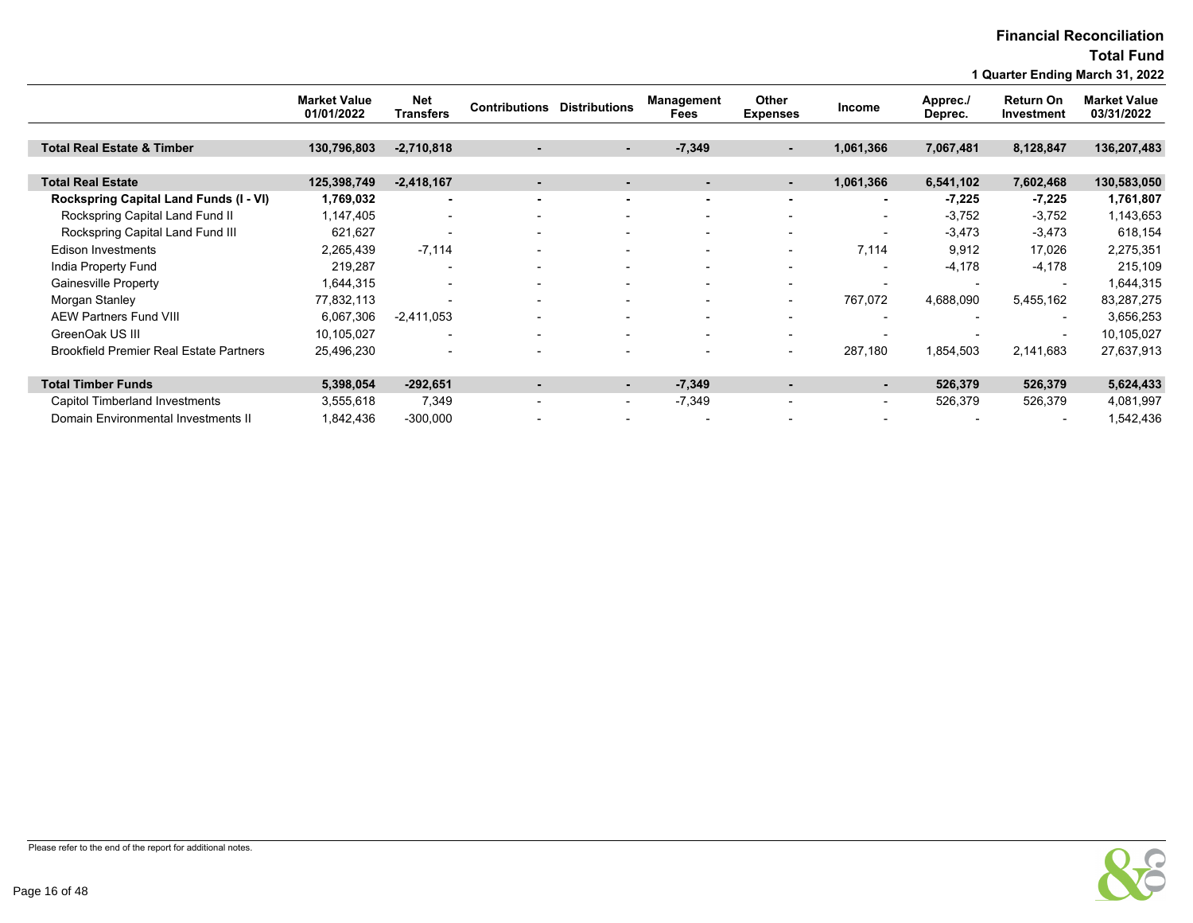# Financial Reconciliation

## Total Fund

### 1 Quarter Ending March 31, 2022

| | Market Value 01/01/2022 | Net Transfers | Contributions | Distributions | Management Fees | Other Expenses | Income | Apprec./ Deprec. | Return On Investment | Market Value 03/31/2022 |
|---|---|---|---|---|---|---|---|---|---|---|
| **Total Real Estate & Timber** | **130,796,803** | **-2,710,818** | **-** | **-** | **-7,349** | **-** | **1,061,366** | **7,067,481** | **8,128,847** | **136,207,483** |
| **Total Real Estate** | **125,398,749** | **-2,418,167** | **-** | **-** | **-** | **-** | **1,061,366** | **6,541,102** | **7,602,468** | **130,583,050** |
| **Rockspring Capital Land Funds (I - VI)** | **1,769,032** | **-** | **-** | **-** | **-** | **-** | **-** | **-7,225** | **-7,225** | **1,761,807** |
| Rockspring Capital Land Fund II | 1,147,405 | - | - | - | - | - | - | -3,752 | -3,752 | 1,143,653 |
| Rockspring Capital Land Fund III | 621,627 | - | - | - | - | - | - | -3,473 | -3,473 | 618,154 |
| Edison Investments | 2,265,439 | -7,114 | - | - | - | - | 7,114 | 9,912 | 17,026 | 2,275,351 |
| India Property Fund | 219,287 | - | - | - | - | - | - | -4,178 | -4,178 | 215,109 |
| Gainesville Property | 1,644,315 | - | - | - | - | - | - | - | - | 1,644,315 |
| Morgan Stanley | 77,832,113 | - | - | - | - | - | 767,072 | 4,688,090 | 5,455,162 | 83,287,275 |
| AEW Partners Fund VIII | 6,067,306 | -2,411,053 | - | - | - | - | - | - | - | 3,656,253 |
| GreenOak US III | 10,105,027 | - | - | - | - | - | - | - | - | 10,105,027 |
| Brookfield Premier Real Estate Partners | 25,496,230 | - | - | - | - | - | 287,180 | 1,854,503 | 2,141,683 | 27,637,913 |
| **Total Timber Funds** | **5,398,054** | **-292,651** | **-** | **-** | **-7,349** | **-** | **-** | **526,379** | **526,379** | **5,624,433** |
| Capitol Timberland Investments | 3,555,618 | 7,349 | - | - | -7,349 | - | - | 526,379 | 526,379 | 4,081,997 |
| Domain Environmental Investments II | 1,842,436 | -300,000 | - | - | - | - | - | - | - | 1,542,436 |

Please refer to the end of the report for additional notes.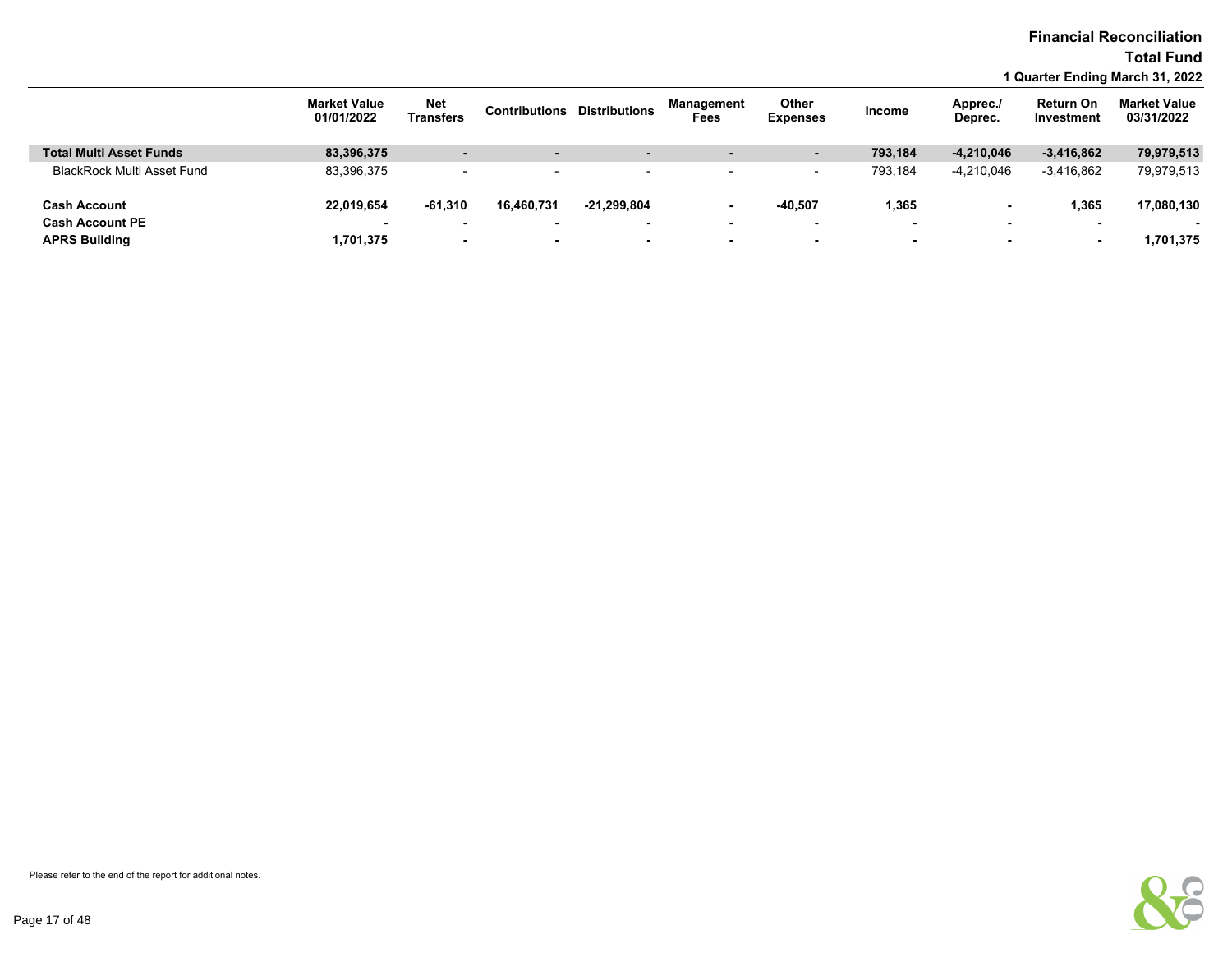# Financial Reconciliation

## Total Fund

### 1 Quarter Ending March 31, 2022

| | Market Value 01/01/2022 | Net Transfers | Contributions | Distributions | Management Fees | Other Expenses | Income | Apprec./ Deprec. | Return On Investment | Market Value 03/31/2022 |
|---|---|---|---|---|---|---|---|---|---|---|
| **Total Multi Asset Funds** | **83,396,375** | **-** | **-** | **-** | **-** | **-** | **793,184** | **-4,210,046** | **-3,416,862** | **79,979,513** |
| BlackRock Multi Asset Fund | 83,396,375 | - | - | - | - | - | 793,184 | -4,210,046 | -3,416,862 | 79,979,513 |
| **Cash Account** | **22,019,654** | **-61,310** | **16,460,731** | **-21,299,804** | **-** | **-40,507** | **1,365** | **-** | **1,365** | **17,080,130** |
| **Cash Account PE** | **-** | **-** | **-** | **-** | **-** | **-** | **-** | **-** | **-** | **-** |
| **APRS Building** | **1,701,375** | **-** | **-** | **-** | **-** | **-** | **-** | **-** | **-** | **1,701,375** |

Please refer to the end of the report for additional notes.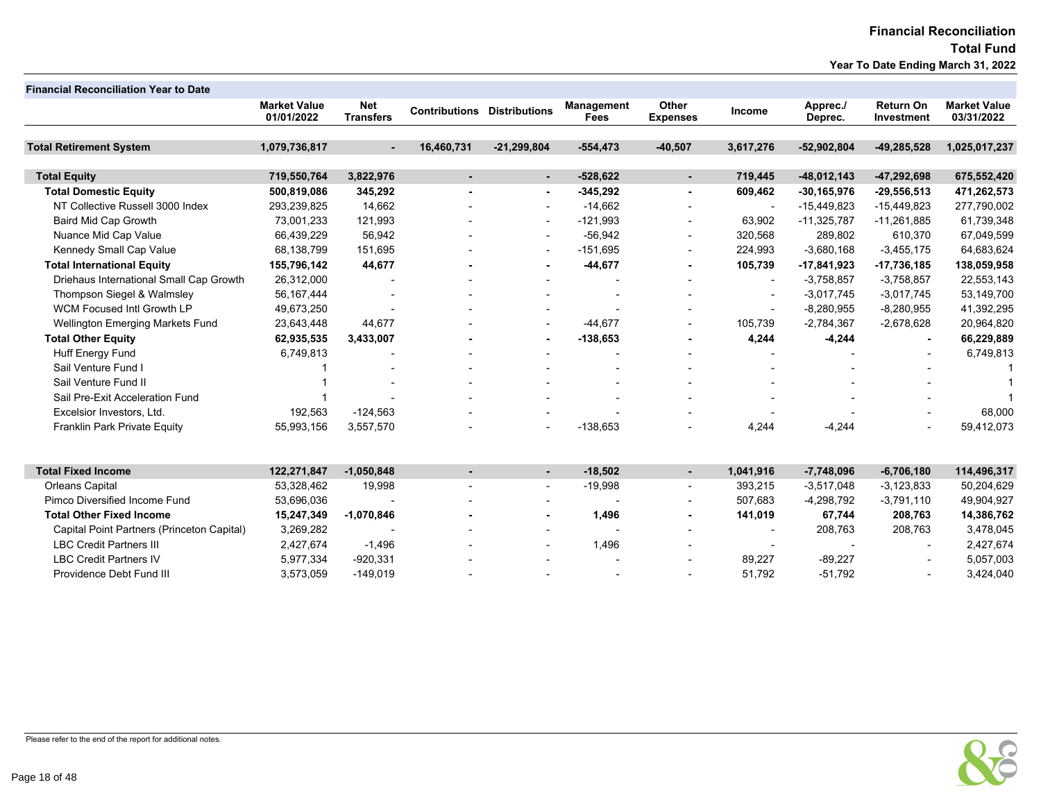# Financial Reconciliation
## Total Fund
### Year To Date Ending March 31, 2022

**Financial Reconciliation Year to Date**

| | Market Value 01/01/2022 | Net Transfers | Contributions | Distributions | Management Fees | Other Expenses | Income | Apprec./ Deprec. | Return On Investment | Market Value 03/31/2022 |
|---|---|---|---|---|---|---|---|---|---|---|
| **Total Retirement System** | **1,079,736,817** | **-** | **16,460,731** | **-21,299,804** | **-554,473** | **-40,507** | **3,617,276** | **-52,902,804** | **-49,285,528** | **1,025,017,237** |
| **Total Equity** | **719,550,764** | **3,822,976** | **-** | **-** | **-528,622** | **-** | **719,445** | **-48,012,143** | **-47,292,698** | **675,552,420** |
| **Total Domestic Equity** | **500,819,086** | **345,292** | **-** | **-** | **-345,292** | **-** | **609,462** | **-30,165,976** | **-29,556,513** | **471,262,573** |
| NT Collective Russell 3000 Index | 293,239,825 | 14,662 | - | - | -14,662 | - | - | -15,449,823 | -15,449,823 | 277,790,002 |
| Baird Mid Cap Growth | 73,001,233 | 121,993 | - | - | -121,993 | - | 63,902 | -11,325,787 | -11,261,885 | 61,739,348 |
| Nuance Mid Cap Value | 66,439,229 | 56,942 | - | - | -56,942 | - | 320,568 | 289,802 | 610,370 | 67,049,599 |
| Kennedy Small Cap Value | 68,138,799 | 151,695 | - | - | -151,695 | - | 224,993 | -3,680,168 | -3,455,175 | 64,683,624 |
| **Total International Equity** | **155,796,142** | **44,677** | **-** | **-** | **-44,677** | **-** | **105,739** | **-17,841,923** | **-17,736,185** | **138,059,958** |
| Driehaus International Small Cap Growth | 26,312,000 | - | - | - | - | - | - | -3,758,857 | -3,758,857 | 22,553,143 |
| Thompson Siegel & Walmsley | 56,167,444 | - | - | - | - | - | - | -3,017,745 | -3,017,745 | 53,149,700 |
| WCM Focused Intl Growth LP | 49,673,250 | - | - | - | - | - | - | -8,280,955 | -8,280,955 | 41,392,295 |
| Wellington Emerging Markets Fund | 23,643,448 | 44,677 | - | - | -44,677 | - | 105,739 | -2,784,367 | -2,678,628 | 20,964,820 |
| **Total Other Equity** | **62,935,535** | **3,433,007** | **-** | **-** | **-138,653** | **-** | **4,244** | **-4,244** | **-** | **66,229,889** |
| Huff Energy Fund | 6,749,813 | - | - | - | - | - | - | - | - | 6,749,813 |
| Sail Venture Fund I | 1 | - | - | - | - | - | - | - | - | 1 |
| Sail Venture Fund II | 1 | - | - | - | - | - | - | - | - | 1 |
| Sail Pre-Exit Acceleration Fund | 1 | - | - | - | - | - | - | - | - | 1 |
| Excelsior Investors, Ltd. | 192,563 | -124,563 | - | - | - | - | - | - | - | 68,000 |
| Franklin Park Private Equity | 55,993,156 | 3,557,570 | - | - | -138,653 | - | 4,244 | -4,244 | - | 59,412,073 |
| **Total Fixed Income** | **122,271,847** | **-1,050,848** | **-** | **-** | **-18,502** | **-** | **1,041,916** | **-7,748,096** | **-6,706,180** | **114,496,317** |
| Orleans Capital | 53,328,462 | 19,998 | - | - | -19,998 | - | 393,215 | -3,517,048 | -3,123,833 | 50,204,629 |
| Pimco Diversified Income Fund | 53,696,036 | - | - | - | - | - | 507,683 | -4,298,792 | -3,791,110 | 49,904,927 |
| **Total Other Fixed Income** | **15,247,349** | **-1,070,846** | **-** | **-** | **1,496** | **-** | **141,019** | **67,744** | **208,763** | **14,386,762** |
| Capital Point Partners (Princeton Capital) | 3,269,282 | - | - | - | - | - | - | 208,763 | 208,763 | 3,478,045 |
| LBC Credit Partners III | 2,427,674 | -1,496 | - | - | 1,496 | - | - | - | - | 2,427,674 |
| LBC Credit Partners IV | 5,977,334 | -920,331 | - | - | - | - | 89,227 | -89,227 | - | 5,057,003 |
| Providence Debt Fund III | 3,573,059 | -149,019 | - | - | - | - | 51,792 | -51,792 | - | 3,424,040 |

Please refer to the end of the report for additional notes.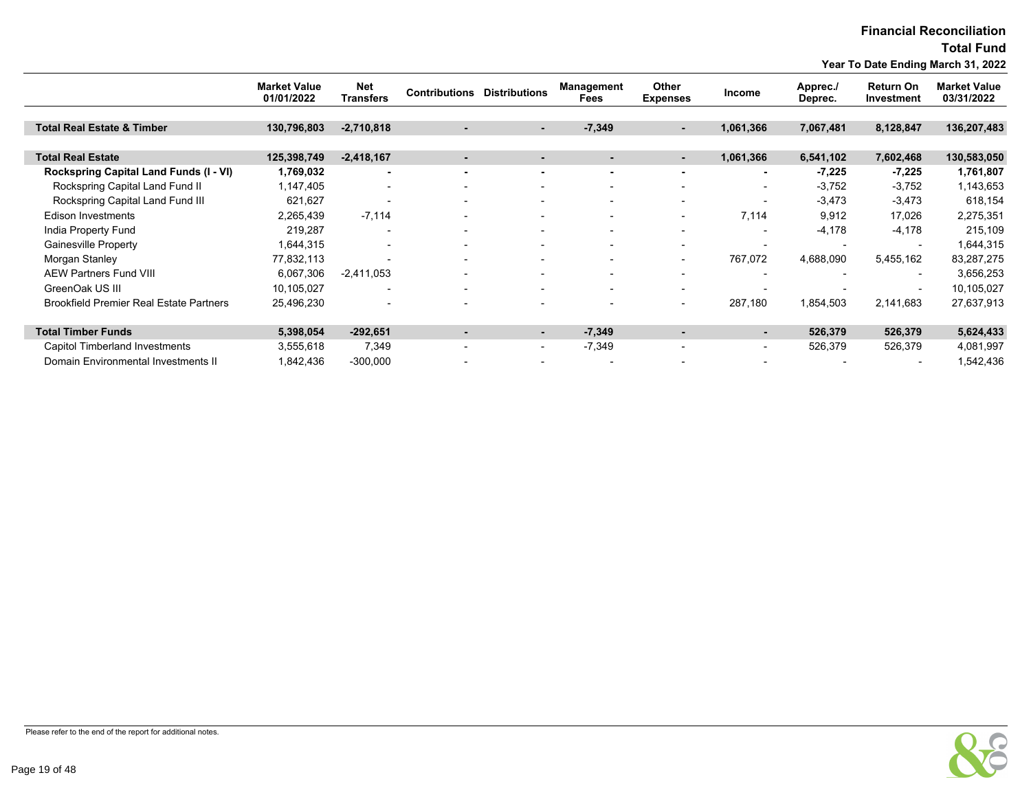## Financial Reconciliation

### Total Fund

**Year To Date Ending March 31, 2022**

| | Market Value 01/01/2022 | Net Transfers | Contributions | Distributions | Management Fees | Other Expenses | Income | Apprec./ Deprec. | Return On Investment | Market Value 03/31/2022 |
|---|---|---|---|---|---|---|---|---|---|---|
| **Total Real Estate & Timber** | **130,796,803** | **-2,710,818** | **-** | **-** | **-7,349** | **-** | **1,061,366** | **7,067,481** | **8,128,847** | **136,207,483** |
| **Total Real Estate** | **125,398,749** | **-2,418,167** | **-** | **-** | **-** | **-** | **1,061,366** | **6,541,102** | **7,602,468** | **130,583,050** |
| **Rockspring Capital Land Funds (I - VI)** | **1,769,032** | **-** | **-** | **-** | **-** | **-** | **-** | **-7,225** | **-7,225** | **1,761,807** |
| Rockspring Capital Land Fund II | 1,147,405 | - | - | - | - | - | - | -3,752 | -3,752 | 1,143,653 |
| Rockspring Capital Land Fund III | 621,627 | - | - | - | - | - | - | -3,473 | -3,473 | 618,154 |
| Edison Investments | 2,265,439 | -7,114 | - | - | - | - | 7,114 | 9,912 | 17,026 | 2,275,351 |
| India Property Fund | 219,287 | - | - | - | - | - | - | -4,178 | -4,178 | 215,109 |
| Gainesville Property | 1,644,315 | - | - | - | - | - | - | - | - | 1,644,315 |
| Morgan Stanley | 77,832,113 | - | - | - | - | - | 767,072 | 4,688,090 | 5,455,162 | 83,287,275 |
| AEW Partners Fund VIII | 6,067,306 | -2,411,053 | - | - | - | - | - | - | - | 3,656,253 |
| GreenOak US III | 10,105,027 | - | - | - | - | - | - | - | - | 10,105,027 |
| Brookfield Premier Real Estate Partners | 25,496,230 | - | - | - | - | - | 287,180 | 1,854,503 | 2,141,683 | 27,637,913 |
| **Total Timber Funds** | **5,398,054** | **-292,651** | **-** | **-** | **-7,349** | **-** | **-** | **526,379** | **526,379** | **5,624,433** |
| Capitol Timberland Investments | 3,555,618 | 7,349 | - | - | -7,349 | - | - | 526,379 | 526,379 | 4,081,997 |
| Domain Environmental Investments II | 1,842,436 | -300,000 | - | - | - | - | - | - | - | 1,542,436 |

Please refer to the end of the report for additional notes.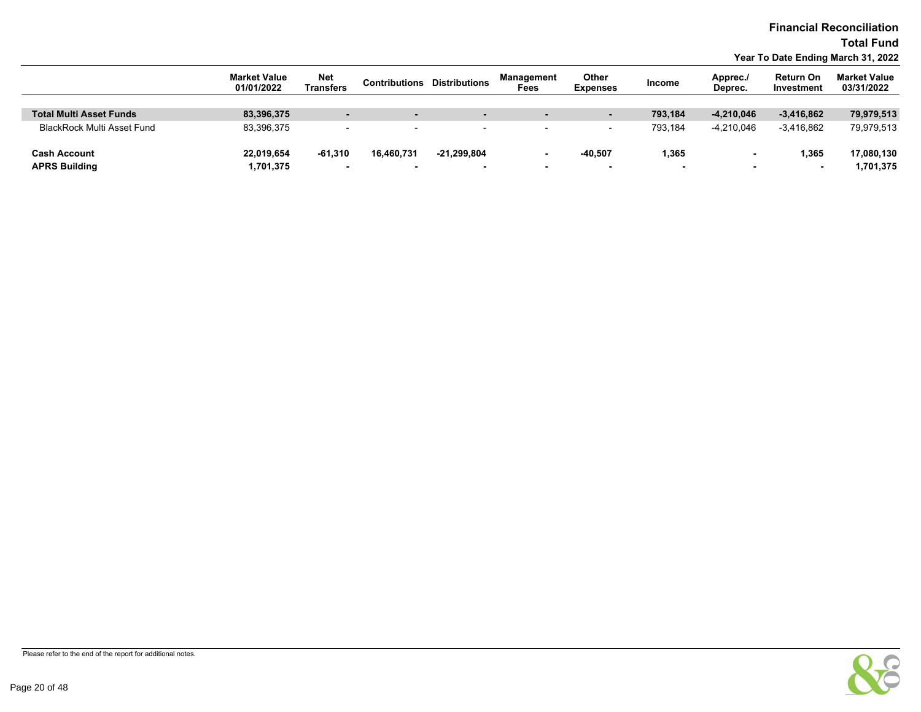# Financial Reconciliation

## Total Fund

### Year To Date Ending March 31, 2022

| | Market Value 01/01/2022 | Net Transfers | Contributions | Distributions | Management Fees | Other Expenses | Income | Apprec./ Deprec. | Return On Investment | Market Value 03/31/2022 |
|---|---|---|---|---|---|---|---|---|---|---|
| **Total Multi Asset Funds** | **83,396,375** | **-** | **-** | **-** | **-** | **-** | **793,184** | **-4,210,046** | **-3,416,862** | **79,979,513** |
| BlackRock Multi Asset Fund | 83,396,375 | - | - | - | - | - | 793,184 | -4,210,046 | -3,416,862 | 79,979,513 |
| **Cash Account** | **22,019,654** | **-61,310** | **16,460,731** | **-21,299,804** | **-** | **-40,507** | **1,365** | **-** | **1,365** | **17,080,130** |
| **APRS Building** | **1,701,375** | **-** | **-** | **-** | **-** | **-** | **-** | **-** | **-** | **1,701,375** |

Please refer to the end of the report for additional notes.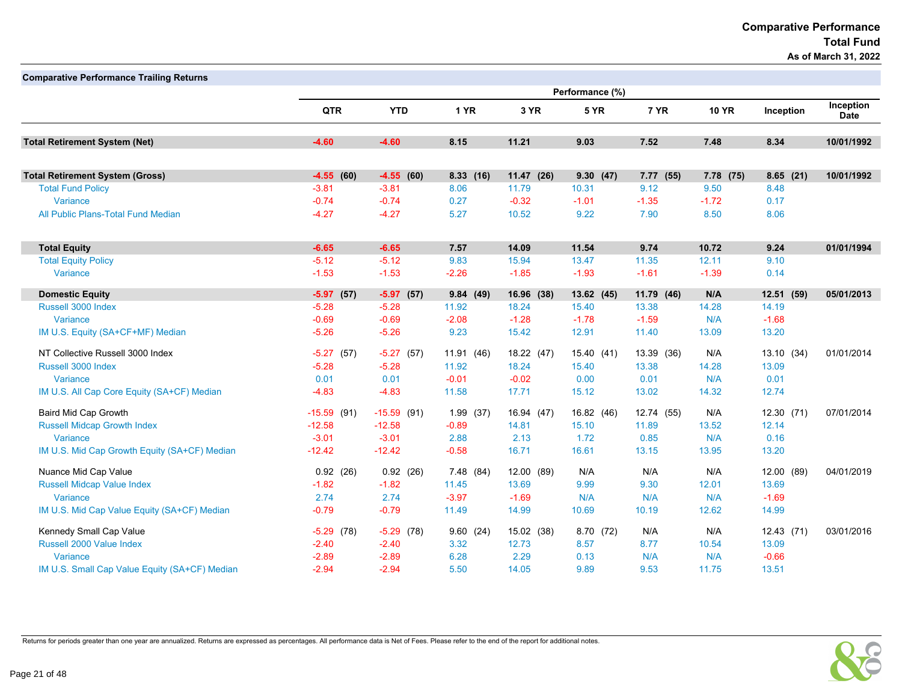# Comparative Performance
## Total Fund
### As of March 31, 2022

**Comparative Performance Trailing Returns**

| | Performance (%) | | | | | | | | |
|---|---|---|---|---|---|---|---|---|---|
| | QTR | YTD | 1 YR | 3 YR | 5 YR | 7 YR | 10 YR | Inception | Inception Date |
| **Total Retirement System (Net)** | **-4.60** | **-4.60** | **8.15** | **11.21** | **9.03** | **7.52** | **7.48** | **8.34** | **10/01/1992** |
| **Total Retirement System (Gross)** | **-4.55 (60)** | **-4.55 (60)** | **8.33 (16)** | **11.47 (26)** | **9.30 (47)** | **7.77 (55)** | **7.78 (75)** | **8.65 (21)** | **10/01/1992** |
| Total Fund Policy | -3.81 | -3.81 | 8.06 | 11.79 | 10.31 | 9.12 | 9.50 | 8.48 | |
| Variance | -0.74 | -0.74 | 0.27 | -0.32 | -1.01 | -1.35 | -1.72 | 0.17 | |
| All Public Plans-Total Fund Median | -4.27 | -4.27 | 5.27 | 10.52 | 9.22 | 7.90 | 8.50 | 8.06 | |
| **Total Equity** | **-6.65** | **-6.65** | **7.57** | **14.09** | **11.54** | **9.74** | **10.72** | **9.24** | **01/01/1994** |
| Total Equity Policy | -5.12 | -5.12 | 9.83 | 15.94 | 13.47 | 11.35 | 12.11 | 9.10 | |
| Variance | -1.53 | -1.53 | -2.26 | -1.85 | -1.93 | -1.61 | -1.39 | 0.14 | |
| **Domestic Equity** | **-5.97 (57)** | **-5.97 (57)** | **9.84 (49)** | **16.96 (38)** | **13.62 (45)** | **11.79 (46)** | **N/A** | **12.51 (59)** | **05/01/2013** |
| Russell 3000 Index | -5.28 | -5.28 | 11.92 | 18.24 | 15.40 | 13.38 | 14.28 | 14.19 | |
| Variance | -0.69 | -0.69 | -2.08 | -1.28 | -1.78 | -1.59 | N/A | -1.68 | |
| IM U.S. Equity (SA+CF+MF) Median | -5.26 | -5.26 | 9.23 | 15.42 | 12.91 | 11.40 | 13.09 | 13.20 | |
| NT Collective Russell 3000 Index | -5.27 (57) | -5.27 (57) | 11.91 (46) | 18.22 (47) | 15.40 (41) | 13.39 (36) | N/A | 13.10 (34) | 01/01/2014 |
| Russell 3000 Index | -5.28 | -5.28 | 11.92 | 18.24 | 15.40 | 13.38 | 14.28 | 13.09 | |
| Variance | 0.01 | 0.01 | -0.01 | -0.02 | 0.00 | 0.01 | N/A | 0.01 | |
| IM U.S. All Cap Core Equity (SA+CF) Median | -4.83 | -4.83 | 11.58 | 17.71 | 15.12 | 13.02 | 14.32 | 12.74 | |
| Baird Mid Cap Growth | -15.59 (91) | -15.59 (91) | 1.99 (37) | 16.94 (47) | 16.82 (46) | 12.74 (55) | N/A | 12.30 (71) | 07/01/2014 |
| Russell Midcap Growth Index | -12.58 | -12.58 | -0.89 | 14.81 | 15.10 | 11.89 | 13.52 | 12.14 | |
| Variance | -3.01 | -3.01 | 2.88 | 2.13 | 1.72 | 0.85 | N/A | 0.16 | |
| IM U.S. Mid Cap Growth Equity (SA+CF) Median | -12.42 | -12.42 | -0.58 | 16.71 | 16.61 | 13.15 | 13.95 | 13.20 | |
| Nuance Mid Cap Value | 0.92 (26) | 0.92 (26) | 7.48 (84) | 12.00 (89) | N/A | N/A | N/A | 12.00 (89) | 04/01/2019 |
| Russell Midcap Value Index | -1.82 | -1.82 | 11.45 | 13.69 | 9.99 | 9.30 | 12.01 | 13.69 | |
| Variance | 2.74 | 2.74 | -3.97 | -1.69 | N/A | N/A | N/A | -1.69 | |
| IM U.S. Mid Cap Value Equity (SA+CF) Median | -0.79 | -0.79 | 11.49 | 14.99 | 10.69 | 10.19 | 12.62 | 14.99 | |
| Kennedy Small Cap Value | -5.29 (78) | -5.29 (78) | 9.60 (24) | 15.02 (38) | 8.70 (72) | N/A | N/A | 12.43 (71) | 03/01/2016 |
| Russell 2000 Value Index | -2.40 | -2.40 | 3.32 | 12.73 | 8.57 | 8.77 | 10.54 | 13.09 | |
| Variance | -2.89 | -2.89 | 6.28 | 2.29 | 0.13 | N/A | N/A | -0.66 | |
| IM U.S. Small Cap Value Equity (SA+CF) Median | -2.94 | -2.94 | 5.50 | 14.05 | 9.89 | 9.53 | 11.75 | 13.51 | |

Returns for periods greater than one year are annualized. Returns are expressed as percentages. All performance data is Net of Fees. Please refer to the end of the report for additional notes.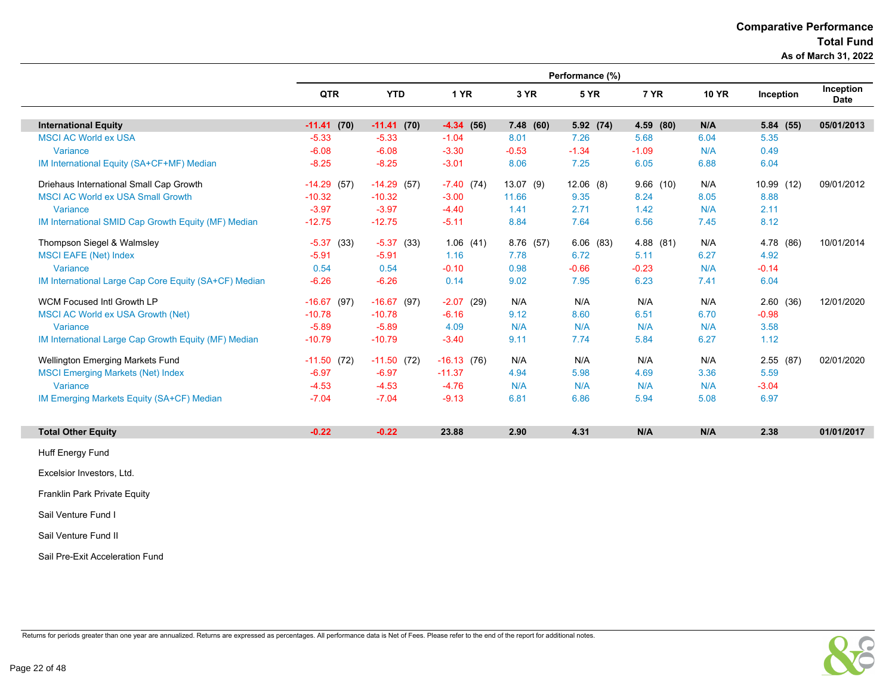# Comparative Performance
## Total Fund
### As of March 31, 2022

| | Performance (%) | | | | | | | | |
|---|---|---|---|---|---|---|---|---|---|
| | QTR | YTD | 1 YR | 3 YR | 5 YR | 7 YR | 10 YR | Inception | Inception Date |
| **International Equity** | **-11.41 (70)** | **-11.41 (70)** | **-4.34 (56)** | **7.48 (60)** | **5.92 (74)** | **4.59 (80)** | **N/A** | **5.84 (55)** | **05/01/2013** |
| MSCI AC World ex USA | -5.33 | -5.33 | -1.04 | 8.01 | 7.26 | 5.68 | 6.04 | 5.35 | |
| Variance | -6.08 | -6.08 | -3.30 | -0.53 | -1.34 | -1.09 | N/A | 0.49 | |
| IM International Equity (SA+CF+MF) Median | -8.25 | -8.25 | -3.01 | 8.06 | 7.25 | 6.05 | 6.88 | 6.04 | |
| Driehaus International Small Cap Growth | -14.29 (57) | -14.29 (57) | -7.40 (74) | 13.07 (9) | 12.06 (8) | 9.66 (10) | N/A | 10.99 (12) | 09/01/2012 |
| MSCI AC World ex USA Small Growth | -10.32 | -10.32 | -3.00 | 11.66 | 9.35 | 8.24 | 8.05 | 8.88 | |
| Variance | -3.97 | -3.97 | -4.40 | 1.41 | 2.71 | 1.42 | N/A | 2.11 | |
| IM International SMID Cap Growth Equity (MF) Median | -12.75 | -12.75 | -5.11 | 8.84 | 7.64 | 6.56 | 7.45 | 8.12 | |
| Thompson Siegel & Walmsley | -5.37 (33) | -5.37 (33) | 1.06 (41) | 8.76 (57) | 6.06 (83) | 4.88 (81) | N/A | 4.78 (86) | 10/01/2014 |
| MSCI EAFE (Net) Index | -5.91 | -5.91 | 1.16 | 7.78 | 6.72 | 5.11 | 6.27 | 4.92 | |
| Variance | 0.54 | 0.54 | -0.10 | 0.98 | -0.66 | -0.23 | N/A | -0.14 | |
| IM International Large Cap Core Equity (SA+CF) Median | -6.26 | -6.26 | 0.14 | 9.02 | 7.95 | 6.23 | 7.41 | 6.04 | |
| WCM Focused Intl Growth LP | -16.67 (97) | -16.67 (97) | -2.07 (29) | N/A | N/A | N/A | N/A | 2.60 (36) | 12/01/2020 |
| MSCI AC World ex USA Growth (Net) | -10.78 | -10.78 | -6.16 | 9.12 | 8.60 | 6.51 | 6.70 | -0.98 | |
| Variance | -5.89 | -5.89 | 4.09 | N/A | N/A | N/A | N/A | 3.58 | |
| IM International Large Cap Growth Equity (MF) Median | -10.79 | -10.79 | -3.40 | 9.11 | 7.74 | 5.84 | 6.27 | 1.12 | |
| Wellington Emerging Markets Fund | -11.50 (72) | -11.50 (72) | -16.13 (76) | N/A | N/A | N/A | N/A | 2.55 (87) | 02/01/2020 |
| MSCI Emerging Markets (Net) Index | -6.97 | -6.97 | -11.37 | 4.94 | 5.98 | 4.69 | 3.36 | 5.59 | |
| Variance | -4.53 | -4.53 | -4.76 | N/A | N/A | N/A | N/A | -3.04 | |
| IM Emerging Markets Equity (SA+CF) Median | -7.04 | -7.04 | -9.13 | 6.81 | 6.86 | 5.94 | 5.08 | 6.97 | |
| **Total Other Equity** | **-0.22** | **-0.22** | **23.88** | **2.90** | **4.31** | **N/A** | **N/A** | **2.38** | **01/01/2017** |
| Huff Energy Fund | | | | | | | | | |
| Excelsior Investors, Ltd. | | | | | | | | | |
| Franklin Park Private Equity | | | | | | | | | |
| Sail Venture Fund I | | | | | | | | | |
| Sail Venture Fund II | | | | | | | | | |
| Sail Pre-Exit Acceleration Fund | | | | | | | | | |

Returns for periods greater than one year are annualized. Returns are expressed as percentages. All performance data is Net of Fees. Please refer to the end of the report for additional notes.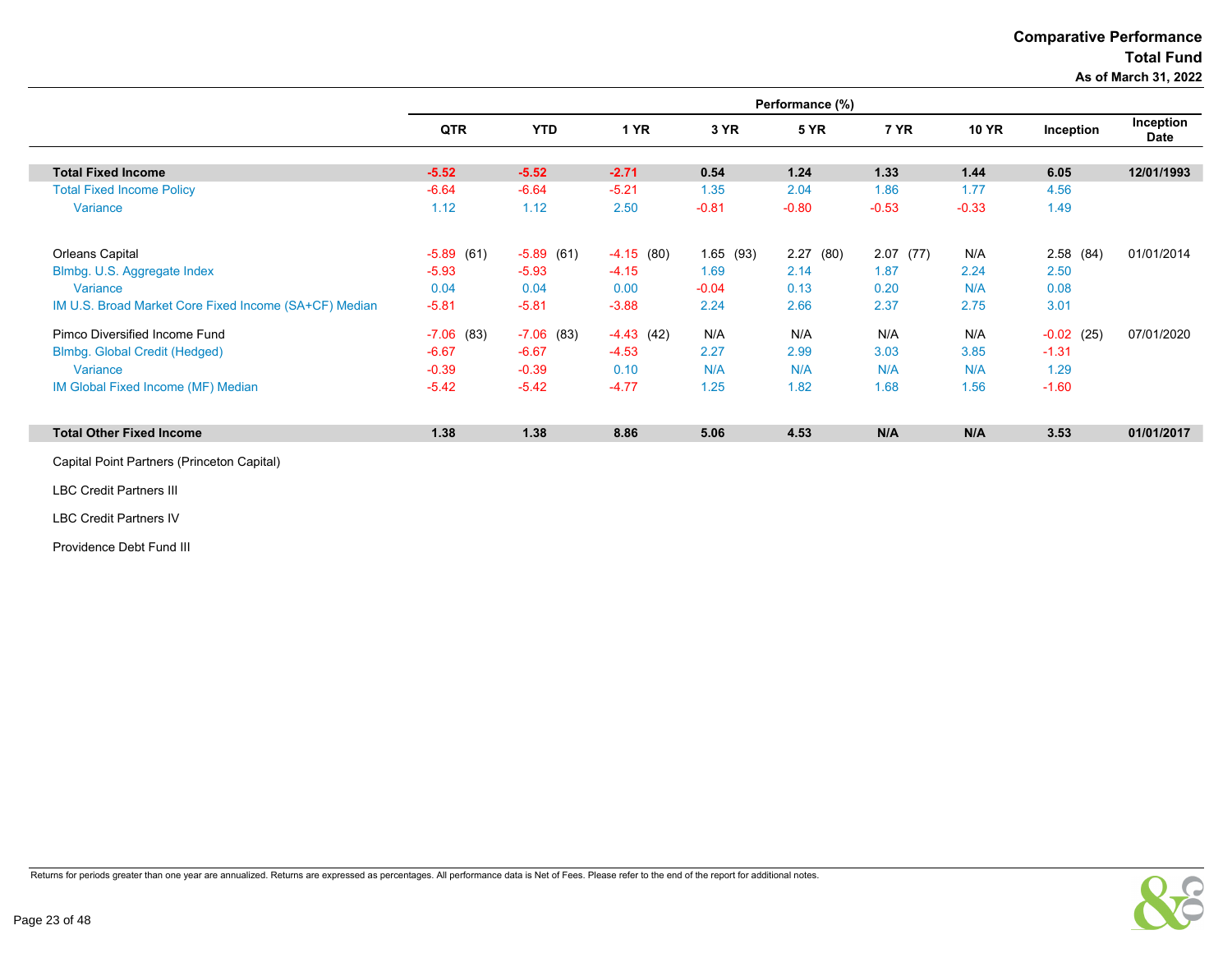# Comparative Performance
## Total Fund
### As of March 31, 2022

| | Performance (%) | | | | | | | | |
|---|---|---|---|---|---|---|---|---|---|
| | QTR | YTD | 1 YR | 3 YR | 5 YR | 7 YR | 10 YR | Inception | Inception Date |
| **Total Fixed Income** | **-5.52** | **-5.52** | **-2.71** | **0.54** | **1.24** | **1.33** | **1.44** | **6.05** | **12/01/1993** |
| Total Fixed Income Policy | -6.64 | -6.64 | -5.21 | 1.35 | 2.04 | 1.86 | 1.77 | 4.56 | |
| Variance | 1.12 | 1.12 | 2.50 | -0.81 | -0.80 | -0.53 | -0.33 | 1.49 | |
| Orleans Capital | -5.89 (61) | -5.89 (61) | -4.15 (80) | 1.65 (93) | 2.27 (80) | 2.07 (77) | N/A | 2.58 (84) | 01/01/2014 |
| Blmbg. U.S. Aggregate Index | -5.93 | -5.93 | -4.15 | 1.69 | 2.14 | 1.87 | 2.24 | 2.50 | |
| Variance | 0.04 | 0.04 | 0.00 | -0.04 | 0.13 | 0.20 | N/A | 0.08 | |
| IM U.S. Broad Market Core Fixed Income (SA+CF) Median | -5.81 | -5.81 | -3.88 | 2.24 | 2.66 | 2.37 | 2.75 | 3.01 | |
| Pimco Diversified Income Fund | -7.06 (83) | -7.06 (83) | -4.43 (42) | N/A | N/A | N/A | N/A | -0.02 (25) | 07/01/2020 |
| Blmbg. Global Credit (Hedged) | -6.67 | -6.67 | -4.53 | 2.27 | 2.99 | 3.03 | 3.85 | -1.31 | |
| Variance | -0.39 | -0.39 | 0.10 | N/A | N/A | N/A | N/A | 1.29 | |
| IM Global Fixed Income (MF) Median | -5.42 | -5.42 | -4.77 | 1.25 | 1.82 | 1.68 | 1.56 | -1.60 | |
| **Total Other Fixed Income** | **1.38** | **1.38** | **8.86** | **5.06** | **4.53** | **N/A** | **N/A** | **3.53** | **01/01/2017** |
| Capital Point Partners (Princeton Capital) | | | | | | | | | |
| LBC Credit Partners III | | | | | | | | | |
| LBC Credit Partners IV | | | | | | | | | |
| Providence Debt Fund III | | | | | | | | | |

Returns for periods greater than one year are annualized. Returns are expressed as percentages. All performance data is Net of Fees. Please refer to the end of the report for additional notes.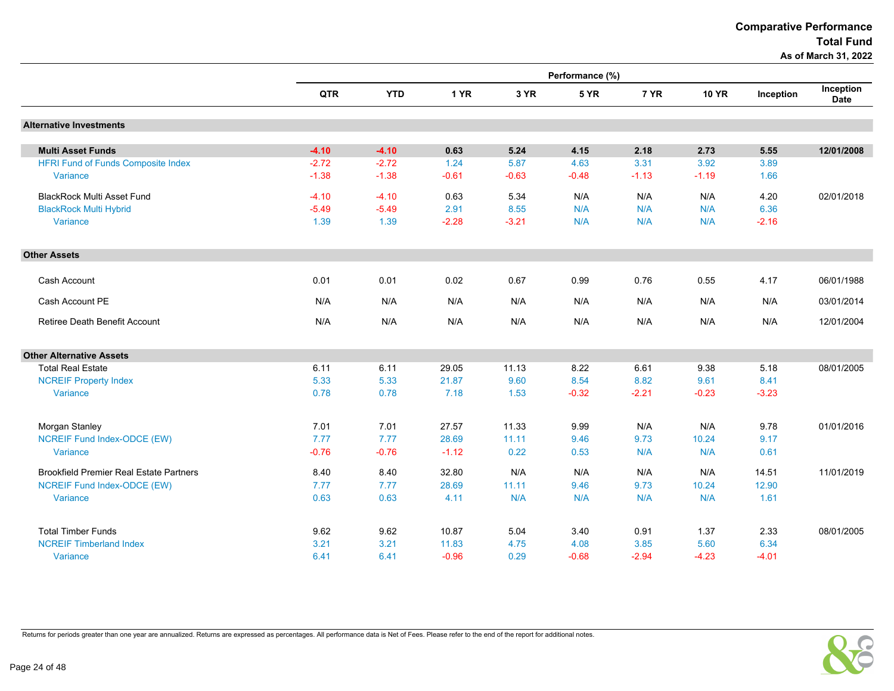# Comparative Performance
## Total Fund
### As of March 31, 2022

| | Performance (%) | | | | | | | | |
|---|---|---|---|---|---|---|---|---|---|
| | QTR | YTD | 1 YR | 3 YR | 5 YR | 7 YR | 10 YR | Inception | Inception Date |
| **Alternative Investments** | | | | | | | | | |
| **Multi Asset Funds** | **-4.10** | **-4.10** | **0.63** | **5.24** | **4.15** | **2.18** | **2.73** | **5.55** | **12/01/2008** |
| HFRI Fund of Funds Composite Index | -2.72 | -2.72 | 1.24 | 5.87 | 4.63 | 3.31 | 3.92 | 3.89 | |
| Variance | -1.38 | -1.38 | -0.61 | -0.63 | -0.48 | -1.13 | -1.19 | 1.66 | |
| BlackRock Multi Asset Fund | -4.10 | -4.10 | 0.63 | 5.34 | N/A | N/A | N/A | 4.20 | 02/01/2018 |
| BlackRock Multi Hybrid | -5.49 | -5.49 | 2.91 | 8.55 | N/A | N/A | N/A | 6.36 | |
| Variance | 1.39 | 1.39 | -2.28 | -3.21 | N/A | N/A | N/A | -2.16 | |
| **Other Assets** | | | | | | | | | |
| Cash Account | 0.01 | 0.01 | 0.02 | 0.67 | 0.99 | 0.76 | 0.55 | 4.17 | 06/01/1988 |
| Cash Account PE | N/A | N/A | N/A | N/A | N/A | N/A | N/A | N/A | 03/01/2014 |
| Retiree Death Benefit Account | N/A | N/A | N/A | N/A | N/A | N/A | N/A | N/A | 12/01/2004 |
| **Other Alternative Assets** | | | | | | | | | |
| Total Real Estate | 6.11 | 6.11 | 29.05 | 11.13 | 8.22 | 6.61 | 9.38 | 5.18 | 08/01/2005 |
| NCREIF Property Index | 5.33 | 5.33 | 21.87 | 9.60 | 8.54 | 8.82 | 9.61 | 8.41 | |
| Variance | 0.78 | 0.78 | 7.18 | 1.53 | -0.32 | -2.21 | -0.23 | -3.23 | |
| Morgan Stanley | 7.01 | 7.01 | 27.57 | 11.33 | 9.99 | N/A | N/A | 9.78 | 01/01/2016 |
| NCREIF Fund Index-ODCE (EW) | 7.77 | 7.77 | 28.69 | 11.11 | 9.46 | 9.73 | 10.24 | 9.17 | |
| Variance | -0.76 | -0.76 | -1.12 | 0.22 | 0.53 | N/A | N/A | 0.61 | |
| Brookfield Premier Real Estate Partners | 8.40 | 8.40 | 32.80 | N/A | N/A | N/A | N/A | 14.51 | 11/01/2019 |
| NCREIF Fund Index-ODCE (EW) | 7.77 | 7.77 | 28.69 | 11.11 | 9.46 | 9.73 | 10.24 | 12.90 | |
| Variance | 0.63 | 0.63 | 4.11 | N/A | N/A | N/A | N/A | 1.61 | |
| Total Timber Funds | 9.62 | 9.62 | 10.87 | 5.04 | 3.40 | 0.91 | 1.37 | 2.33 | 08/01/2005 |
| NCREIF Timberland Index | 3.21 | 3.21 | 11.83 | 4.75 | 4.08 | 3.85 | 5.60 | 6.34 | |
| Variance | 6.41 | 6.41 | -0.96 | 0.29 | -0.68 | -2.94 | -4.23 | -4.01 | |

Returns for periods greater than one year are annualized. Returns are expressed as percentages. All performance data is Net of Fees. Please refer to the end of the report for additional notes.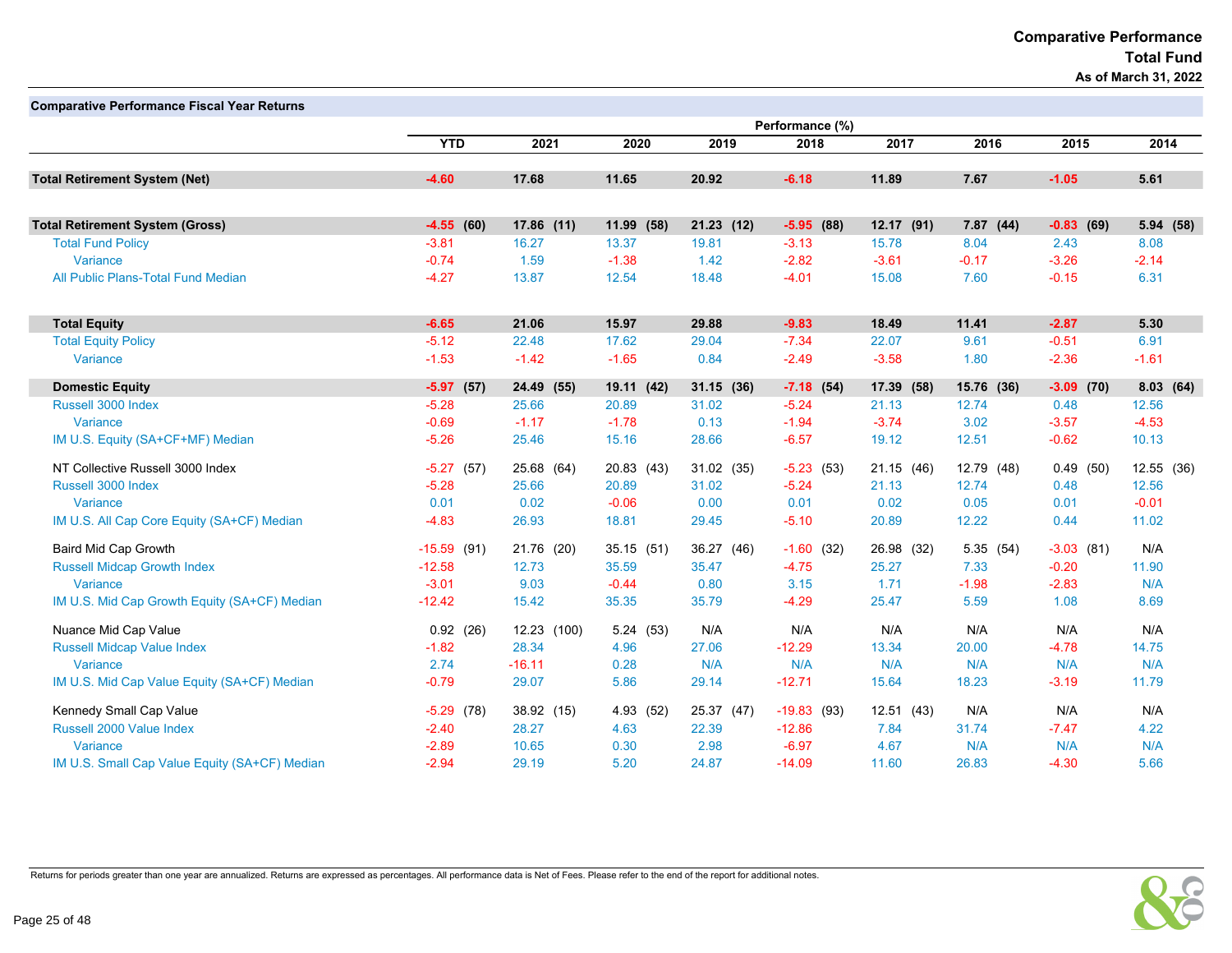# Comparative Performance
## Total Fund
### As of March 31, 2022

**Comparative Performance Fiscal Year Returns**

| | Performance (%) | | | | | | | | |
|---|---|---|---|---|---|---|---|---|---|
| | YTD | 2021 | 2020 | 2019 | 2018 | 2017 | 2016 | 2015 | 2014 |
| **Total Retirement System (Net)** | **-4.60** | **17.68** | **11.65** | **20.92** | **-6.18** | **11.89** | **7.67** | **-1.05** | **5.61** |
| **Total Retirement System (Gross)** | **-4.55 (60)** | **17.86 (11)** | **11.99 (58)** | **21.23 (12)** | **-5.95 (88)** | **12.17 (91)** | **7.87 (44)** | **-0.83 (69)** | **5.94 (58)** |
| Total Fund Policy | -3.81 | 16.27 | 13.37 | 19.81 | -3.13 | 15.78 | 8.04 | 2.43 | 8.08 |
| Variance | -0.74 | 1.59 | -1.38 | 1.42 | -2.82 | -3.61 | -0.17 | -3.26 | -2.14 |
| All Public Plans-Total Fund Median | -4.27 | 13.87 | 12.54 | 18.48 | -4.01 | 15.08 | 7.60 | -0.15 | 6.31 |
| **Total Equity** | **-6.65** | **21.06** | **15.97** | **29.88** | **-9.83** | **18.49** | **11.41** | **-2.87** | **5.30** |
| Total Equity Policy | -5.12 | 22.48 | 17.62 | 29.04 | -7.34 | 22.07 | 9.61 | -0.51 | 6.91 |
| Variance | -1.53 | -1.42 | -1.65 | 0.84 | -2.49 | -3.58 | 1.80 | -2.36 | -1.61 |
| **Domestic Equity** | **-5.97 (57)** | **24.49 (55)** | **19.11 (42)** | **31.15 (36)** | **-7.18 (54)** | **17.39 (58)** | **15.76 (36)** | **-3.09 (70)** | **8.03 (64)** |
| Russell 3000 Index | -5.28 | 25.66 | 20.89 | 31.02 | -5.24 | 21.13 | 12.74 | 0.48 | 12.56 |
| Variance | -0.69 | -1.17 | -1.78 | 0.13 | -1.94 | -3.74 | 3.02 | -3.57 | -4.53 |
| IM U.S. Equity (SA+CF+MF) Median | -5.26 | 25.46 | 15.16 | 28.66 | -6.57 | 19.12 | 12.51 | -0.62 | 10.13 |
| NT Collective Russell 3000 Index | -5.27 (57) | 25.68 (64) | 20.83 (43) | 31.02 (35) | -5.23 (53) | 21.15 (46) | 12.79 (48) | 0.49 (50) | 12.55 (36) |
| Russell 3000 Index | -5.28 | 25.66 | 20.89 | 31.02 | -5.24 | 21.13 | 12.74 | 0.48 | 12.56 |
| Variance | 0.01 | 0.02 | -0.06 | 0.00 | 0.01 | 0.02 | 0.05 | 0.01 | -0.01 |
| IM U.S. All Cap Core Equity (SA+CF) Median | -4.83 | 26.93 | 18.81 | 29.45 | -5.10 | 20.89 | 12.22 | 0.44 | 11.02 |
| Baird Mid Cap Growth | -15.59 (91) | 21.76 (20) | 35.15 (51) | 36.27 (46) | -1.60 (32) | 26.98 (32) | 5.35 (54) | -3.03 (81) | N/A |
| Russell Midcap Growth Index | -12.58 | 12.73 | 35.59 | 35.47 | -4.75 | 25.27 | 7.33 | -0.20 | 11.90 |
| Variance | -3.01 | 9.03 | -0.44 | 0.80 | 3.15 | 1.71 | -1.98 | -2.83 | N/A |
| IM U.S. Mid Cap Growth Equity (SA+CF) Median | -12.42 | 15.42 | 35.35 | 35.79 | -4.29 | 25.47 | 5.59 | 1.08 | 8.69 |
| Nuance Mid Cap Value | 0.92 (26) | 12.23 (100) | 5.24 (53) | N/A | N/A | N/A | N/A | N/A | N/A |
| Russell Midcap Value Index | -1.82 | 28.34 | 4.96 | 27.06 | -12.29 | 13.34 | 20.00 | -4.78 | 14.75 |
| Variance | 2.74 | -16.11 | 0.28 | N/A | N/A | N/A | N/A | N/A | N/A |
| IM U.S. Mid Cap Value Equity (SA+CF) Median | -0.79 | 29.07 | 5.86 | 29.14 | -12.71 | 15.64 | 18.23 | -3.19 | 11.79 |
| Kennedy Small Cap Value | -5.29 (78) | 38.92 (15) | 4.93 (52) | 25.37 (47) | -19.83 (93) | 12.51 (43) | N/A | N/A | N/A |
| Russell 2000 Value Index | -2.40 | 28.27 | 4.63 | 22.39 | -12.86 | 7.84 | 31.74 | -7.47 | 4.22 |
| Variance | -2.89 | 10.65 | 0.30 | 2.98 | -6.97 | 4.67 | N/A | N/A | N/A |
| IM U.S. Small Cap Value Equity (SA+CF) Median | -2.94 | 29.19 | 5.20 | 24.87 | -14.09 | 11.60 | 26.83 | -4.30 | 5.66 |

Returns for periods greater than one year are annualized. Returns are expressed as percentages. All performance data is Net of Fees. Please refer to the end of the report for additional notes.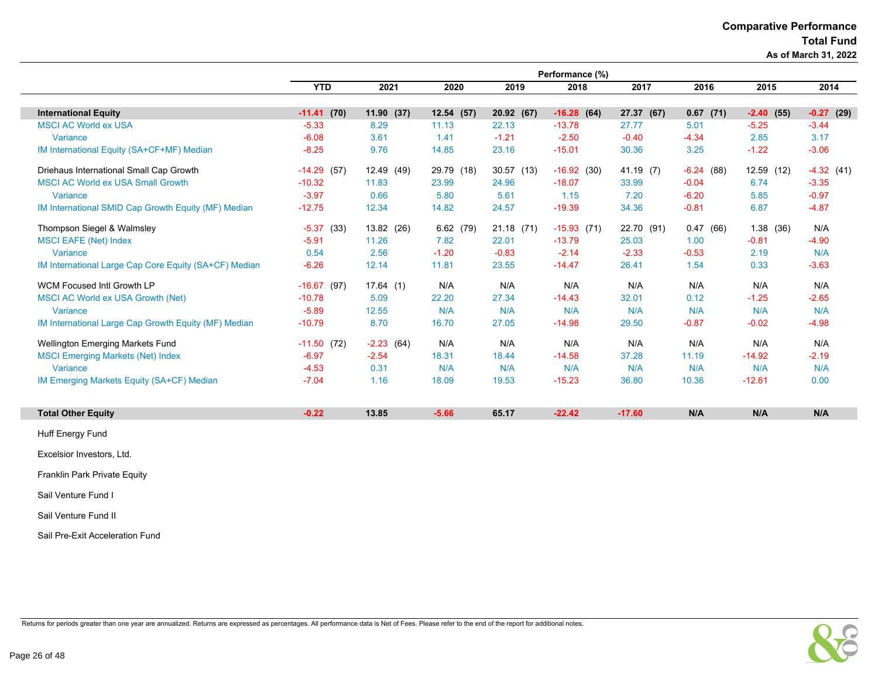# Comparative Performance
## Total Fund
### As of March 31, 2022

| | Performance (%) | | | | | | | | |
|---|---|---|---|---|---|---|---|---|---|
| | YTD | 2021 | 2020 | 2019 | 2018 | 2017 | 2016 | 2015 | 2014 |
| **International Equity** | **-11.41 (70)** | **11.90 (37)** | **12.54 (57)** | **20.92 (67)** | **-16.28 (64)** | **27.37 (67)** | **0.67 (71)** | **-2.40 (55)** | **-0.27 (29)** |
| MSCI AC World ex USA | -5.33 | 8.29 | 11.13 | 22.13 | -13.78 | 27.77 | 5.01 | -5.25 | -3.44 |
| Variance | -6.08 | 3.61 | 1.41 | -1.21 | -2.50 | -0.40 | -4.34 | 2.85 | 3.17 |
| IM International Equity (SA+CF+MF) Median | -8.25 | 9.76 | 14.85 | 23.16 | -15.01 | 30.36 | 3.25 | -1.22 | -3.06 |
| Driehaus International Small Cap Growth | -14.29 (57) | 12.49 (49) | 29.79 (18) | 30.57 (13) | -16.92 (30) | 41.19 (7) | -6.24 (88) | 12.59 (12) | -4.32 (41) |
| MSCI AC World ex USA Small Growth | -10.32 | 11.83 | 23.99 | 24.96 | -18.07 | 33.99 | -0.04 | 6.74 | -3.35 |
| Variance | -3.97 | 0.66 | 5.80 | 5.61 | 1.15 | 7.20 | -6.20 | 5.85 | -0.97 |
| IM International SMID Cap Growth Equity (MF) Median | -12.75 | 12.34 | 14.82 | 24.57 | -19.39 | 34.36 | -0.81 | 6.87 | -4.87 |
| Thompson Siegel & Walmsley | -5.37 (33) | 13.82 (26) | 6.62 (79) | 21.18 (71) | -15.93 (71) | 22.70 (91) | 0.47 (66) | 1.38 (36) | N/A |
| MSCI EAFE (Net) Index | -5.91 | 11.26 | 7.82 | 22.01 | -13.79 | 25.03 | 1.00 | -0.81 | -4.90 |
| Variance | 0.54 | 2.56 | -1.20 | -0.83 | -2.14 | -2.33 | -0.53 | 2.19 | N/A |
| IM International Large Cap Core Equity (SA+CF) Median | -6.26 | 12.14 | 11.81 | 23.55 | -14.47 | 26.41 | 1.54 | 0.33 | -3.63 |
| WCM Focused Intl Growth LP | -16.67 (97) | 17.64 (1) | N/A | N/A | N/A | N/A | N/A | N/A | N/A |
| MSCI AC World ex USA Growth (Net) | -10.78 | 5.09 | 22.20 | 27.34 | -14.43 | 32.01 | 0.12 | -1.25 | -2.65 |
| Variance | -5.89 | 12.55 | N/A | N/A | N/A | N/A | N/A | N/A | N/A |
| IM International Large Cap Growth Equity (MF) Median | -10.79 | 8.70 | 16.70 | 27.05 | -14.98 | 29.50 | -0.87 | -0.02 | -4.98 |
| Wellington Emerging Markets Fund | -11.50 (72) | -2.23 (64) | N/A | N/A | N/A | N/A | N/A | N/A | N/A |
| MSCI Emerging Markets (Net) Index | -6.97 | -2.54 | 18.31 | 18.44 | -14.58 | 37.28 | 11.19 | -14.92 | -2.19 |
| Variance | -4.53 | 0.31 | N/A | N/A | N/A | N/A | N/A | N/A | N/A |
| IM Emerging Markets Equity (SA+CF) Median | -7.04 | 1.16 | 18.09 | 19.53 | -15.23 | 36.80 | 10.36 | -12.61 | 0.00 |
| **Total Other Equity** | **-0.22** | **13.85** | **-5.66** | **65.17** | **-22.42** | **-17.60** | **N/A** | **N/A** | **N/A** |
| Huff Energy Fund | | | | | | | | | |
| Excelsior Investors, Ltd. | | | | | | | | | |
| Franklin Park Private Equity | | | | | | | | | |
| Sail Venture Fund I | | | | | | | | | |
| Sail Venture Fund II | | | | | | | | | |
| Sail Pre-Exit Acceleration Fund | | | | | | | | | |

Returns for periods greater than one year are annualized. Returns are expressed as percentages. All performance data is Net of Fees. Please refer to the end of the report for additional notes.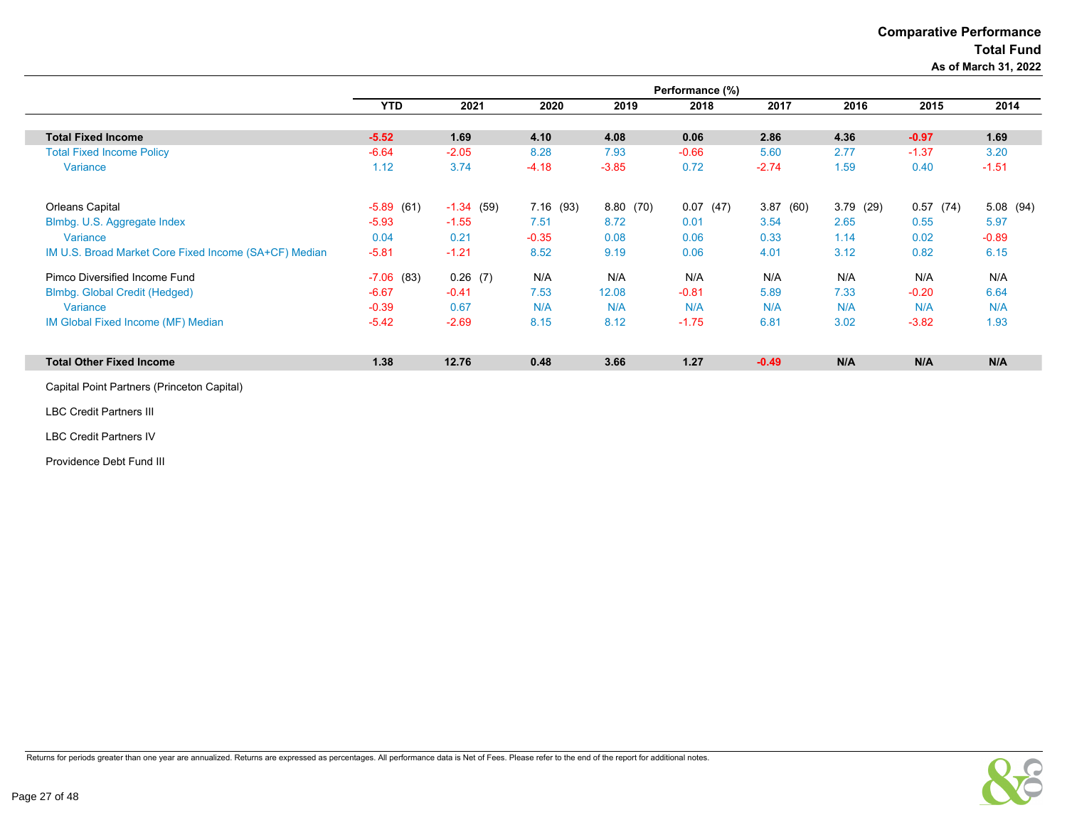# Comparative Performance
## Total Fund
### As of March 31, 2022

| | Performance (%) | | | | | | | | |
|---|---|---|---|---|---|---|---|---|---|
| | YTD | 2021 | 2020 | 2019 | 2018 | 2017 | 2016 | 2015 | 2014 |
| **Total Fixed Income** | **-5.52** | **1.69** | **4.10** | **4.08** | **0.06** | **2.86** | **4.36** | **-0.97** | **1.69** |
| Total Fixed Income Policy | -6.64 | -2.05 | 8.28 | 7.93 | -0.66 | 5.60 | 2.77 | -1.37 | 3.20 |
| Variance | 1.12 | 3.74 | -4.18 | -3.85 | 0.72 | -2.74 | 1.59 | 0.40 | -1.51 |
| Orleans Capital | -5.89 (61) | -1.34 (59) | 7.16 (93) | 8.80 (70) | 0.07 (47) | 3.87 (60) | 3.79 (29) | 0.57 (74) | 5.08 (94) |
| Blmbg. U.S. Aggregate Index | -5.93 | -1.55 | 7.51 | 8.72 | 0.01 | 3.54 | 2.65 | 0.55 | 5.97 |
| Variance | 0.04 | 0.21 | -0.35 | 0.08 | 0.06 | 0.33 | 1.14 | 0.02 | -0.89 |
| IM U.S. Broad Market Core Fixed Income (SA+CF) Median | -5.81 | -1.21 | 8.52 | 9.19 | 0.06 | 4.01 | 3.12 | 0.82 | 6.15 |
| Pimco Diversified Income Fund | -7.06 (83) | 0.26 (7) | N/A | N/A | N/A | N/A | N/A | N/A | N/A |
| Blmbg. Global Credit (Hedged) | -6.67 | -0.41 | 7.53 | 12.08 | -0.81 | 5.89 | 7.33 | -0.20 | 6.64 |
| Variance | -0.39 | 0.67 | N/A | N/A | N/A | N/A | N/A | N/A | N/A |
| IM Global Fixed Income (MF) Median | -5.42 | -2.69 | 8.15 | 8.12 | -1.75 | 6.81 | 3.02 | -3.82 | 1.93 |
| **Total Other Fixed Income** | **1.38** | **12.76** | **0.48** | **3.66** | **1.27** | **-0.49** | **N/A** | **N/A** | **N/A** |
| Capital Point Partners (Princeton Capital) | | | | | | | | | |
| LBC Credit Partners III | | | | | | | | | |
| LBC Credit Partners IV | | | | | | | | | |
| Providence Debt Fund III | | | | | | | | | |

Returns for periods greater than one year are annualized. Returns are expressed as percentages. All performance data is Net of Fees. Please refer to the end of the report for additional notes.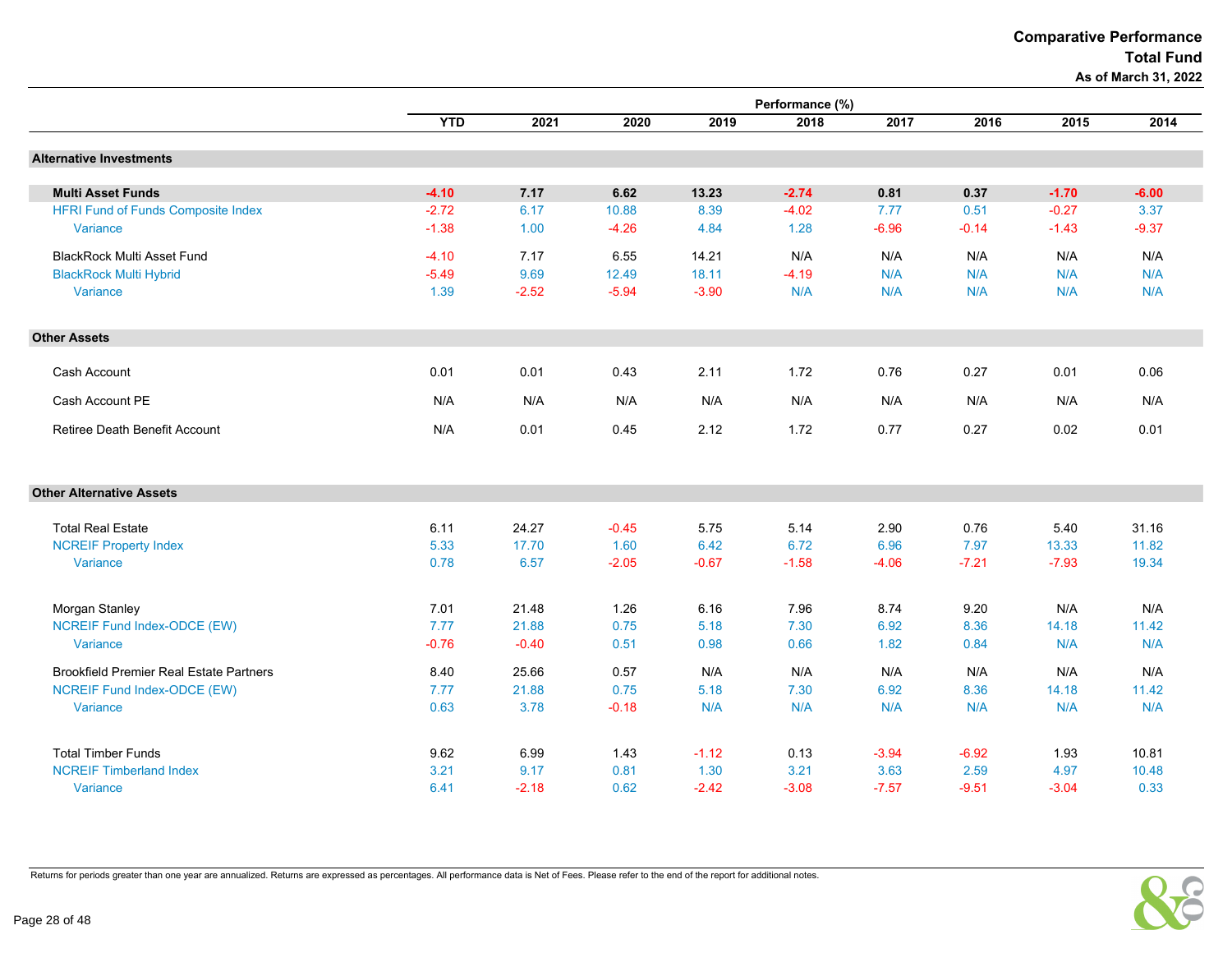# Comparative Performance
## Total Fund
### As of March 31, 2022

| | Performance (%) | | | | | | | | |
|---|---|---|---|---|---|---|---|---|---|
| | YTD | 2021 | 2020 | 2019 | 2018 | 2017 | 2016 | 2015 | 2014 |
| **Alternative Investments** | | | | | | | | | |
| **Multi Asset Funds** | **-4.10** | **7.17** | **6.62** | **13.23** | **-2.74** | **0.81** | **0.37** | **-1.70** | **-6.00** |
| HFRI Fund of Funds Composite Index | -2.72 | 6.17 | 10.88 | 8.39 | -4.02 | 7.77 | 0.51 | -0.27 | 3.37 |
| Variance | -1.38 | 1.00 | -4.26 | 4.84 | 1.28 | -6.96 | -0.14 | -1.43 | -9.37 |
| BlackRock Multi Asset Fund | -4.10 | 7.17 | 6.55 | 14.21 | N/A | N/A | N/A | N/A | N/A |
| BlackRock Multi Hybrid | -5.49 | 9.69 | 12.49 | 18.11 | -4.19 | N/A | N/A | N/A | N/A |
| Variance | 1.39 | -2.52 | -5.94 | -3.90 | N/A | N/A | N/A | N/A | N/A |
| **Other Assets** | | | | | | | | | |
| Cash Account | 0.01 | 0.01 | 0.43 | 2.11 | 1.72 | 0.76 | 0.27 | 0.01 | 0.06 |
| Cash Account PE | N/A | N/A | N/A | N/A | N/A | N/A | N/A | N/A | N/A |
| Retiree Death Benefit Account | N/A | 0.01 | 0.45 | 2.12 | 1.72 | 0.77 | 0.27 | 0.02 | 0.01 |
| **Other Alternative Assets** | | | | | | | | | |
| Total Real Estate | 6.11 | 24.27 | -0.45 | 5.75 | 5.14 | 2.90 | 0.76 | 5.40 | 31.16 |
| NCREIF Property Index | 5.33 | 17.70 | 1.60 | 6.42 | 6.72 | 6.96 | 7.97 | 13.33 | 11.82 |
| Variance | 0.78 | 6.57 | -2.05 | -0.67 | -1.58 | -4.06 | -7.21 | -7.93 | 19.34 |
| Morgan Stanley | 7.01 | 21.48 | 1.26 | 6.16 | 7.96 | 8.74 | 9.20 | N/A | N/A |
| NCREIF Fund Index-ODCE (EW) | 7.77 | 21.88 | 0.75 | 5.18 | 7.30 | 6.92 | 8.36 | 14.18 | 11.42 |
| Variance | -0.76 | -0.40 | 0.51 | 0.98 | 0.66 | 1.82 | 0.84 | N/A | N/A |
| Brookfield Premier Real Estate Partners | 8.40 | 25.66 | 0.57 | N/A | N/A | N/A | N/A | N/A | N/A |
| NCREIF Fund Index-ODCE (EW) | 7.77 | 21.88 | 0.75 | 5.18 | 7.30 | 6.92 | 8.36 | 14.18 | 11.42 |
| Variance | 0.63 | 3.78 | -0.18 | N/A | N/A | N/A | N/A | N/A | N/A |
| Total Timber Funds | 9.62 | 6.99 | 1.43 | -1.12 | 0.13 | -3.94 | -6.92 | 1.93 | 10.81 |
| NCREIF Timberland Index | 3.21 | 9.17 | 0.81 | 1.30 | 3.21 | 3.63 | 2.59 | 4.97 | 10.48 |
| Variance | 6.41 | -2.18 | 0.62 | -2.42 | -3.08 | -7.57 | -9.51 | -3.04 | 0.33 |

Returns for periods greater than one year are annualized. Returns are expressed as percentages. All performance data is Net of Fees. Please refer to the end of the report for additional notes.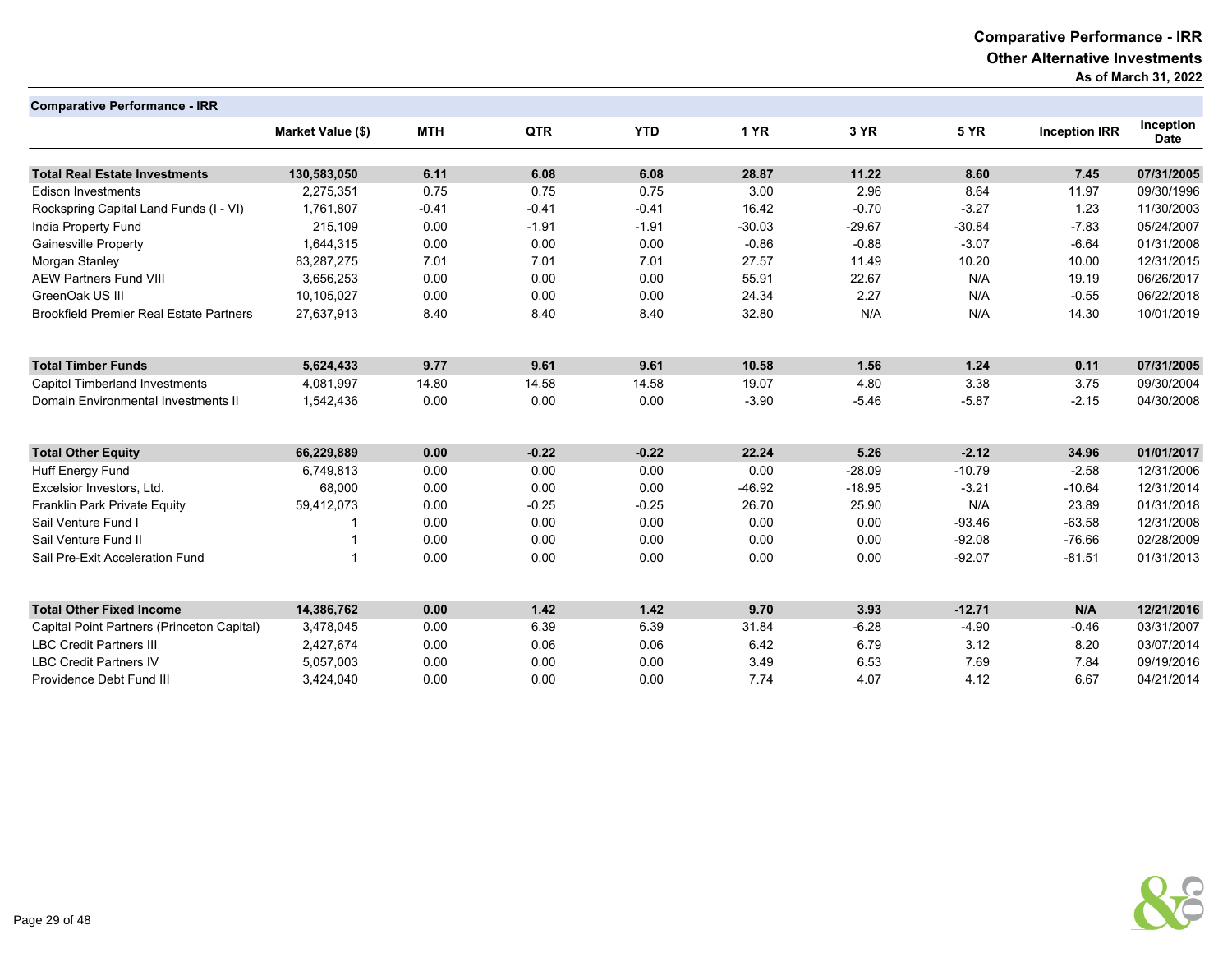# Comparative Performance - IRR

## Other Alternative Investments

**As of March 31, 2022**

**Comparative Performance - IRR**

| | Market Value ($) | MTH | QTR | YTD | 1 YR | 3 YR | 5 YR | Inception IRR | Inception Date |
|---|---|---|---|---|---|---|---|---|---|
| **Total Real Estate Investments** | **130,583,050** | **6.11** | **6.08** | **6.08** | **28.87** | **11.22** | **8.60** | **7.45** | **07/31/2005** |
| Edison Investments | 2,275,351 | 0.75 | 0.75 | 0.75 | 3.00 | 2.96 | 8.64 | 11.97 | 09/30/1996 |
| Rockspring Capital Land Funds (I - VI) | 1,761,807 | -0.41 | -0.41 | -0.41 | 16.42 | -0.70 | -3.27 | 1.23 | 11/30/2003 |
| India Property Fund | 215,109 | 0.00 | -1.91 | -1.91 | -30.03 | -29.67 | -30.84 | -7.83 | 05/24/2007 |
| Gainesville Property | 1,644,315 | 0.00 | 0.00 | 0.00 | -0.86 | -0.88 | -3.07 | -6.64 | 01/31/2008 |
| Morgan Stanley | 83,287,275 | 7.01 | 7.01 | 7.01 | 27.57 | 11.49 | 10.20 | 10.00 | 12/31/2015 |
| AEW Partners Fund VIII | 3,656,253 | 0.00 | 0.00 | 0.00 | 55.91 | 22.67 | N/A | 19.19 | 06/26/2017 |
| GreenOak US III | 10,105,027 | 0.00 | 0.00 | 0.00 | 24.34 | 2.27 | N/A | -0.55 | 06/22/2018 |
| Brookfield Premier Real Estate Partners | 27,637,913 | 8.40 | 8.40 | 8.40 | 32.80 | N/A | N/A | 14.30 | 10/01/2019 |
| **Total Timber Funds** | **5,624,433** | **9.77** | **9.61** | **9.61** | **10.58** | **1.56** | **1.24** | **0.11** | **07/31/2005** |
| Capitol Timberland Investments | 4,081,997 | 14.80 | 14.58 | 14.58 | 19.07 | 4.80 | 3.38 | 3.75 | 09/30/2004 |
| Domain Environmental Investments II | 1,542,436 | 0.00 | 0.00 | 0.00 | -3.90 | -5.46 | -5.87 | -2.15 | 04/30/2008 |
| **Total Other Equity** | **66,229,889** | **0.00** | **-0.22** | **-0.22** | **22.24** | **5.26** | **-2.12** | **34.96** | **01/01/2017** |
| Huff Energy Fund | 6,749,813 | 0.00 | 0.00 | 0.00 | 0.00 | -28.09 | -10.79 | -2.58 | 12/31/2006 |
| Excelsior Investors, Ltd. | 68,000 | 0.00 | 0.00 | 0.00 | -46.92 | -18.95 | -3.21 | -10.64 | 12/31/2014 |
| Franklin Park Private Equity | 59,412,073 | 0.00 | -0.25 | -0.25 | 26.70 | 25.90 | N/A | 23.89 | 01/31/2018 |
| Sail Venture Fund I | 1 | 0.00 | 0.00 | 0.00 | 0.00 | 0.00 | -93.46 | -63.58 | 12/31/2008 |
| Sail Venture Fund II | 1 | 0.00 | 0.00 | 0.00 | 0.00 | 0.00 | -92.08 | -76.66 | 02/28/2009 |
| Sail Pre-Exit Acceleration Fund | 1 | 0.00 | 0.00 | 0.00 | 0.00 | 0.00 | -92.07 | -81.51 | 01/31/2013 |
| **Total Other Fixed Income** | **14,386,762** | **0.00** | **1.42** | **1.42** | **9.70** | **3.93** | **-12.71** | **N/A** | **12/21/2016** |
| Capital Point Partners (Princeton Capital) | 3,478,045 | 0.00 | 6.39 | 6.39 | 31.84 | -6.28 | -4.90 | -0.46 | 03/31/2007 |
| LBC Credit Partners III | 2,427,674 | 0.00 | 0.06 | 0.06 | 6.42 | 6.79 | 3.12 | 8.20 | 03/07/2014 |
| LBC Credit Partners IV | 5,057,003 | 0.00 | 0.00 | 0.00 | 3.49 | 6.53 | 7.69 | 7.84 | 09/19/2016 |
| Providence Debt Fund III | 3,424,040 | 0.00 | 0.00 | 0.00 | 7.74 | 4.07 | 4.12 | 6.67 | 04/21/2014 |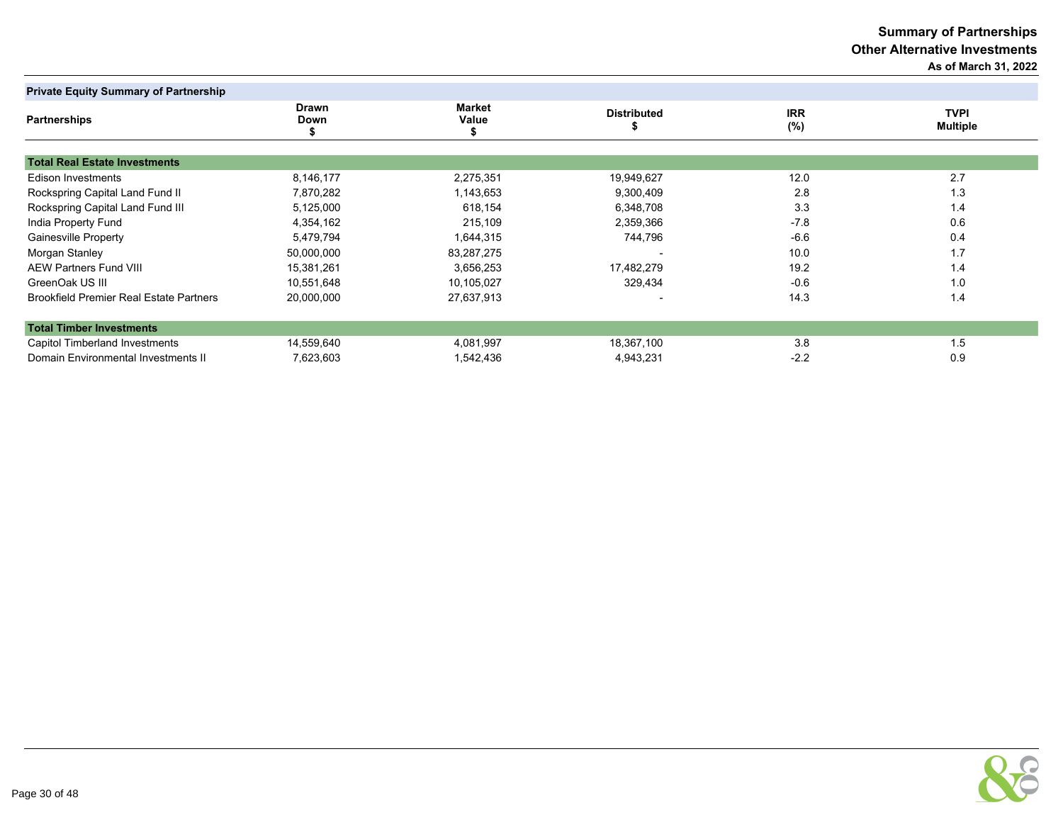# Summary of Partnerships
## Other Alternative Investments
### As of March 31, 2022

**Private Equity Summary of Partnership**

| Partnerships | Drawn Down $ | Market Value $ | Distributed $ | IRR (%) | TVPI Multiple |
|---|---|---|---|---|---|
| **Total Real Estate Investments** | | | | | |
| Edison Investments | 8,146,177 | 2,275,351 | 19,949,627 | 12.0 | 2.7 |
| Rockspring Capital Land Fund II | 7,870,282 | 1,143,653 | 9,300,409 | 2.8 | 1.3 |
| Rockspring Capital Land Fund III | 5,125,000 | 618,154 | 6,348,708 | 3.3 | 1.4 |
| India Property Fund | 4,354,162 | 215,109 | 2,359,366 | -7.8 | 0.6 |
| Gainesville Property | 5,479,794 | 1,644,315 | 744,796 | -6.6 | 0.4 |
| Morgan Stanley | 50,000,000 | 83,287,275 | - | 10.0 | 1.7 |
| AEW Partners Fund VIII | 15,381,261 | 3,656,253 | 17,482,279 | 19.2 | 1.4 |
| GreenOak US III | 10,551,648 | 10,105,027 | 329,434 | -0.6 | 1.0 |
| Brookfield Premier Real Estate Partners | 20,000,000 | 27,637,913 | - | 14.3 | 1.4 |
| **Total Timber Investments** | | | | | |
| Capitol Timberland Investments | 14,559,640 | 4,081,997 | 18,367,100 | 3.8 | 1.5 |
| Domain Environmental Investments II | 7,623,603 | 1,542,436 | 4,943,231 | -2.2 | 0.9 |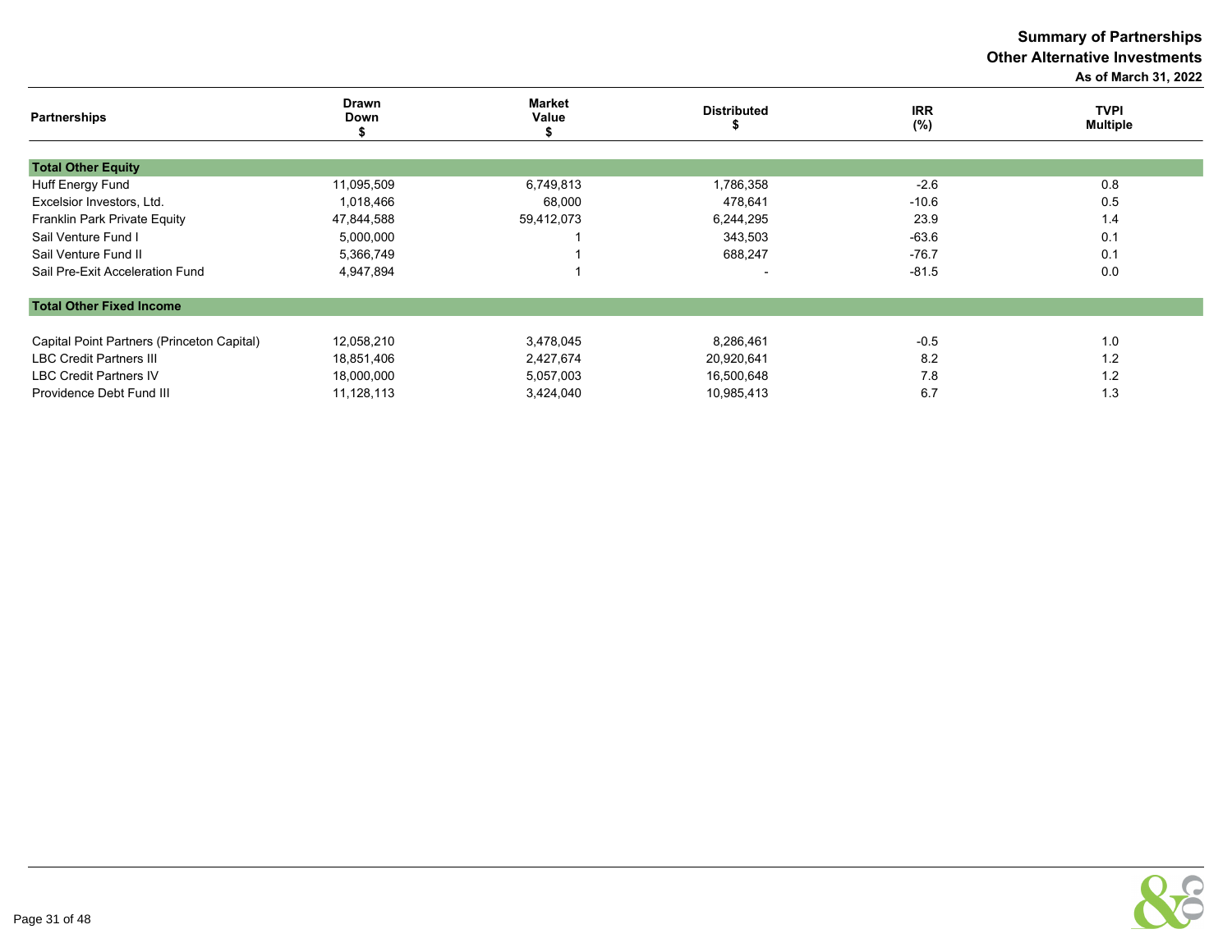# Summary of Partnerships
## Other Alternative Investments
**As of March 31, 2022**

| Partnerships | Drawn Down $ | Market Value $ | Distributed $ | IRR (%) | TVPI Multiple |
|---|---|---|---|---|---|
| **Total Other Equity** | | | | | |
| Huff Energy Fund | 11,095,509 | 6,749,813 | 1,786,358 | -2.6 | 0.8 |
| Excelsior Investors, Ltd. | 1,018,466 | 68,000 | 478,641 | -10.6 | 0.5 |
| Franklin Park Private Equity | 47,844,588 | 59,412,073 | 6,244,295 | 23.9 | 1.4 |
| Sail Venture Fund I | 5,000,000 | 1 | 343,503 | -63.6 | 0.1 |
| Sail Venture Fund II | 5,366,749 | 1 | 688,247 | -76.7 | 0.1 |
| Sail Pre-Exit Acceleration Fund | 4,947,894 | 1 | - | -81.5 | 0.0 |
| **Total Other Fixed Income** | | | | | |
| Capital Point Partners (Princeton Capital) | 12,058,210 | 3,478,045 | 8,286,461 | -0.5 | 1.0 |
| LBC Credit Partners III | 18,851,406 | 2,427,674 | 20,920,641 | 8.2 | 1.2 |
| LBC Credit Partners IV | 18,000,000 | 5,057,003 | 16,500,648 | 7.8 | 1.2 |
| Providence Debt Fund III | 11,128,113 | 3,424,040 | 10,985,413 | 6.7 | 1.3 |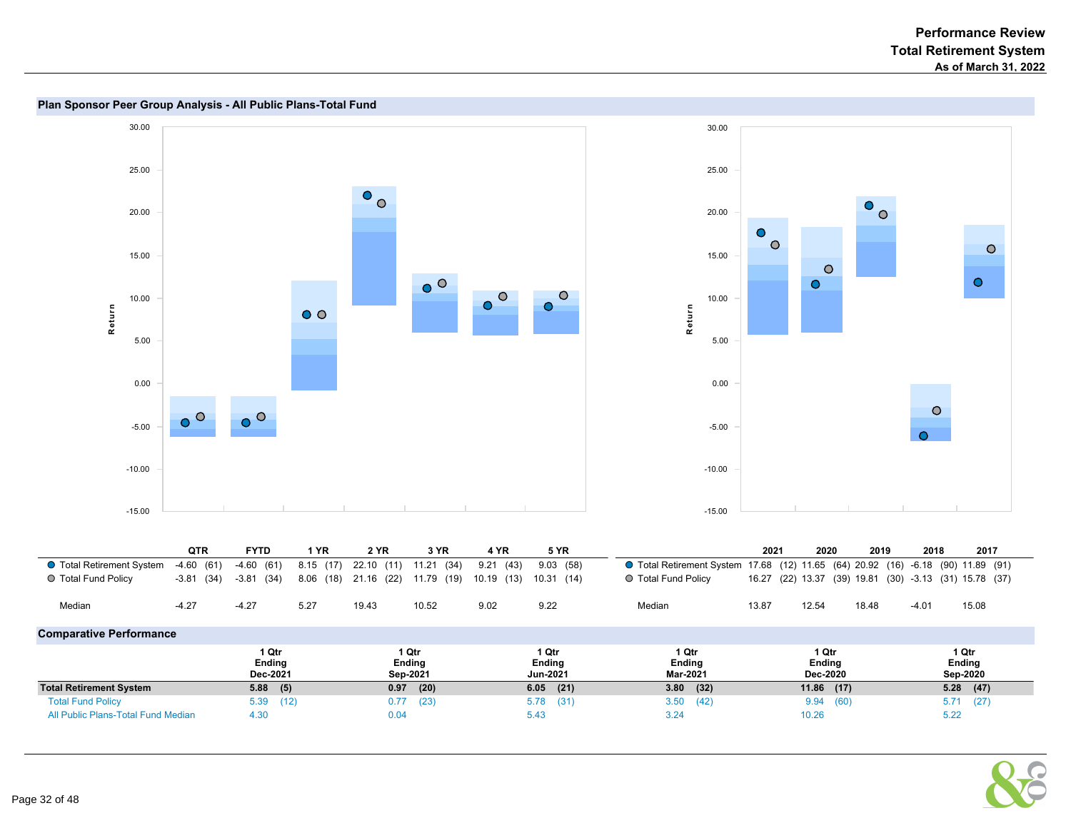# Performance Review
## Total Retirement System
### As of March 31, 2022

## Plan Sponsor Peer Group Analysis - All Public Plans-Total Fund

| | QTR | | FYTD | | 1 YR | | 2 YR | | 3 YR | | 4 YR | | 5 YR | |
|---|---|---|---|---|---|---|---|---|---|---|---|---|---|---|
| Total Retirement System | -4.60 | (61) | -4.60 | (61) | 8.15 | (17) | 22.10 | (11) | 11.21 | (34) | 9.21 | (43) | 9.03 | (58) |
| Total Fund Policy | -3.81 | (34) | -3.81 | (34) | 8.06 | (18) | 21.16 | (22) | 11.79 | (19) | 10.19 | (13) | 10.31 | (14) |
| Median | -4.27 | | -4.27 | | 5.27 | | 19.43 | | 10.52 | | 9.02 | | 9.22 | |

| | 2021 | | 2020 | | 2019 | | 2018 | | 2017 | |
|---|---|---|---|---|---|---|---|---|---|---|
| Total Retirement System | 17.68 | (12) | 11.65 | (64) | 20.92 | (16) | -6.18 | (90) | 11.89 | (91) |
| Total Fund Policy | 16.27 | (22) | 13.37 | (39) | 19.81 | (30) | -3.13 | (31) | 15.78 | (37) |
| Median | 13.87 | | 12.54 | | 18.48 | | -4.01 | | 15.08 | |

## Comparative Performance

| | 1 Qtr Ending Dec-2021 | | 1 Qtr Ending Sep-2021 | | 1 Qtr Ending Jun-2021 | | 1 Qtr Ending Mar-2021 | | 1 Qtr Ending Dec-2020 | | 1 Qtr Ending Sep-2020 | |
|---|---|---|---|---|---|---|---|---|---|---|---|---|
| **Total Retirement System** | **5.88** | **(5)** | **0.97** | **(20)** | **6.05** | **(21)** | **3.80** | **(32)** | **11.86** | **(17)** | **5.28** | **(47)** |
| Total Fund Policy | 5.39 | (12) | 0.77 | (23) | 5.78 | (31) | 3.50 | (42) | 9.94 | (60) | 5.71 | (27) |
| All Public Plans-Total Fund Median | 4.30 | | 0.04 | | 5.43 | | 3.24 | | 10.26 | | 5.22 | |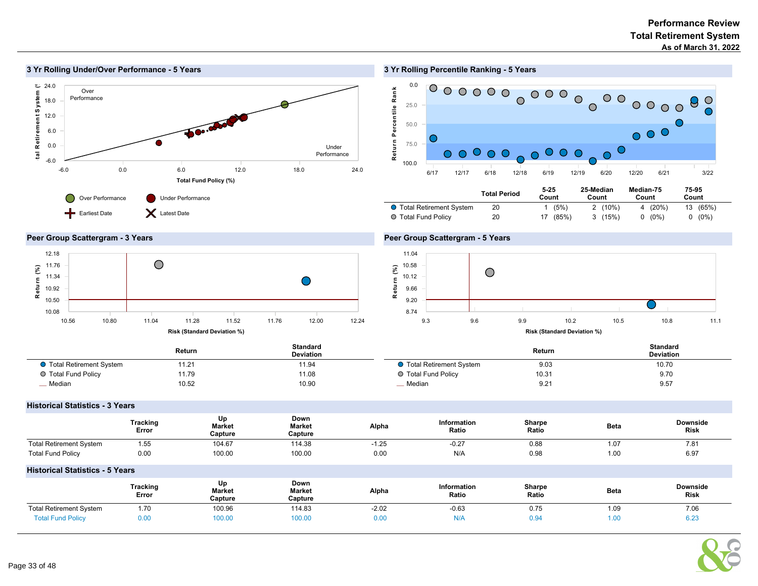# Performance Review
## Total Retirement System
### As of March 31, 2022

## 3 Yr Rolling Under/Over Performance - 5 Years

Over Performance / Under Performance

Total Fund Policy (%)

Over Performance | Under Performance | Earliest Date | Latest Date

## 3 Yr Rolling Percentile Ranking - 5 Years

| | Total Period | 5-25 Count | 25-Median Count | Median-75 Count | 75-95 Count |
|---|---|---|---|---|---|
| Total Retirement System | 20 | 1 (5%) | 2 (10%) | 4 (20%) | 13 (65%) |
| Total Fund Policy | 20 | 17 (85%) | 3 (15%) | 0 (0%) | 0 (0%) |

## Peer Group Scattergram - 3 Years

| | Return | Standard Deviation |
|---|---|---|
| Total Retirement System | 11.21 | 11.94 |
| Total Fund Policy | 11.79 | 11.08 |
| Median | 10.52 | 10.90 |

## Peer Group Scattergram - 5 Years

| | Return | Standard Deviation |
|---|---|---|
| Total Retirement System | 9.03 | 10.70 |
| Total Fund Policy | 10.31 | 9.70 |
| Median | 9.21 | 9.57 |

## Historical Statistics - 3 Years

| | Tracking Error | Up Market Capture | Down Market Capture | Alpha | Information Ratio | Sharpe Ratio | Beta | Downside Risk |
|---|---|---|---|---|---|---|---|---|
| Total Retirement System | 1.55 | 104.67 | 114.38 | -1.25 | -0.27 | 0.88 | 1.07 | 7.81 |
| Total Fund Policy | 0.00 | 100.00 | 100.00 | 0.00 | N/A | 0.98 | 1.00 | 6.97 |

## Historical Statistics - 5 Years

| | Tracking Error | Up Market Capture | Down Market Capture | Alpha | Information Ratio | Sharpe Ratio | Beta | Downside Risk |
|---|---|---|---|---|---|---|---|---|
| Total Retirement System | 1.70 | 100.96 | 114.83 | -2.02 | -0.63 | 0.75 | 1.09 | 7.06 |
| Total Fund Policy | 0.00 | 100.00 | 100.00 | 0.00 | N/A | 0.94 | 1.00 | 6.23 |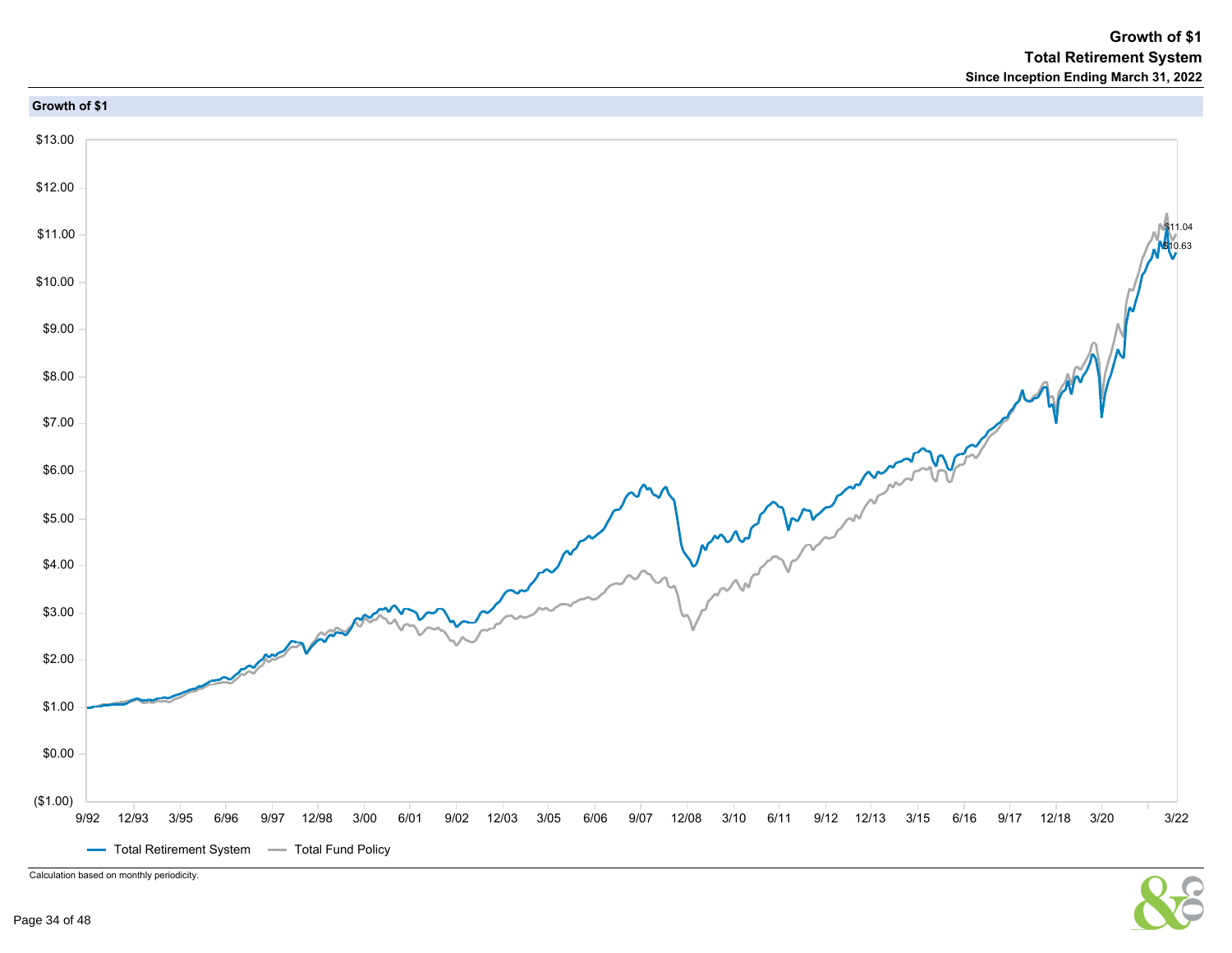# Growth of $1
## Total Retirement System
### Since Inception Ending March 31, 2022

**Growth of $1**

$13.00
$12.00
$11.00
$10.00
$9.00
$8.00
$7.00
$6.00
$5.00
$4.00
$3.00
$2.00
$1.00
$0.00
($1.00)

9/92 12/93 3/95 6/96 9/97 12/98 3/00 6/01 9/02 12/03 3/05 6/06 9/07 12/08 3/10 6/11 9/12 12/13 3/15 6/16 9/17 12/18 3/20 3/22

$11.04
$10.63

Total Retirement System — Total Fund Policy

Calculation based on monthly periodicity.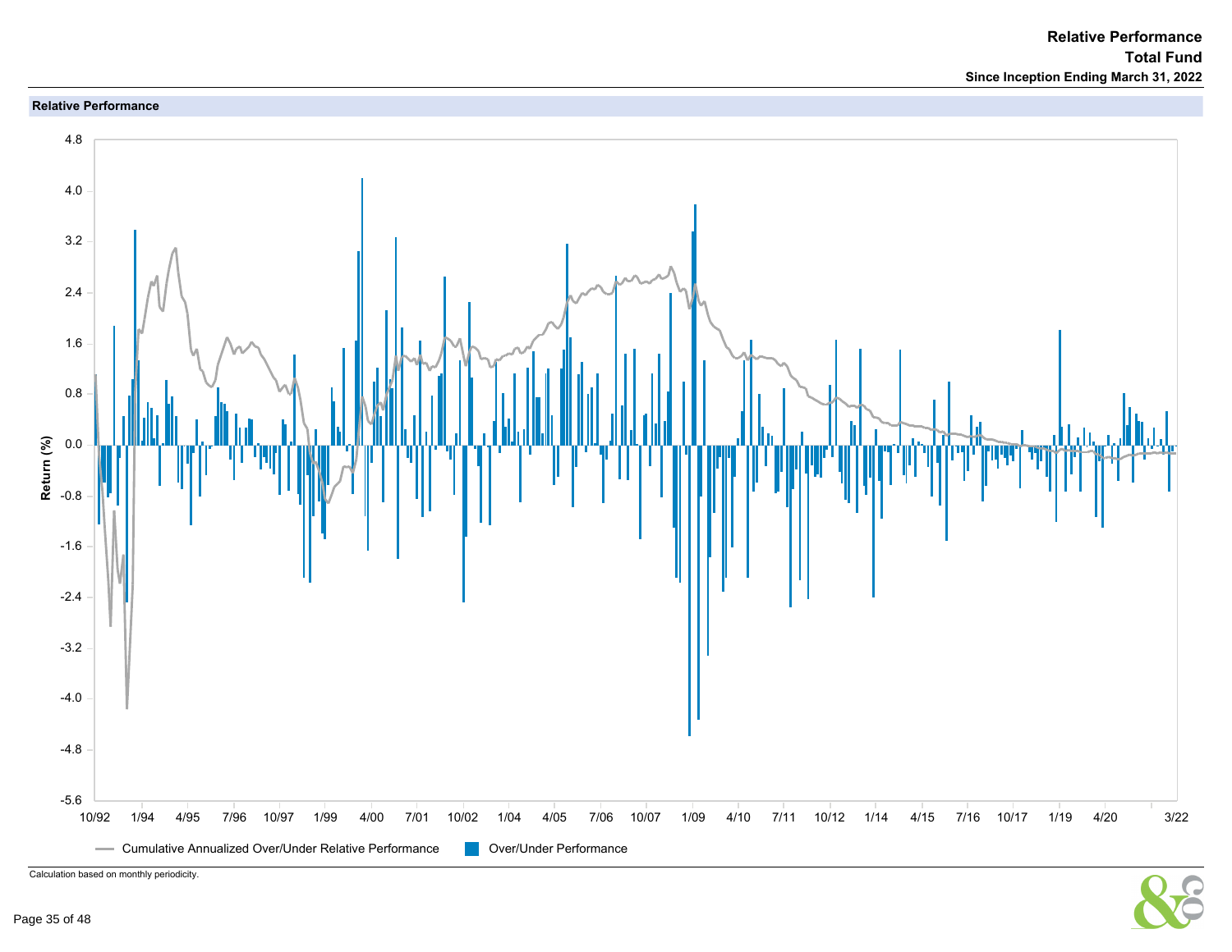# Relative Performance
## Total Fund
### Since Inception Ending March 31, 2022

**Relative Performance**

Return (%)

4.8
4.0
3.2
2.4
1.6
0.8
0.0
-0.8
-1.6
-2.4
-3.2
-4.0
-4.8
-5.6

10/92 1/94 4/95 7/96 10/97 1/99 4/00 7/01 10/02 1/04 4/05 7/06 10/07 1/09 4/10 7/11 10/12 1/14 4/15 7/16 10/17 1/19 4/20 3/22

Cumulative Annualized Over/Under Relative Performance    Over/Under Performance

Calculation based on monthly periodicity.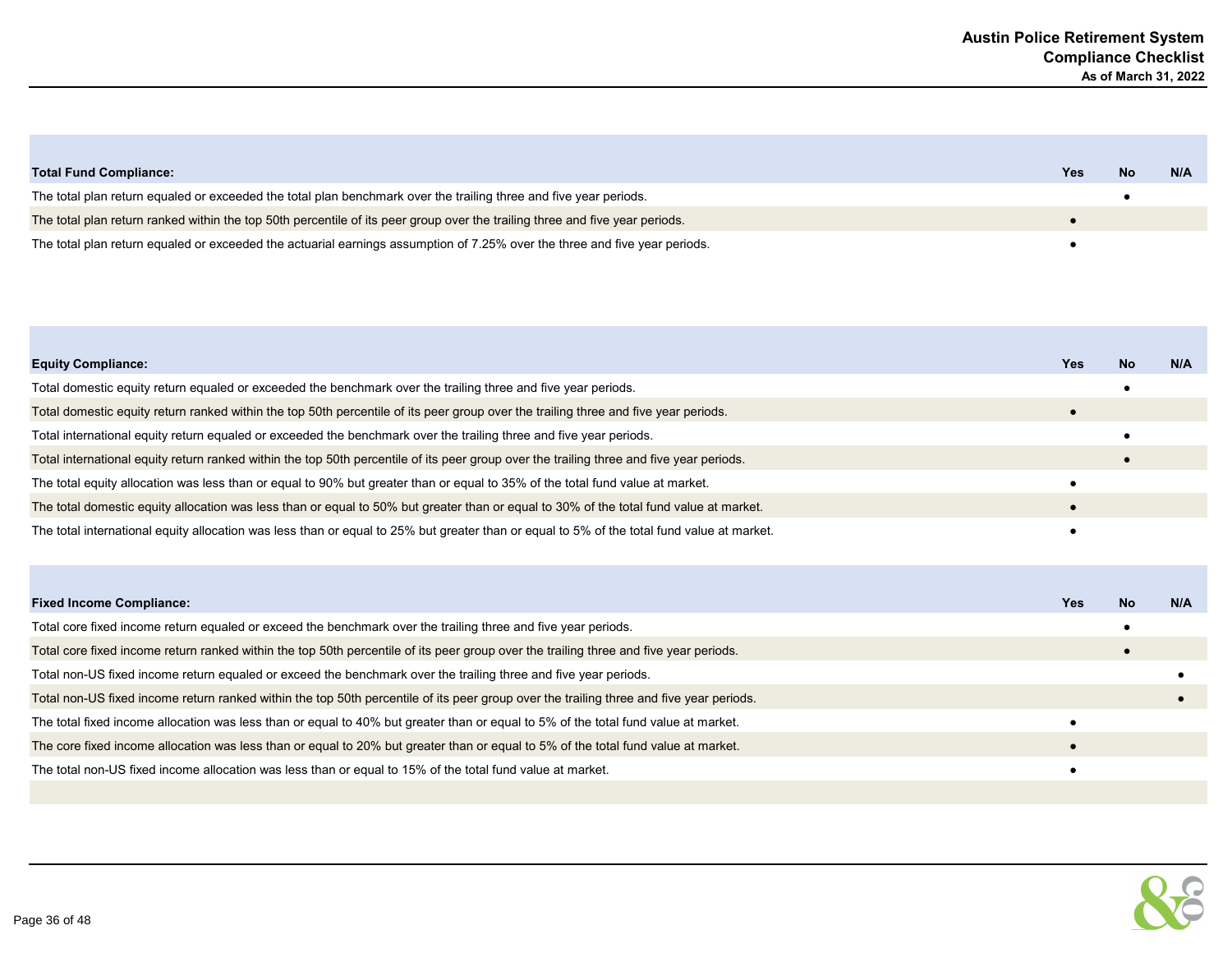# Austin Police Retirement System
## Compliance Checklist
### As of March 31, 2022

| Total Fund Compliance: | Yes | No | N/A |
|---|---|---|---|
| The total plan return equaled or exceeded the total plan benchmark over the trailing three and five year periods. | | ● | |
| The total plan return ranked within the top 50th percentile of its peer group over the trailing three and five year periods. | ● | | |
| The total plan return equaled or exceeded the actuarial earnings assumption of 7.25% over the three and five year periods. | ● | | |

| Equity Compliance: | Yes | No | N/A |
|---|---|---|---|
| Total domestic equity return equaled or exceeded the benchmark over the trailing three and five year periods. | | ● | |
| Total domestic equity return ranked within the top 50th percentile of its peer group over the trailing three and five year periods. | ● | | |
| Total international equity return equaled or exceeded the benchmark over the trailing three and five year periods. | | ● | |
| Total international equity return ranked within the top 50th percentile of its peer group over the trailing three and five year periods. | | ● | |
| The total equity allocation was less than or equal to 90% but greater than or equal to 35% of the total fund value at market. | ● | | |
| The total domestic equity allocation was less than or equal to 50% but greater than or equal to 30% of the total fund value at market. | ● | | |
| The total international equity allocation was less than or equal to 25% but greater than or equal to 5% of the total fund value at market. | ● | | |

| Fixed Income Compliance: | Yes | No | N/A |
|---|---|---|---|
| Total core fixed income return equaled or exceed the benchmark over the trailing three and five year periods. | | ● | |
| Total core fixed income return ranked within the top 50th percentile of its peer group over the trailing three and five year periods. | | ● | |
| Total non-US fixed income return equaled or exceed the benchmark over the trailing three and five year periods. | | | ● |
| Total non-US fixed income return ranked within the top 50th percentile of its peer group over the trailing three and five year periods. | | | ● |
| The total fixed income allocation was less than or equal to 40% but greater than or equal to 5% of the total fund value at market. | ● | | |
| The core fixed income allocation was less than or equal to 20% but greater than or equal to 5% of the total fund value at market. | ● | | |
| The total non-US fixed income allocation was less than or equal to 15% of the total fund value at market. | ● | | |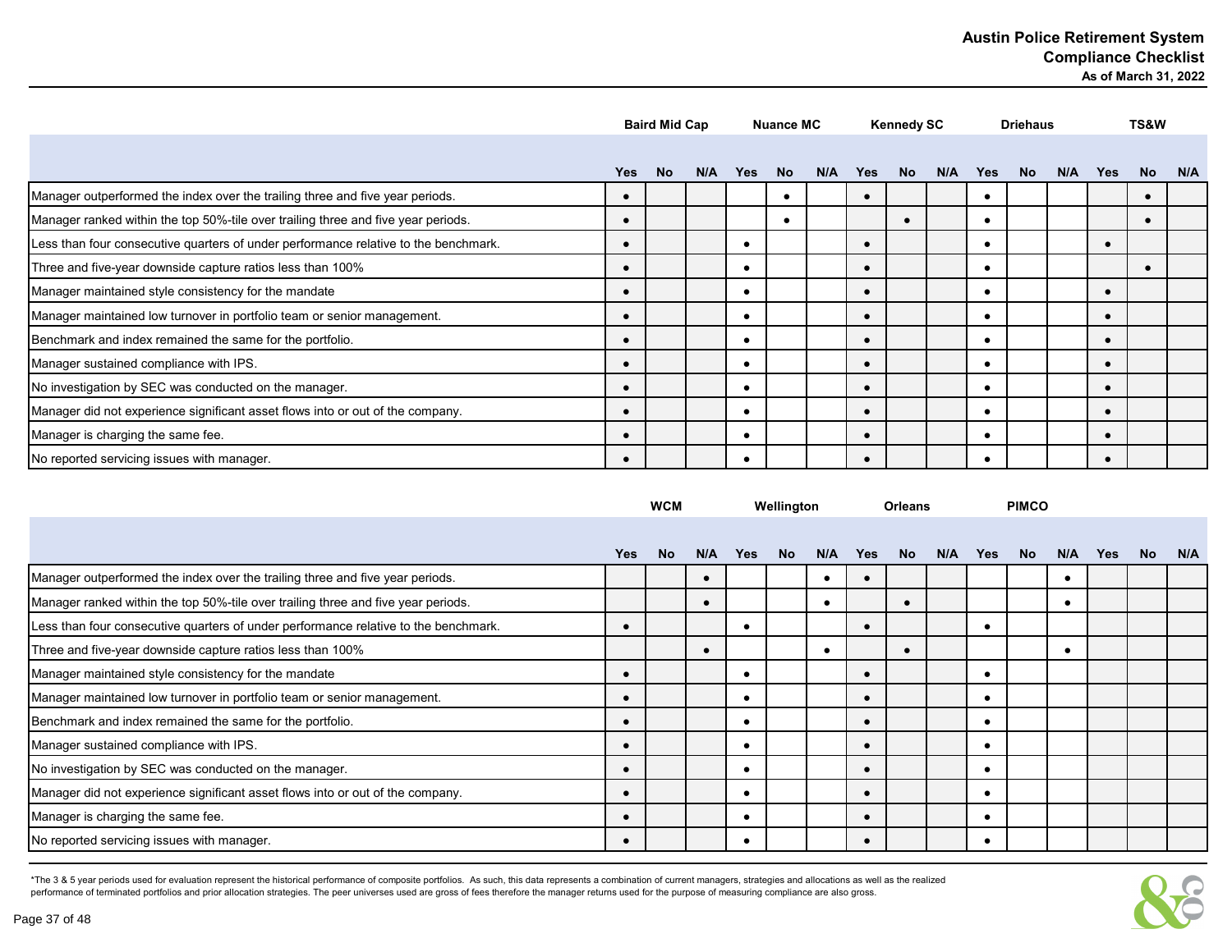# Austin Police Retirement System
## Compliance Checklist
### As of March 31, 2022

| | Baird Mid Cap | | | Nuance MC | | | Kennedy SC | | | Driehaus | | | TS&W | | |
|---|---|---|---|---|---|---|---|---|---|---|---|---|---|---|---|
| | Yes | No | N/A | Yes | No | N/A | Yes | No | N/A | Yes | No | N/A | Yes | No | N/A |
| Manager outperformed the index over the trailing three and five year periods. | ● | | | | ● | | ● | | | ● | | | | ● | |
| Manager ranked within the top 50%-tile over trailing three and five year periods. | ● | | | | ● | | | ● | | ● | | | | ● | |
| Less than four consecutive quarters of under performance relative to the benchmark. | ● | | | ● | | | ● | | | ● | | | ● | | |
| Three and five-year downside capture ratios less than 100% | ● | | | ● | | | ● | | | ● | | | | ● | |
| Manager maintained style consistency for the mandate | ● | | | ● | | | ● | | | ● | | | ● | | |
| Manager maintained low turnover in portfolio team or senior management. | ● | | | ● | | | ● | | | ● | | | ● | | |
| Benchmark and index remained the same for the portfolio. | ● | | | ● | | | ● | | | ● | | | ● | | |
| Manager sustained compliance with IPS. | ● | | | ● | | | ● | | | ● | | | ● | | |
| No investigation by SEC was conducted on the manager. | ● | | | ● | | | ● | | | ● | | | ● | | |
| Manager did not experience significant asset flows into or out of the company. | ● | | | ● | | | ● | | | ● | | | ● | | |
| Manager is charging the same fee. | ● | | | ● | | | ● | | | ● | | | ● | | |
| No reported servicing issues with manager. | ● | | | ● | | | ● | | | ● | | | ● | | |

| | WCM | | | Wellington | | | Orleans | | | PIMCO | | | | | |
|---|---|---|---|---|---|---|---|---|---|---|---|---|---|---|---|
| | Yes | No | N/A | Yes | No | N/A | Yes | No | N/A | Yes | No | N/A | Yes | No | N/A |
| Manager outperformed the index over the trailing three and five year periods. | | | ● | | | ● | ● | | | | | ● | | | |
| Manager ranked within the top 50%-tile over trailing three and five year periods. | | | ● | | | ● | | ● | | | | ● | | | |
| Less than four consecutive quarters of under performance relative to the benchmark. | ● | | | ● | | | ● | | | ● | | | | | |
| Three and five-year downside capture ratios less than 100% | | | ● | | | ● | | ● | | | | ● | | | |
| Manager maintained style consistency for the mandate | ● | | | ● | | | ● | | | ● | | | | | |
| Manager maintained low turnover in portfolio team or senior management. | ● | | | ● | | | ● | | | ● | | | | | |
| Benchmark and index remained the same for the portfolio. | ● | | | ● | | | ● | | | ● | | | | | |
| Manager sustained compliance with IPS. | ● | | | ● | | | ● | | | ● | | | | | |
| No investigation by SEC was conducted on the manager. | ● | | | ● | | | ● | | | ● | | | | | |
| Manager did not experience significant asset flows into or out of the company. | ● | | | ● | | | ● | | | ● | | | | | |
| Manager is charging the same fee. | ● | | | ● | | | ● | | | ● | | | | | |
| No reported servicing issues with manager. | ● | | | ● | | | ● | | | ● | | | | | |

*The 3 & 5 year periods used for evaluation represent the historical performance of composite portfolios. As such, this data represents a combination of current managers, strategies and allocations as well as the realized performance of terminated portfolios and prior allocation strategies. The peer universes used are gross of fees therefore the manager returns used for the purpose of measuring compliance are also gross.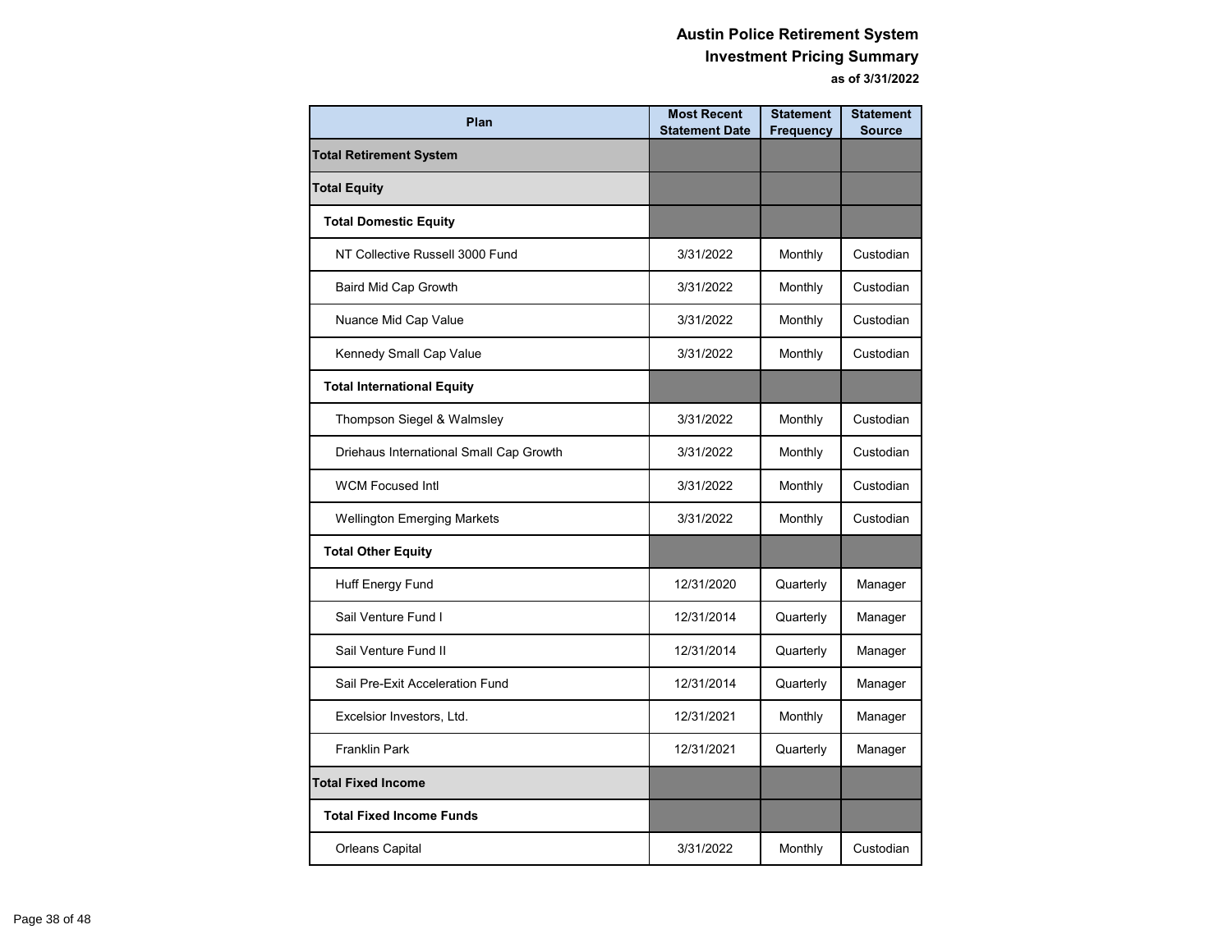# Austin Police Retirement System

## Investment Pricing Summary

**as of 3/31/2022**

| Plan | Most Recent Statement Date | Statement Frequency | Statement Source |
|---|---|---|---|
| **Total Retirement System** | | | |
| **Total Equity** | | | |
| **Total Domestic Equity** | | | |
| NT Collective Russell 3000 Fund | 3/31/2022 | Monthly | Custodian |
| Baird Mid Cap Growth | 3/31/2022 | Monthly | Custodian |
| Nuance Mid Cap Value | 3/31/2022 | Monthly | Custodian |
| Kennedy Small Cap Value | 3/31/2022 | Monthly | Custodian |
| **Total International Equity** | | | |
| Thompson Siegel & Walmsley | 3/31/2022 | Monthly | Custodian |
| Driehaus International Small Cap Growth | 3/31/2022 | Monthly | Custodian |
| WCM Focused Intl | 3/31/2022 | Monthly | Custodian |
| Wellington Emerging Markets | 3/31/2022 | Monthly | Custodian |
| **Total Other Equity** | | | |
| Huff Energy Fund | 12/31/2020 | Quarterly | Manager |
| Sail Venture Fund I | 12/31/2014 | Quarterly | Manager |
| Sail Venture Fund II | 12/31/2014 | Quarterly | Manager |
| Sail Pre-Exit Acceleration Fund | 12/31/2014 | Quarterly | Manager |
| Excelsior Investors, Ltd. | 12/31/2021 | Monthly | Manager |
| Franklin Park | 12/31/2021 | Quarterly | Manager |
| **Total Fixed Income** | | | |
| **Total Fixed Income Funds** | | | |
| Orleans Capital | 3/31/2022 | Monthly | Custodian |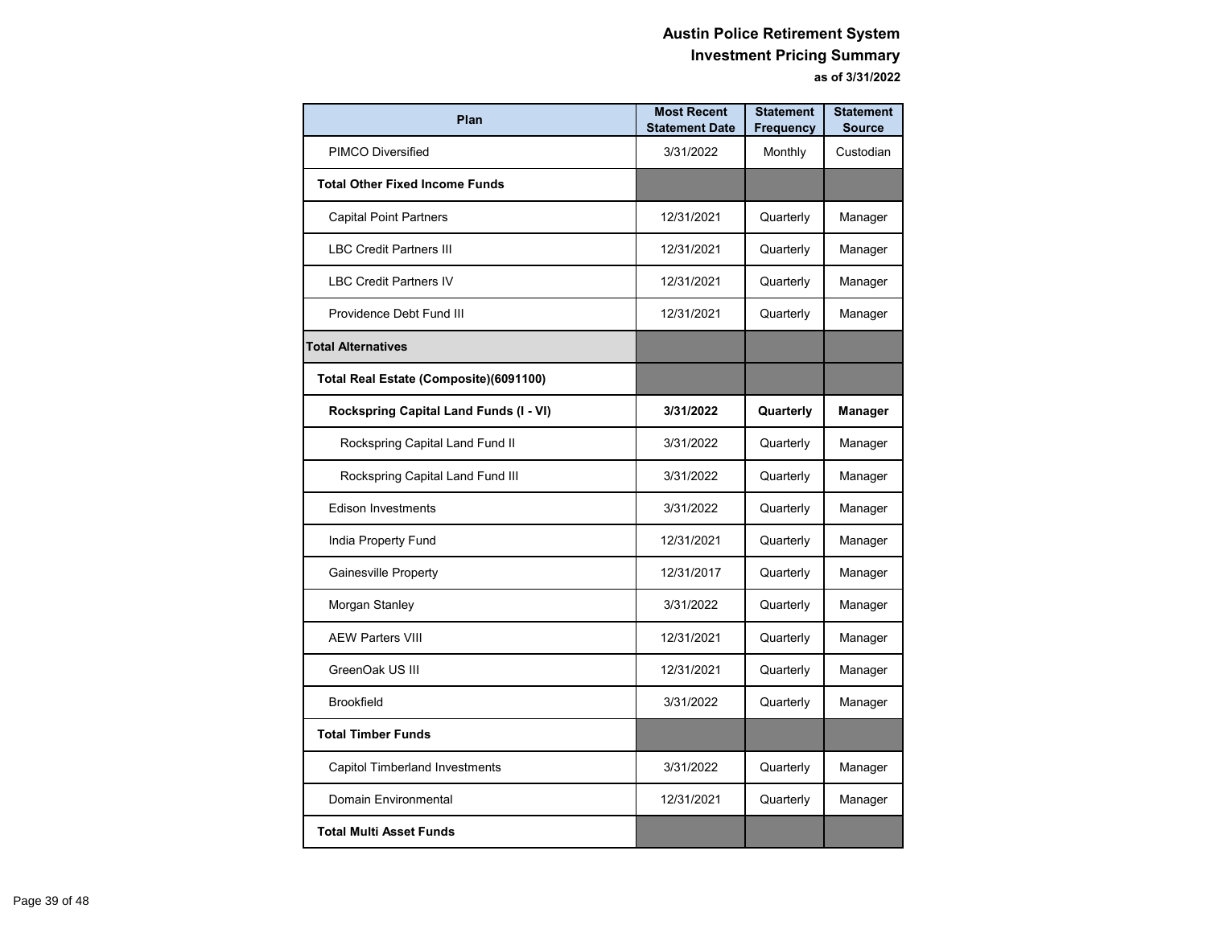# Austin Police Retirement System
## Investment Pricing Summary
### as of 3/31/2022

| Plan | Most Recent Statement Date | Statement Frequency | Statement Source |
|---|---|---|---|
| PIMCO Diversified | 3/31/2022 | Monthly | Custodian |
| **Total Other Fixed Income Funds** | | | |
| Capital Point Partners | 12/31/2021 | Quarterly | Manager |
| LBC Credit Partners III | 12/31/2021 | Quarterly | Manager |
| LBC Credit Partners IV | 12/31/2021 | Quarterly | Manager |
| Providence Debt Fund III | 12/31/2021 | Quarterly | Manager |
| **Total Alternatives** | | | |
| **Total Real Estate (Composite)(6091100)** | | | |
| **Rockspring Capital Land Funds (I - VI)** | **3/31/2022** | **Quarterly** | **Manager** |
| Rockspring Capital Land Fund II | 3/31/2022 | Quarterly | Manager |
| Rockspring Capital Land Fund III | 3/31/2022 | Quarterly | Manager |
| Edison Investments | 3/31/2022 | Quarterly | Manager |
| India Property Fund | 12/31/2021 | Quarterly | Manager |
| Gainesville Property | 12/31/2017 | Quarterly | Manager |
| Morgan Stanley | 3/31/2022 | Quarterly | Manager |
| AEW Parters VIII | 12/31/2021 | Quarterly | Manager |
| GreenOak US III | 12/31/2021 | Quarterly | Manager |
| Brookfield | 3/31/2022 | Quarterly | Manager |
| **Total Timber Funds** | | | |
| Capitol Timberland Investments | 3/31/2022 | Quarterly | Manager |
| Domain Environmental | 12/31/2021 | Quarterly | Manager |
| **Total Multi Asset Funds** | | | |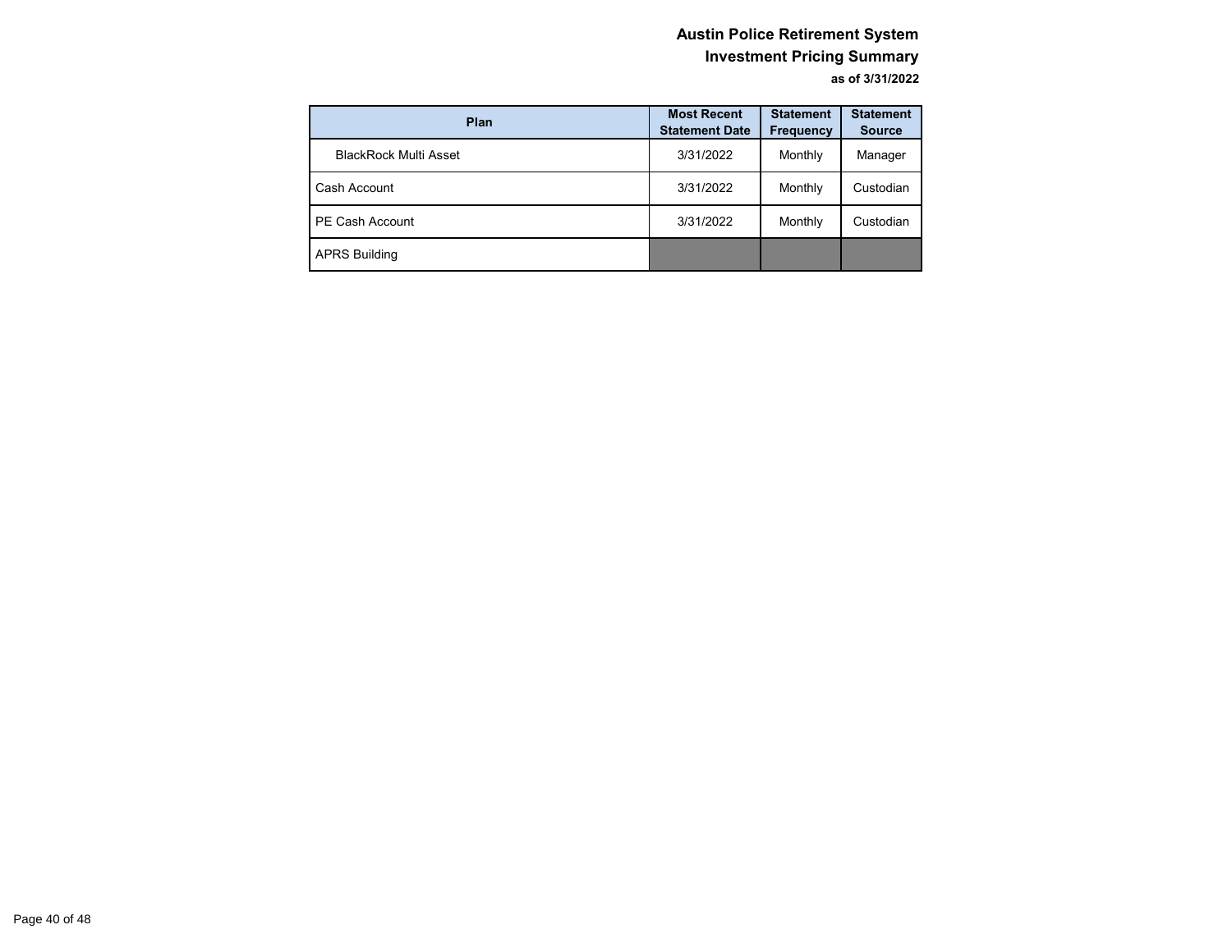**Austin Police Retirement System**

**Investment Pricing Summary**

**as of 3/31/2022**

| Plan | Most Recent Statement Date | Statement Frequency | Statement Source |
|---|---|---|---|
| BlackRock Multi Asset | 3/31/2022 | Monthly | Manager |
| Cash Account | 3/31/2022 | Monthly | Custodian |
| PE Cash Account | 3/31/2022 | Monthly | Custodian |
| APRS Building | | | |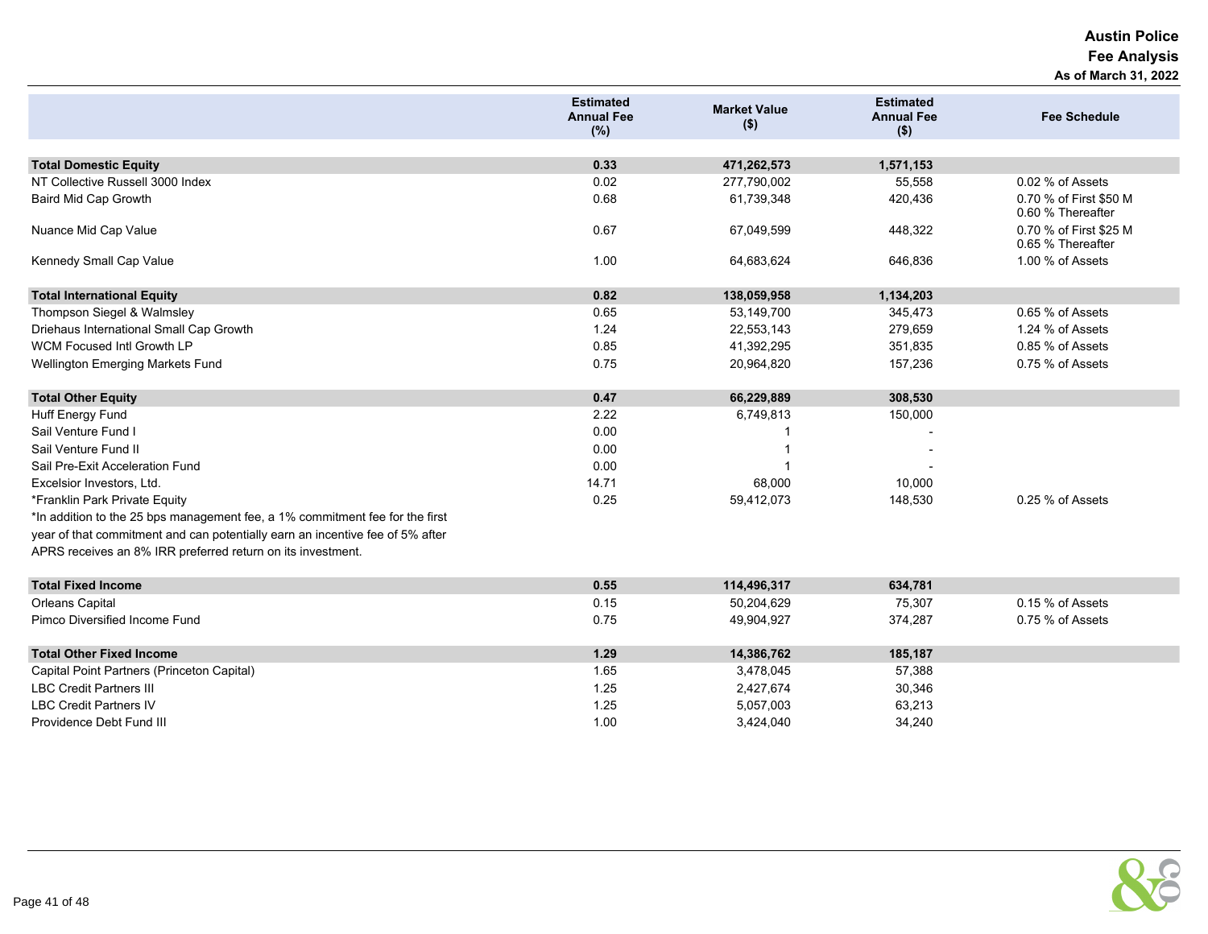# Austin Police
## Fee Analysis
### As of March 31, 2022

| | Estimated Annual Fee (%) | Market Value ($) | Estimated Annual Fee ($) | Fee Schedule |
|---|---|---|---|---|
| **Total Domestic Equity** | **0.33** | **471,262,573** | **1,571,153** | |
| NT Collective Russell 3000 Index | 0.02 | 277,790,002 | 55,558 | 0.02 % of Assets |
| Baird Mid Cap Growth | 0.68 | 61,739,348 | 420,436 | 0.70 % of First $50 M<br>0.60 % Thereafter |
| Nuance Mid Cap Value | 0.67 | 67,049,599 | 448,322 | 0.70 % of First $25 M<br>0.65 % Thereafter |
| Kennedy Small Cap Value | 1.00 | 64,683,624 | 646,836 | 1.00 % of Assets |
| **Total International Equity** | **0.82** | **138,059,958** | **1,134,203** | |
| Thompson Siegel & Walmsley | 0.65 | 53,149,700 | 345,473 | 0.65 % of Assets |
| Driehaus International Small Cap Growth | 1.24 | 22,553,143 | 279,659 | 1.24 % of Assets |
| WCM Focused Intl Growth LP | 0.85 | 41,392,295 | 351,835 | 0.85 % of Assets |
| Wellington Emerging Markets Fund | 0.75 | 20,964,820 | 157,236 | 0.75 % of Assets |
| **Total Other Equity** | **0.47** | **66,229,889** | **308,530** | |
| Huff Energy Fund | 2.22 | 6,749,813 | 150,000 | |
| Sail Venture Fund I | 0.00 | 1 | - | |
| Sail Venture Fund II | 0.00 | 1 | - | |
| Sail Pre-Exit Acceleration Fund | 0.00 | 1 | - | |
| Excelsior Investors, Ltd. | 14.71 | 68,000 | 10,000 | |
| *Franklin Park Private Equity | 0.25 | 59,412,073 | 148,530 | 0.25 % of Assets |
| **Total Fixed Income** | **0.55** | **114,496,317** | **634,781** | |
| Orleans Capital | 0.15 | 50,204,629 | 75,307 | 0.15 % of Assets |
| Pimco Diversified Income Fund | 0.75 | 49,904,927 | 374,287 | 0.75 % of Assets |
| **Total Other Fixed Income** | **1.29** | **14,386,762** | **185,187** | |
| Capital Point Partners (Princeton Capital) | 1.65 | 3,478,045 | 57,388 | |
| LBC Credit Partners III | 1.25 | 2,427,674 | 30,346 | |
| LBC Credit Partners IV | 1.25 | 5,057,003 | 63,213 | |
| Providence Debt Fund III | 1.00 | 3,424,040 | 34,240 | |

*In addition to the 25 bps management fee, a 1% commitment fee for the first year of that commitment and can potentially earn an incentive fee of 5% after APRS receives an 8% IRR preferred return on its investment.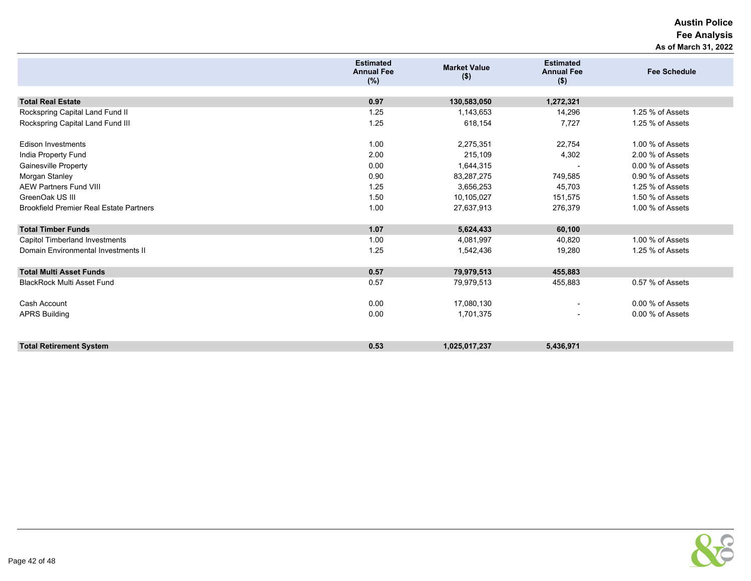# Austin Police
## Fee Analysis
### As of March 31, 2022

| | Estimated Annual Fee (%) | Market Value ($) | Estimated Annual Fee ($) | Fee Schedule |
|---|---|---|---|---|
| **Total Real Estate** | **0.97** | **130,583,050** | **1,272,321** | |
| Rockspring Capital Land Fund II | 1.25 | 1,143,653 | 14,296 | 1.25 % of Assets |
| Rockspring Capital Land Fund III | 1.25 | 618,154 | 7,727 | 1.25 % of Assets |
| Edison Investments | 1.00 | 2,275,351 | 22,754 | 1.00 % of Assets |
| India Property Fund | 2.00 | 215,109 | 4,302 | 2.00 % of Assets |
| Gainesville Property | 0.00 | 1,644,315 | - | 0.00 % of Assets |
| Morgan Stanley | 0.90 | 83,287,275 | 749,585 | 0.90 % of Assets |
| AEW Partners Fund VIII | 1.25 | 3,656,253 | 45,703 | 1.25 % of Assets |
| GreenOak US III | 1.50 | 10,105,027 | 151,575 | 1.50 % of Assets |
| Brookfield Premier Real Estate Partners | 1.00 | 27,637,913 | 276,379 | 1.00 % of Assets |
| **Total Timber Funds** | **1.07** | **5,624,433** | **60,100** | |
| Capitol Timberland Investments | 1.00 | 4,081,997 | 40,820 | 1.00 % of Assets |
| Domain Environmental Investments II | 1.25 | 1,542,436 | 19,280 | 1.25 % of Assets |
| **Total Multi Asset Funds** | **0.57** | **79,979,513** | **455,883** | |
| BlackRock Multi Asset Fund | 0.57 | 79,979,513 | 455,883 | 0.57 % of Assets |
| Cash Account | 0.00 | 17,080,130 | - | 0.00 % of Assets |
| APRS Building | 0.00 | 1,701,375 | - | 0.00 % of Assets |
| **Total Retirement System** | **0.53** | **1,025,017,237** | **5,436,971** | |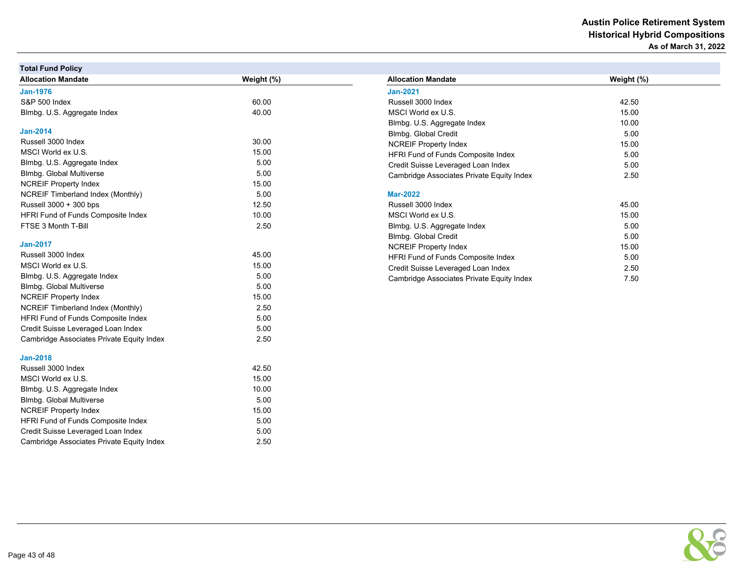# Austin Police Retirement System
## Historical Hybrid Compositions
**As of March 31, 2022**

### Total Fund Policy

| Allocation Mandate | Weight (%) |
|---|---|
| **Jan-1976** | |
| S&P 500 Index | 60.00 |
| Blmbg. U.S. Aggregate Index | 40.00 |
| **Jan-2014** | |
| Russell 3000 Index | 30.00 |
| MSCI World ex U.S. | 15.00 |
| Blmbg. U.S. Aggregate Index | 5.00 |
| Blmbg. Global Multiverse | 5.00 |
| NCREIF Property Index | 15.00 |
| NCREIF Timberland Index (Monthly) | 5.00 |
| Russell 3000 + 300 bps | 12.50 |
| HFRI Fund of Funds Composite Index | 10.00 |
| FTSE 3 Month T-Bill | 2.50 |
| **Jan-2017** | |
| Russell 3000 Index | 45.00 |
| MSCI World ex U.S. | 15.00 |
| Blmbg. U.S. Aggregate Index | 5.00 |
| Blmbg. Global Multiverse | 5.00 |
| NCREIF Property Index | 15.00 |
| NCREIF Timberland Index (Monthly) | 2.50 |
| HFRI Fund of Funds Composite Index | 5.00 |
| Credit Suisse Leveraged Loan Index | 5.00 |
| Cambridge Associates Private Equity Index | 2.50 |
| **Jan-2018** | |
| Russell 3000 Index | 42.50 |
| MSCI World ex U.S. | 15.00 |
| Blmbg. U.S. Aggregate Index | 10.00 |
| Blmbg. Global Multiverse | 5.00 |
| NCREIF Property Index | 15.00 |
| HFRI Fund of Funds Composite Index | 5.00 |
| Credit Suisse Leveraged Loan Index | 5.00 |
| Cambridge Associates Private Equity Index | 2.50 |

| Allocation Mandate | Weight (%) |
|---|---|
| **Jan-2021** | |
| Russell 3000 Index | 42.50 |
| MSCI World ex U.S. | 15.00 |
| Blmbg. U.S. Aggregate Index | 10.00 |
| Blmbg. Global Credit | 5.00 |
| NCREIF Property Index | 15.00 |
| HFRI Fund of Funds Composite Index | 5.00 |
| Credit Suisse Leveraged Loan Index | 5.00 |
| Cambridge Associates Private Equity Index | 2.50 |
| **Mar-2022** | |
| Russell 3000 Index | 45.00 |
| MSCI World ex U.S. | 15.00 |
| Blmbg. U.S. Aggregate Index | 5.00 |
| Blmbg. Global Credit | 5.00 |
| NCREIF Property Index | 15.00 |
| HFRI Fund of Funds Composite Index | 5.00 |
| Credit Suisse Leveraged Loan Index | 2.50 |
| Cambridge Associates Private Equity Index | 7.50 |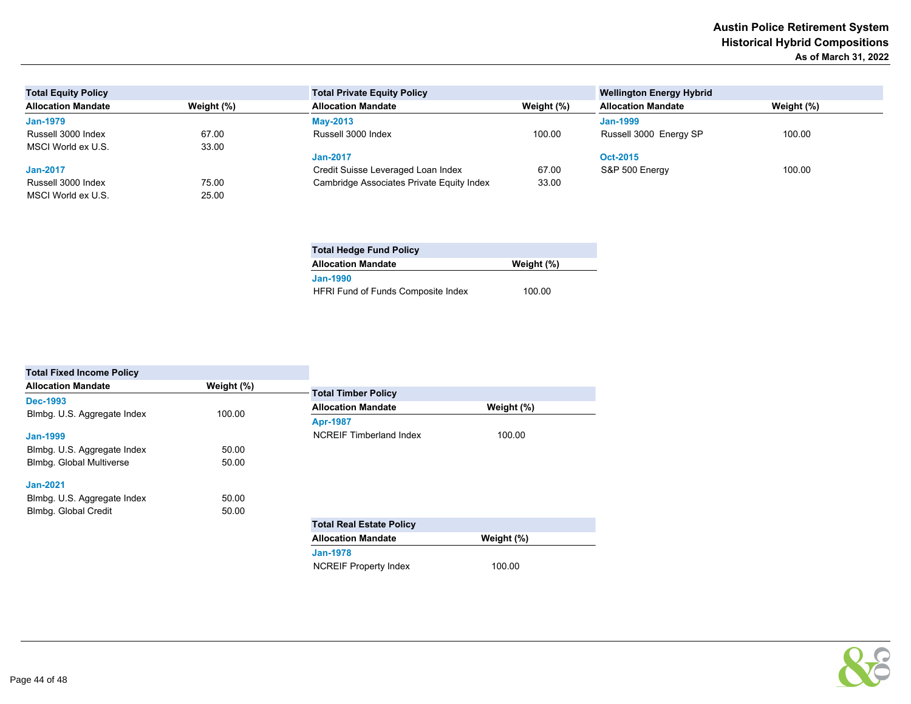# Austin Police Retirement System
## Historical Hybrid Compositions
**As of March 31, 2022**

| Total Equity Policy | |
|---|---|
| **Allocation Mandate** | **Weight (%)** |
| **Jan-1979** | |
| Russell 3000 Index | 67.00 |
| MSCI World ex U.S. | 33.00 |
| **Jan-2017** | |
| Russell 3000 Index | 75.00 |
| MSCI World ex U.S. | 25.00 |

| Total Private Equity Policy | |
|---|---|
| **Allocation Mandate** | **Weight (%)** |
| **May-2013** | |
| Russell 3000 Index | 100.00 |
| **Jan-2017** | |
| Credit Suisse Leveraged Loan Index | 67.00 |
| Cambridge Associates Private Equity Index | 33.00 |

| Wellington Energy Hybrid | |
|---|---|
| **Allocation Mandate** | **Weight (%)** |
| **Jan-1999** | |
| Russell 3000 Energy SP | 100.00 |
| **Oct-2015** | |
| S&P 500 Energy | 100.00 |

| Total Hedge Fund Policy | |
|---|---|
| **Allocation Mandate** | **Weight (%)** |
| **Jan-1990** | |
| HFRI Fund of Funds Composite Index | 100.00 |

| Total Fixed Income Policy | |
|---|---|
| **Allocation Mandate** | **Weight (%)** |
| **Dec-1993** | |
| Blmbg. U.S. Aggregate Index | 100.00 |
| **Jan-1999** | |
| Blmbg. U.S. Aggregate Index | 50.00 |
| Blmbg. Global Multiverse | 50.00 |
| **Jan-2021** | |
| Blmbg. U.S. Aggregate Index | 50.00 |
| Blmbg. Global Credit | 50.00 |

| Total Timber Policy | |
|---|---|
| **Allocation Mandate** | **Weight (%)** |
| **Apr-1987** | |
| NCREIF Timberland Index | 100.00 |

| Total Real Estate Policy | |
|---|---|
| **Allocation Mandate** | **Weight (%)** |
| **Jan-1978** | |
| NCREIF Property Index | 100.00 |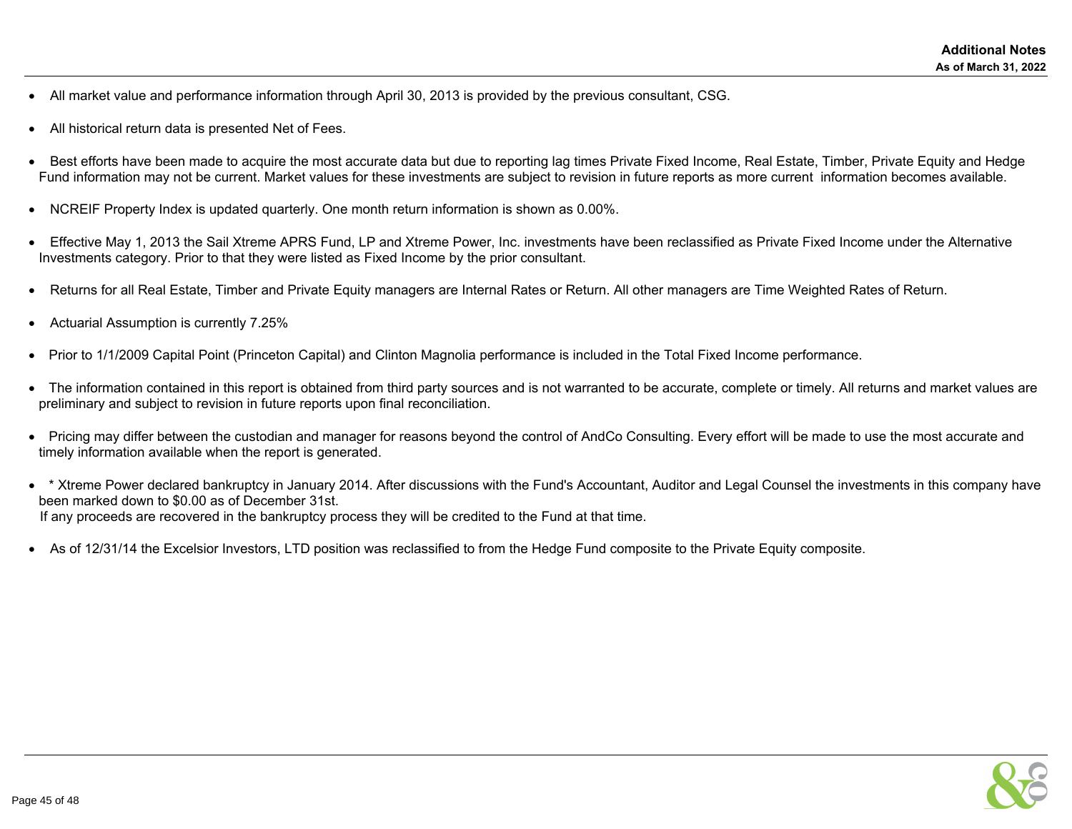## Additional Notes

**As of March 31, 2022**

- All market value and performance information through April 30, 2013 is provided by the previous consultant, CSG.
- All historical return data is presented Net of Fees.
- Best efforts have been made to acquire the most accurate data but due to reporting lag times Private Fixed Income, Real Estate, Timber, Private Equity and Hedge Fund information may not be current. Market values for these investments are subject to revision in future reports as more current information becomes available.
- NCREIF Property Index is updated quarterly. One month return information is shown as 0.00%.
- Effective May 1, 2013 the Sail Xtreme APRS Fund, LP and Xtreme Power, Inc. investments have been reclassified as Private Fixed Income under the Alternative Investments category. Prior to that they were listed as Fixed Income by the prior consultant.
- Returns for all Real Estate, Timber and Private Equity managers are Internal Rates or Return. All other managers are Time Weighted Rates of Return.
- Actuarial Assumption is currently 7.25%
- Prior to 1/1/2009 Capital Point (Princeton Capital) and Clinton Magnolia performance is included in the Total Fixed Income performance.
- The information contained in this report is obtained from third party sources and is not warranted to be accurate, complete or timely. All returns and market values are preliminary and subject to revision in future reports upon final reconciliation.
- Pricing may differ between the custodian and manager for reasons beyond the control of AndCo Consulting. Every effort will be made to use the most accurate and timely information available when the report is generated.
- * Xtreme Power declared bankruptcy in January 2014. After discussions with the Fund's Accountant, Auditor and Legal Counsel the investments in this company have been marked down to $0.00 as of December 31st.
  If any proceeds are recovered in the bankruptcy process they will be credited to the Fund at that time.
- As of 12/31/14 the Excelsior Investors, LTD position was reclassified to from the Hedge Fund composite to the Private Equity composite.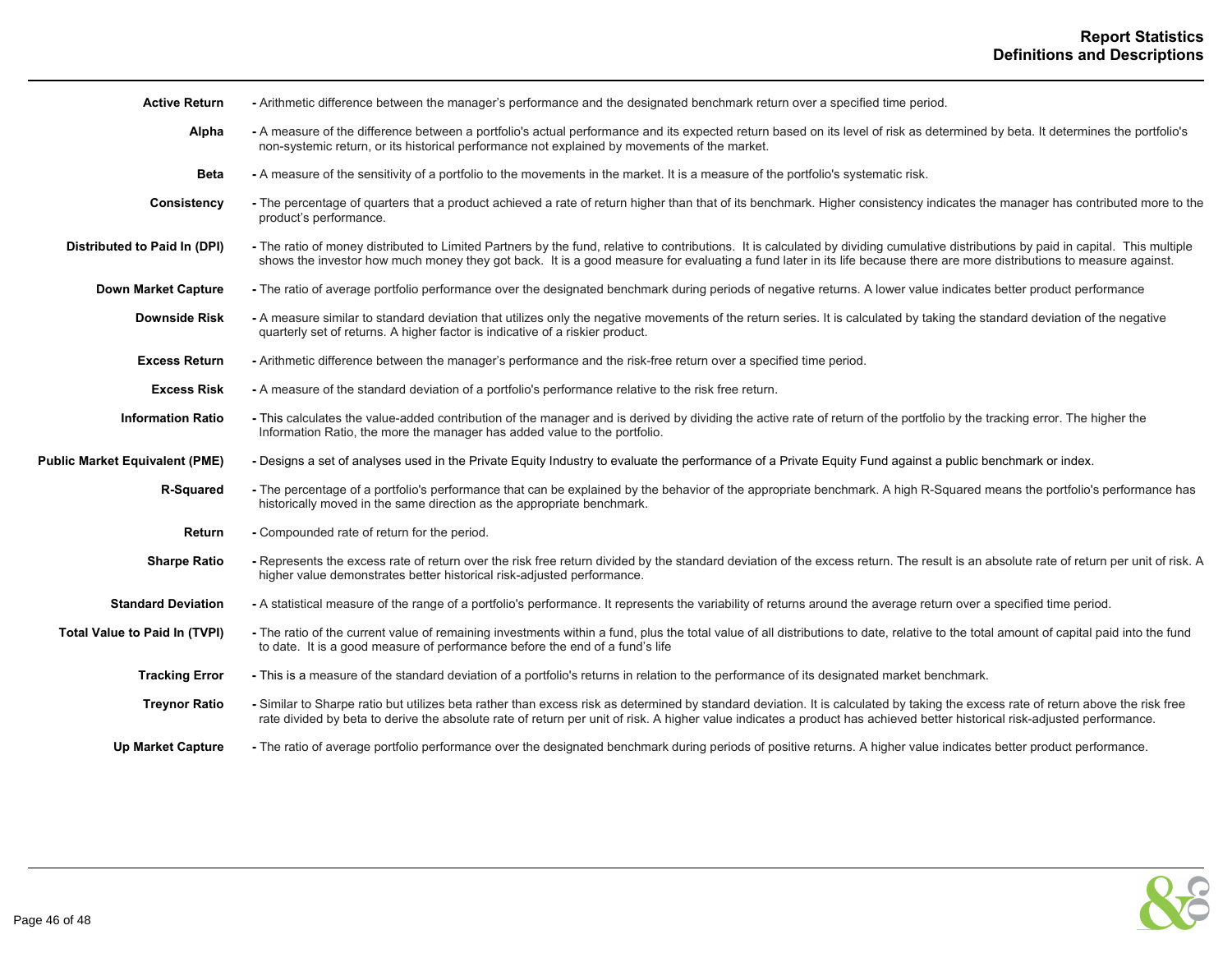# Report Statistics
## Definitions and Descriptions

**Active Return** - Arithmetic difference between the manager's performance and the designated benchmark return over a specified time period.

**Alpha** - A measure of the difference between a portfolio's actual performance and its expected return based on its level of risk as determined by beta. It determines the portfolio's non-systemic return, or its historical performance not explained by movements of the market.

**Beta** - A measure of the sensitivity of a portfolio to the movements in the market. It is a measure of the portfolio's systematic risk.

**Consistency** - The percentage of quarters that a product achieved a rate of return higher than that of its benchmark. Higher consistency indicates the manager has contributed more to the product's performance.

**Distributed to Paid In (DPI)** - The ratio of money distributed to Limited Partners by the fund, relative to contributions. It is calculated by dividing cumulative distributions by paid in capital. This multiple shows the investor how much money they got back. It is a good measure for evaluating a fund later in its life because there are more distributions to measure against.

**Down Market Capture** - The ratio of average portfolio performance over the designated benchmark during periods of negative returns. A lower value indicates better product performance

**Downside Risk** - A measure similar to standard deviation that utilizes only the negative movements of the return series. It is calculated by taking the standard deviation of the negative quarterly set of returns. A higher factor is indicative of a riskier product.

**Excess Return** - Arithmetic difference between the manager's performance and the risk-free return over a specified time period.

**Excess Risk** - A measure of the standard deviation of a portfolio's performance relative to the risk free return.

**Information Ratio** - This calculates the value-added contribution of the manager and is derived by dividing the active rate of return of the portfolio by the tracking error. The higher the Information Ratio, the more the manager has added value to the portfolio.

**Public Market Equivalent (PME)** - Designs a set of analyses used in the Private Equity Industry to evaluate the performance of a Private Equity Fund against a public benchmark or index.

**R-Squared** - The percentage of a portfolio's performance that can be explained by the behavior of the appropriate benchmark. A high R-Squared means the portfolio's performance has historically moved in the same direction as the appropriate benchmark.

**Return** - Compounded rate of return for the period.

**Sharpe Ratio** - Represents the excess rate of return over the risk free return divided by the standard deviation of the excess return. The result is an absolute rate of return per unit of risk. A higher value demonstrates better historical risk-adjusted performance.

**Standard Deviation** - A statistical measure of the range of a portfolio's performance. It represents the variability of returns around the average return over a specified time period.

**Total Value to Paid In (TVPI)** - The ratio of the current value of remaining investments within a fund, plus the total value of all distributions to date, relative to the total amount of capital paid into the fund to date. It is a good measure of performance before the end of a fund's life

**Tracking Error** - This is a measure of the standard deviation of a portfolio's returns in relation to the performance of its designated market benchmark.

**Treynor Ratio** - Similar to Sharpe ratio but utilizes beta rather than excess risk as determined by standard deviation. It is calculated by taking the excess rate of return above the risk free rate divided by beta to derive the absolute rate of return per unit of risk. A higher value indicates a product has achieved better historical risk-adjusted performance.

**Up Market Capture** - The ratio of average portfolio performance over the designated benchmark during periods of positive returns. A higher value indicates better product performance.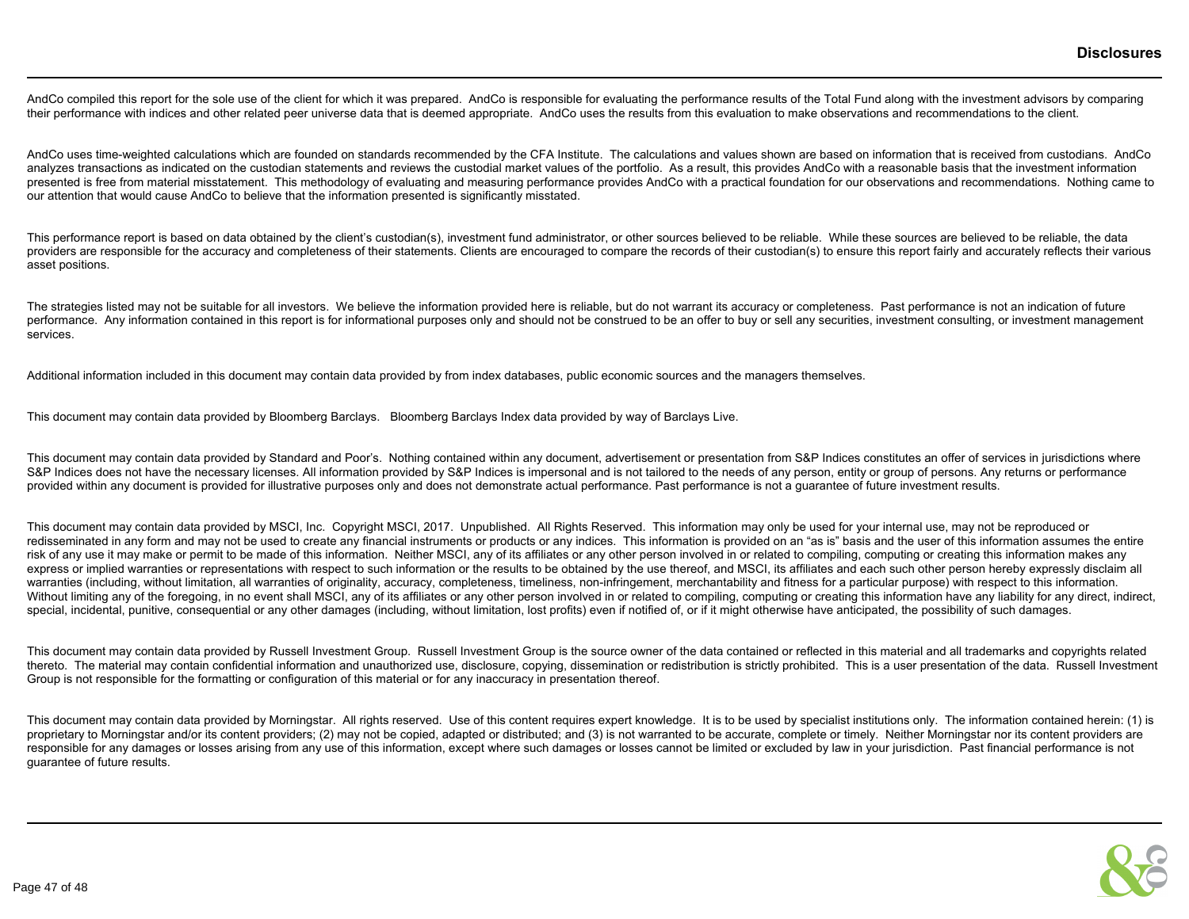# Disclosures

AndCo compiled this report for the sole use of the client for which it was prepared. AndCo is responsible for evaluating the performance results of the Total Fund along with the investment advisors by comparing their performance with indices and other related peer universe data that is deemed appropriate. AndCo uses the results from this evaluation to make observations and recommendations to the client.

AndCo uses time-weighted calculations which are founded on standards recommended by the CFA Institute. The calculations and values shown are based on information that is received from custodians. AndCo analyzes transactions as indicated on the custodian statements and reviews the custodial market values of the portfolio. As a result, this provides AndCo with a reasonable basis that the investment information presented is free from material misstatement. This methodology of evaluating and measuring performance provides AndCo with a practical foundation for our observations and recommendations. Nothing came to our attention that would cause AndCo to believe that the information presented is significantly misstated.

This performance report is based on data obtained by the client's custodian(s), investment fund administrator, or other sources believed to be reliable. While these sources are believed to be reliable, the data providers are responsible for the accuracy and completeness of their statements. Clients are encouraged to compare the records of their custodian(s) to ensure this report fairly and accurately reflects their various asset positions.

The strategies listed may not be suitable for all investors. We believe the information provided here is reliable, but do not warrant its accuracy or completeness. Past performance is not an indication of future performance. Any information contained in this report is for informational purposes only and should not be construed to be an offer to buy or sell any securities, investment consulting, or investment management services.

Additional information included in this document may contain data provided by from index databases, public economic sources and the managers themselves.

This document may contain data provided by Bloomberg Barclays. Bloomberg Barclays Index data provided by way of Barclays Live.

This document may contain data provided by Standard and Poor's. Nothing contained within any document, advertisement or presentation from S&P Indices constitutes an offer of services in jurisdictions where S&P Indices does not have the necessary licenses. All information provided by S&P Indices is impersonal and is not tailored to the needs of any person, entity or group of persons. Any returns or performance provided within any document is provided for illustrative purposes only and does not demonstrate actual performance. Past performance is not a guarantee of future investment results.

This document may contain data provided by MSCI, Inc. Copyright MSCI, 2017. Unpublished. All Rights Reserved. This information may only be used for your internal use, may not be reproduced or redisseminated in any form and may not be used to create any financial instruments or products or any indices. This information is provided on an "as is" basis and the user of this information assumes the entire risk of any use it may make or permit to be made of this information. Neither MSCI, any of its affiliates or any other person involved in or related to compiling, computing or creating this information makes any express or implied warranties or representations with respect to such information or the results to be obtained by the use thereof, and MSCI, its affiliates and each such other person hereby expressly disclaim all warranties (including, without limitation, all warranties of originality, accuracy, completeness, timeliness, non-infringement, merchantability and fitness for a particular purpose) with respect to this information. Without limiting any of the foregoing, in no event shall MSCI, any of its affiliates or any other person involved in or related to compiling, computing or creating this information have any liability for any direct, indirect, special, incidental, punitive, consequential or any other damages (including, without limitation, lost profits) even if notified of, or if it might otherwise have anticipated, the possibility of such damages.

This document may contain data provided by Russell Investment Group. Russell Investment Group is the source owner of the data contained or reflected in this material and all trademarks and copyrights related thereto. The material may contain confidential information and unauthorized use, disclosure, copying, dissemination or redistribution is strictly prohibited. This is a user presentation of the data. Russell Investment Group is not responsible for the formatting or configuration of this material or for any inaccuracy in presentation thereof.

This document may contain data provided by Morningstar. All rights reserved. Use of this content requires expert knowledge. It is to be used by specialist institutions only. The information contained herein: (1) is proprietary to Morningstar and/or its content providers; (2) may not be copied, adapted or distributed; and (3) is not warranted to be accurate, complete or timely. Neither Morningstar nor its content providers are responsible for any damages or losses arising from any use of this information, except where such damages or losses cannot be limited or excluded by law in your jurisdiction. Past financial performance is not guarantee of future results.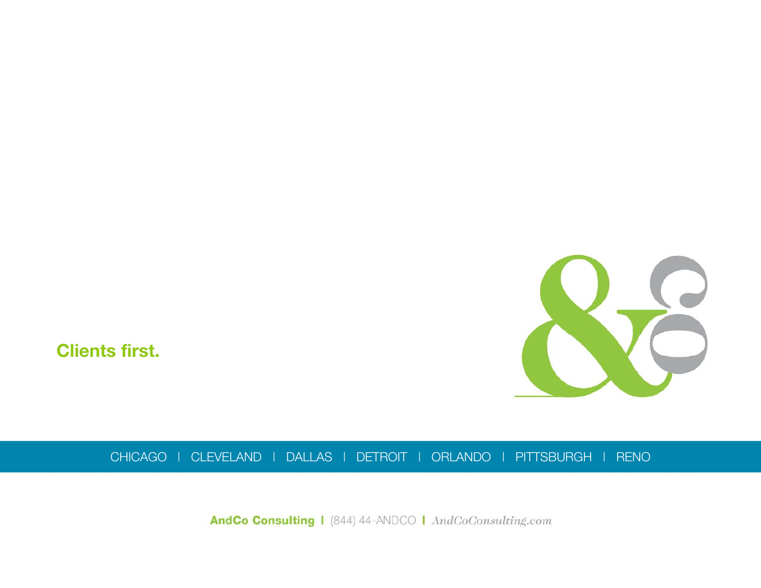**Clients first.**

CHICAGO | CLEVELAND | DALLAS | DETROIT | ORLANDO | PITTSBURGH | RENO

**AndCo Consulting** | (844) 44-ANDCO | *AndCoConsulting.com*